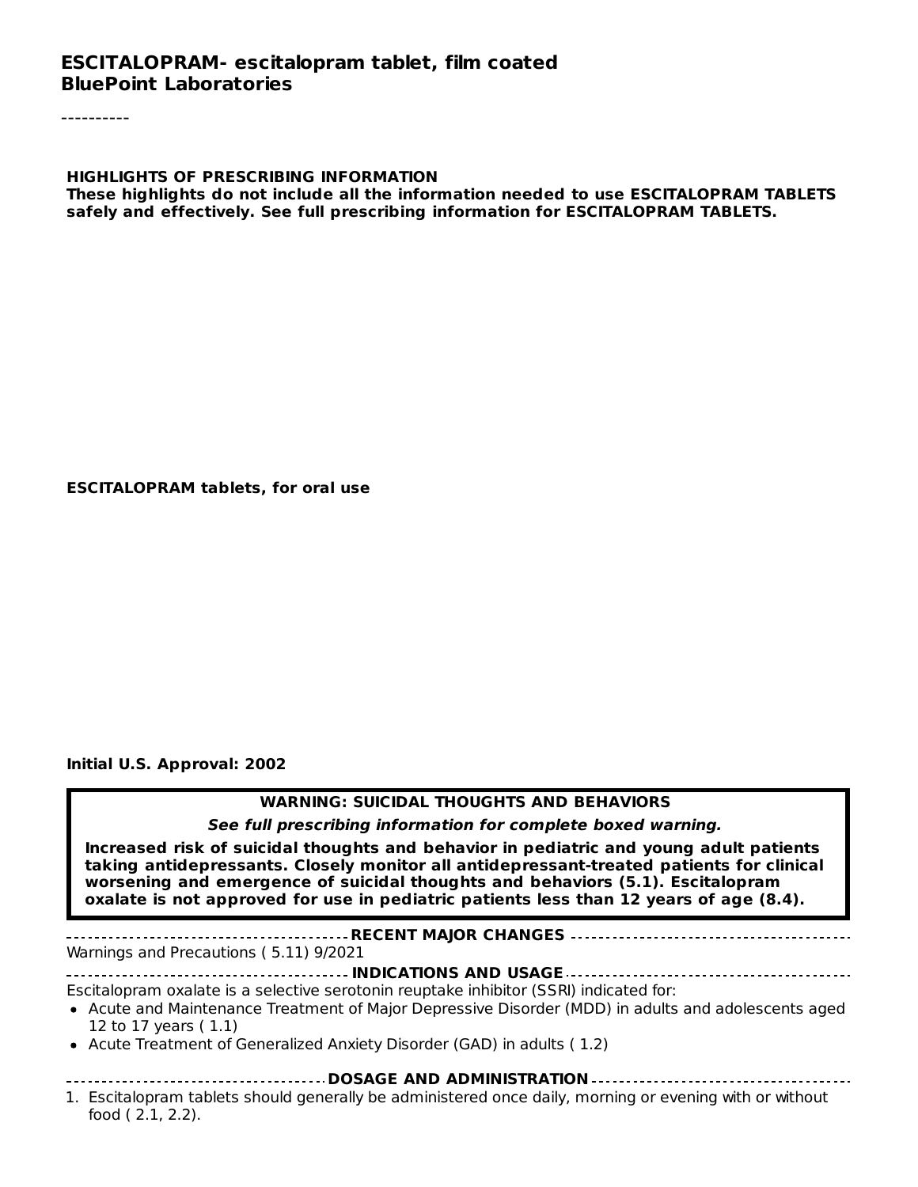# ESCITALOPRAM- escitalopram tablet, film coated
## BluePoint Laboratories

----------

**HIGHLIGHTS OF PRESCRIBING INFORMATION**
**These highlights do not include all the information needed to use ESCITALOPRAM TABLETS safely and effectively. See full prescribing information for ESCITALOPRAM TABLETS.**

**ESCITALOPRAM tablets, for oral use**

**Initial U.S. Approval: 2002**

> **WARNING: SUICIDAL THOUGHTS AND BEHAVIORS**
>
> ***See full prescribing information for complete boxed warning.***
>
> **Increased risk of suicidal thoughts and behavior in pediatric and young adult patients taking antidepressants. Closely monitor all antidepressant-treated patients for clinical worsening and emergence of suicidal thoughts and behaviors (5.1). Escitalopram oxalate is not approved for use in pediatric patients less than 12 years of age (8.4).**

**RECENT MAJOR CHANGES**

Warnings and Precautions ( 5.11) 9/2021

**INDICATIONS AND USAGE**

Escitalopram oxalate is a selective serotonin reuptake inhibitor (SSRI) indicated for:

- Acute and Maintenance Treatment of Major Depressive Disorder (MDD) in adults and adolescents aged 12 to 17 years ( 1.1)
- Acute Treatment of Generalized Anxiety Disorder (GAD) in adults ( 1.2)

**DOSAGE AND ADMINISTRATION**

1. Escitalopram tablets should generally be administered once daily, morning or evening with or without food ( 2.1, 2.2).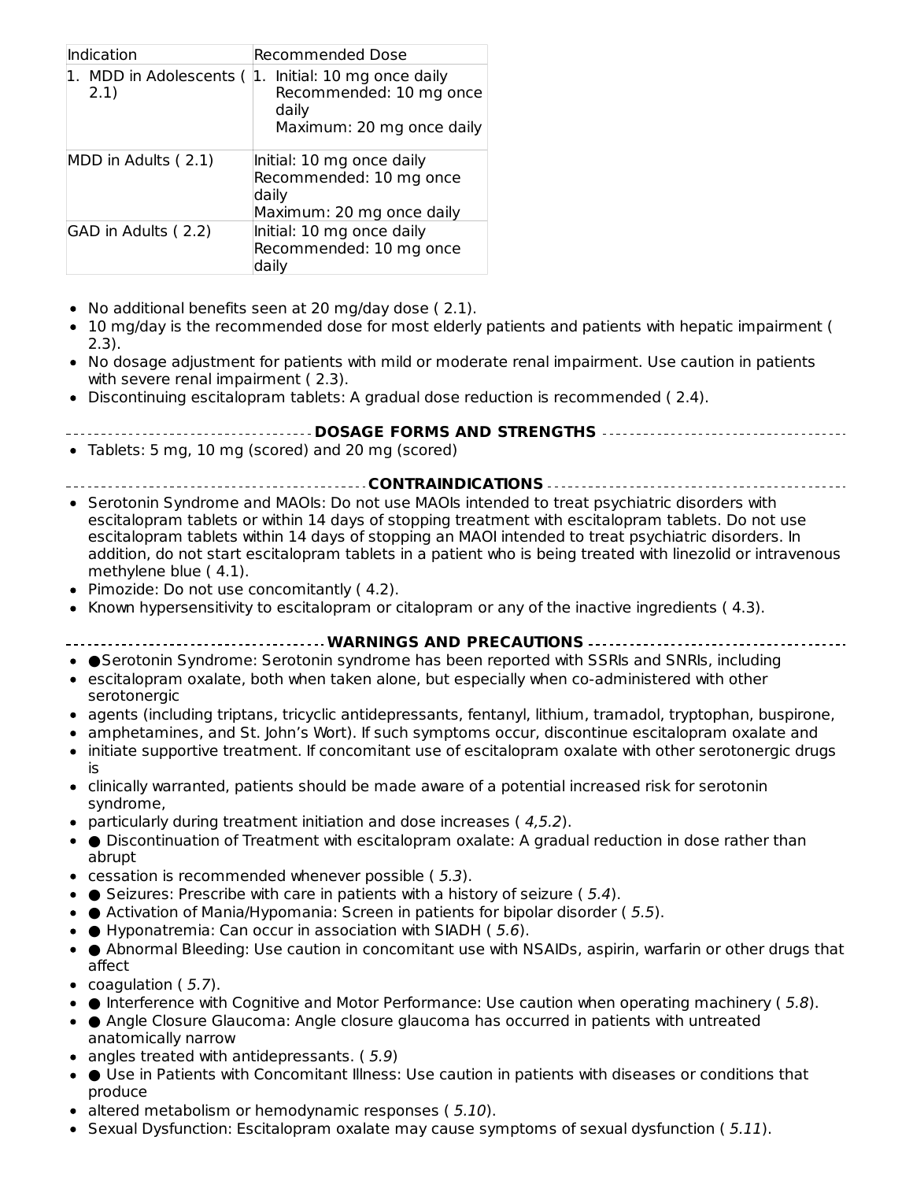| Indication | Recommended Dose |
|---|---|
| 1. MDD in Adolescents ( 2.1) | 1. Initial: 10 mg once daily<br>Recommended: 10 mg once daily<br>Maximum: 20 mg once daily |
| MDD in Adults ( 2.1) | Initial: 10 mg once daily<br>Recommended: 10 mg once daily<br>Maximum: 20 mg once daily |
| GAD in Adults ( 2.2) | Initial: 10 mg once daily<br>Recommended: 10 mg once daily |

- No additional benefits seen at 20 mg/day dose ( 2.1).
- 10 mg/day is the recommended dose for most elderly patients and patients with hepatic impairment ( 2.3).
- No dosage adjustment for patients with mild or moderate renal impairment. Use caution in patients with severe renal impairment ( 2.3).
- Discontinuing escitalopram tablets: A gradual dose reduction is recommended ( 2.4).

## DOSAGE FORMS AND STRENGTHS

- Tablets: 5 mg, 10 mg (scored) and 20 mg (scored)

## CONTRAINDICATIONS

- Serotonin Syndrome and MAOIs: Do not use MAOIs intended to treat psychiatric disorders with escitalopram tablets or within 14 days of stopping treatment with escitalopram tablets. Do not use escitalopram tablets within 14 days of stopping an MAOI intended to treat psychiatric disorders. In addition, do not start escitalopram tablets in a patient who is being treated with linezolid or intravenous methylene blue ( 4.1).
- Pimozide: Do not use concomitantly ( 4.2).
- Known hypersensitivity to escitalopram or citalopram or any of the inactive ingredients ( 4.3).

## WARNINGS AND PRECAUTIONS

- ●Serotonin Syndrome: Serotonin syndrome has been reported with SSRIs and SNRIs, including
- escitalopram oxalate, both when taken alone, but especially when co-administered with other serotonergic
- agents (including triptans, tricyclic antidepressants, fentanyl, lithium, tramadol, tryptophan, buspirone,
- amphetamines, and St. John's Wort). If such symptoms occur, discontinue escitalopram oxalate and
- initiate supportive treatment. If concomitant use of escitalopram oxalate with other serotonergic drugs is
- clinically warranted, patients should be made aware of a potential increased risk for serotonin syndrome,
- particularly during treatment initiation and dose increases ( *4,5.2*).
- ● Discontinuation of Treatment with escitalopram oxalate: A gradual reduction in dose rather than abrupt
- cessation is recommended whenever possible ( *5.3*).
- ● Seizures: Prescribe with care in patients with a history of seizure ( *5.4*).
- ● Activation of Mania/Hypomania: Screen in patients for bipolar disorder ( *5.5*).
- ● Hyponatremia: Can occur in association with SIADH ( *5.6*).
- ● Abnormal Bleeding: Use caution in concomitant use with NSAIDs, aspirin, warfarin or other drugs that affect
- coagulation ( *5.7*).
- ● Interference with Cognitive and Motor Performance: Use caution when operating machinery ( *5.8*).
- ● Angle Closure Glaucoma: Angle closure glaucoma has occurred in patients with untreated anatomically narrow
- angles treated with antidepressants. ( *5.9*)
- ● Use in Patients with Concomitant Illness: Use caution in patients with diseases or conditions that produce
- altered metabolism or hemodynamic responses ( *5.10*).
- Sexual Dysfunction: Escitalopram oxalate may cause symptoms of sexual dysfunction ( *5.11*).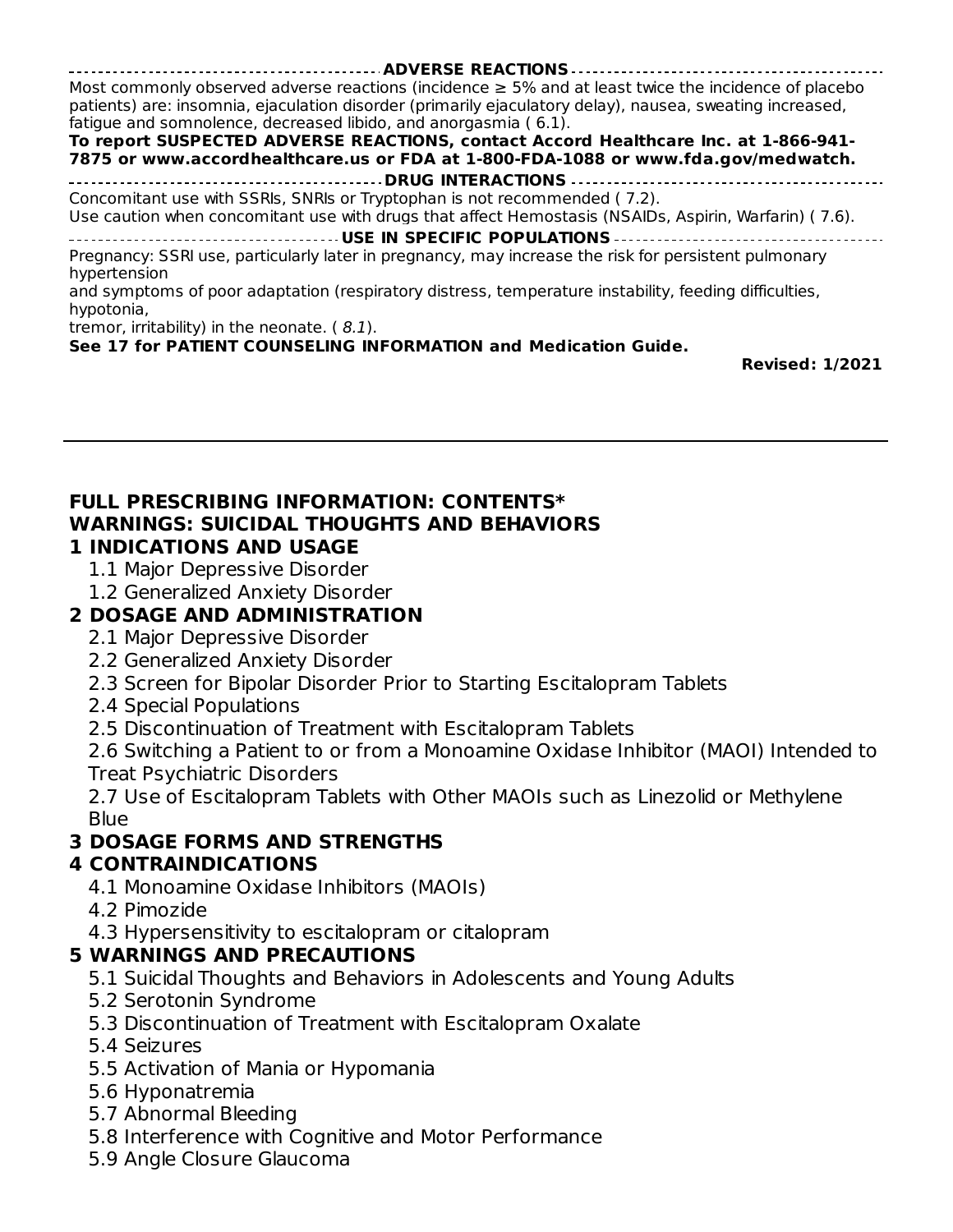## ADVERSE REACTIONS

Most commonly observed adverse reactions (incidence ≥ 5% and at least twice the incidence of placebo patients) are: insomnia, ejaculation disorder (primarily ejaculatory delay), nausea, sweating increased, fatigue and somnolence, decreased libido, and anorgasmia ( 6.1).

**To report SUSPECTED ADVERSE REACTIONS, contact Accord Healthcare Inc. at 1-866-941-7875 or www.accordhealthcare.us or FDA at 1-800-FDA-1088 or www.fda.gov/medwatch.**

## DRUG INTERACTIONS

Concomitant use with SSRIs, SNRIs or Tryptophan is not recommended ( 7.2).

Use caution when concomitant use with drugs that affect Hemostasis (NSAIDs, Aspirin, Warfarin) ( 7.6).

## USE IN SPECIFIC POPULATIONS

Pregnancy: SSRI use, particularly later in pregnancy, may increase the risk for persistent pulmonary hypertension
and symptoms of poor adaptation (respiratory distress, temperature instability, feeding difficulties, hypotonia,
tremor, irritability) in the neonate. ( *8.1*).

**See 17 for PATIENT COUNSELING INFORMATION and Medication Guide.**

**Revised: 1/2021**

---

# FULL PRESCRIBING INFORMATION: CONTENTS*

**WARNINGS: SUICIDAL THOUGHTS AND BEHAVIORS**

**1 INDICATIONS AND USAGE**
- 1.1 Major Depressive Disorder
- 1.2 Generalized Anxiety Disorder

**2 DOSAGE AND ADMINISTRATION**
- 2.1 Major Depressive Disorder
- 2.2 Generalized Anxiety Disorder
- 2.3 Screen for Bipolar Disorder Prior to Starting Escitalopram Tablets
- 2.4 Special Populations
- 2.5 Discontinuation of Treatment with Escitalopram Tablets
- 2.6 Switching a Patient to or from a Monoamine Oxidase Inhibitor (MAOI) Intended to Treat Psychiatric Disorders
- 2.7 Use of Escitalopram Tablets with Other MAOIs such as Linezolid or Methylene Blue

**3 DOSAGE FORMS AND STRENGTHS**

**4 CONTRAINDICATIONS**
- 4.1 Monoamine Oxidase Inhibitors (MAOIs)
- 4.2 Pimozide
- 4.3 Hypersensitivity to escitalopram or citalopram

**5 WARNINGS AND PRECAUTIONS**
- 5.1 Suicidal Thoughts and Behaviors in Adolescents and Young Adults
- 5.2 Serotonin Syndrome
- 5.3 Discontinuation of Treatment with Escitalopram Oxalate
- 5.4 Seizures
- 5.5 Activation of Mania or Hypomania
- 5.6 Hyponatremia
- 5.7 Abnormal Bleeding
- 5.8 Interference with Cognitive and Motor Performance
- 5.9 Angle Closure Glaucoma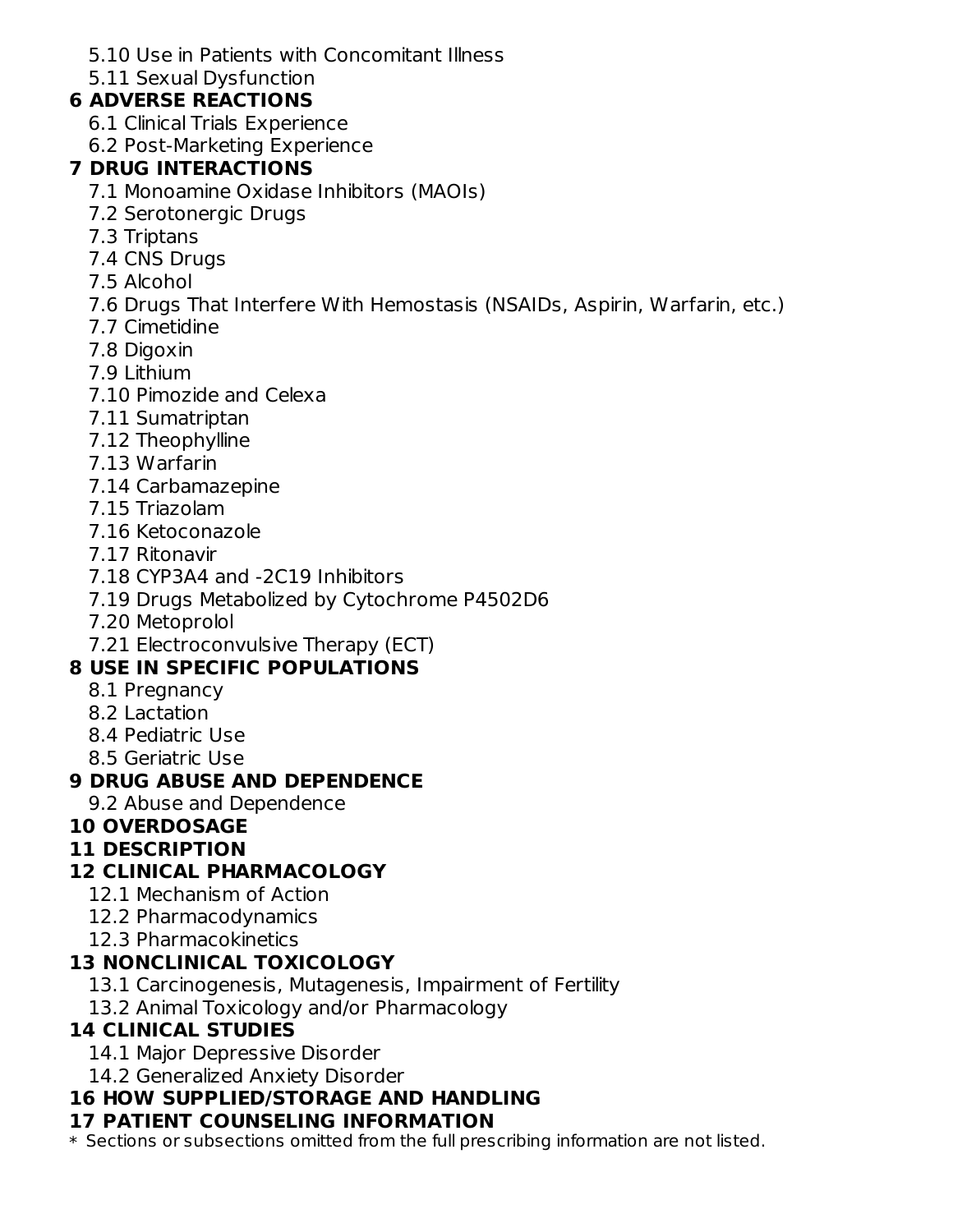5.10 Use in Patients with Concomitant Illness
5.11 Sexual Dysfunction

**6 ADVERSE REACTIONS**

6.1 Clinical Trials Experience
6.2 Post-Marketing Experience

**7 DRUG INTERACTIONS**

7.1 Monoamine Oxidase Inhibitors (MAOIs)
7.2 Serotonergic Drugs
7.3 Triptans
7.4 CNS Drugs
7.5 Alcohol
7.6 Drugs That Interfere With Hemostasis (NSAIDs, Aspirin, Warfarin, etc.)
7.7 Cimetidine
7.8 Digoxin
7.9 Lithium
7.10 Pimozide and Celexa
7.11 Sumatriptan
7.12 Theophylline
7.13 Warfarin
7.14 Carbamazepine
7.15 Triazolam
7.16 Ketoconazole
7.17 Ritonavir
7.18 CYP3A4 and -2C19 Inhibitors
7.19 Drugs Metabolized by Cytochrome P4502D6
7.20 Metoprolol
7.21 Electroconvulsive Therapy (ECT)

**8 USE IN SPECIFIC POPULATIONS**

8.1 Pregnancy
8.2 Lactation
8.4 Pediatric Use
8.5 Geriatric Use

**9 DRUG ABUSE AND DEPENDENCE**

9.2 Abuse and Dependence

**10 OVERDOSAGE**

**11 DESCRIPTION**

**12 CLINICAL PHARMACOLOGY**

12.1 Mechanism of Action
12.2 Pharmacodynamics
12.3 Pharmacokinetics

**13 NONCLINICAL TOXICOLOGY**

13.1 Carcinogenesis, Mutagenesis, Impairment of Fertility
13.2 Animal Toxicology and/or Pharmacology

**14 CLINICAL STUDIES**

14.1 Major Depressive Disorder
14.2 Generalized Anxiety Disorder

**16 HOW SUPPLIED/STORAGE AND HANDLING**

**17 PATIENT COUNSELING INFORMATION**

* Sections or subsections omitted from the full prescribing information are not listed.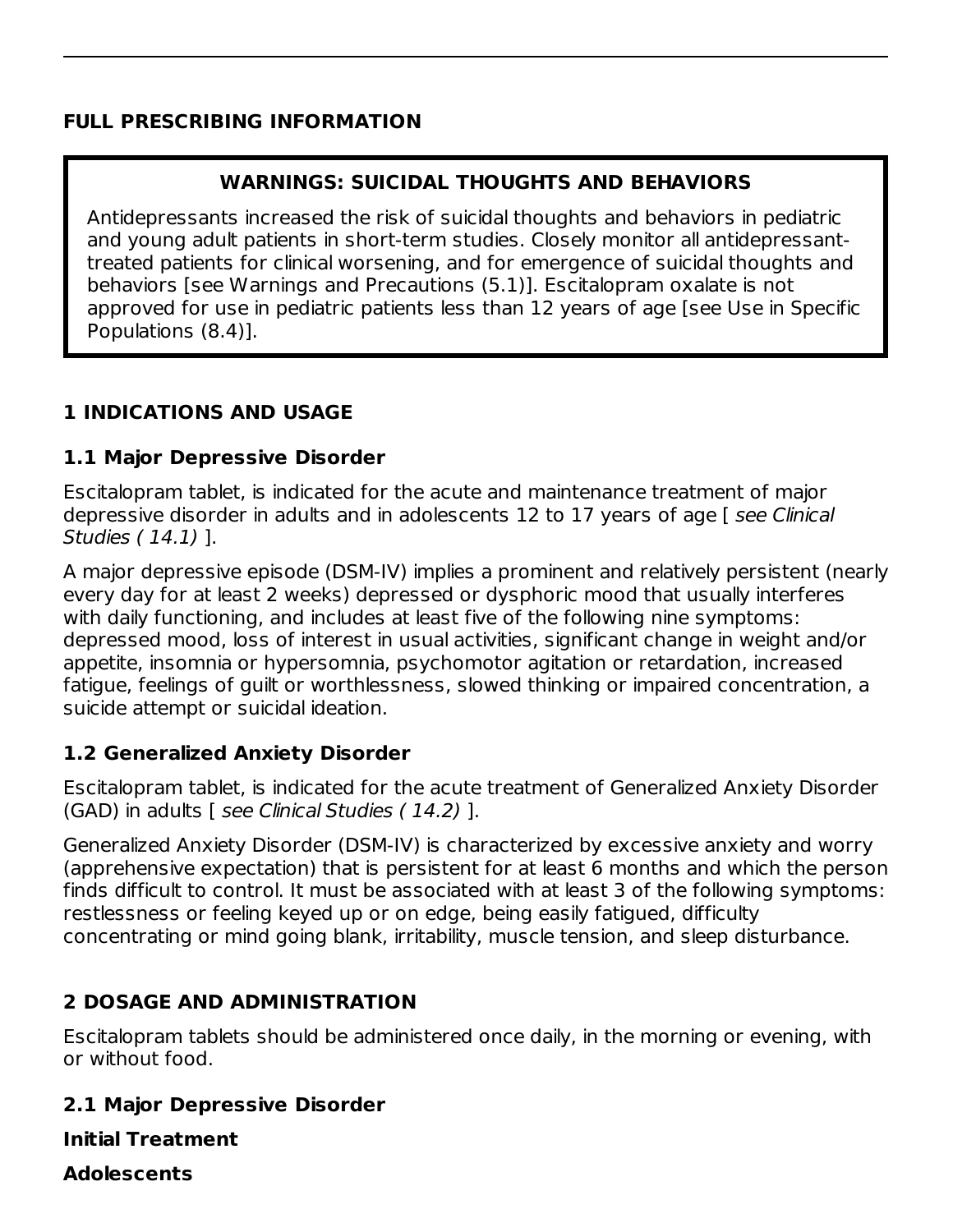# FULL PRESCRIBING INFORMATION

> **WARNINGS: SUICIDAL THOUGHTS AND BEHAVIORS**
>
> Antidepressants increased the risk of suicidal thoughts and behaviors in pediatric and young adult patients in short-term studies. Closely monitor all antidepressant-treated patients for clinical worsening, and for emergence of suicidal thoughts and behaviors [see Warnings and Precautions (5.1)]. Escitalopram oxalate is not approved for use in pediatric patients less than 12 years of age [see Use in Specific Populations (8.4)].

## 1 INDICATIONS AND USAGE

### 1.1 Major Depressive Disorder

Escitalopram tablet, is indicated for the acute and maintenance treatment of major depressive disorder in adults and in adolescents 12 to 17 years of age [ *see Clinical Studies ( 14.1)* ].

A major depressive episode (DSM-IV) implies a prominent and relatively persistent (nearly every day for at least 2 weeks) depressed or dysphoric mood that usually interferes with daily functioning, and includes at least five of the following nine symptoms: depressed mood, loss of interest in usual activities, significant change in weight and/or appetite, insomnia or hypersomnia, psychomotor agitation or retardation, increased fatigue, feelings of guilt or worthlessness, slowed thinking or impaired concentration, a suicide attempt or suicidal ideation.

### 1.2 Generalized Anxiety Disorder

Escitalopram tablet, is indicated for the acute treatment of Generalized Anxiety Disorder (GAD) in adults [ *see Clinical Studies ( 14.2)* ].

Generalized Anxiety Disorder (DSM-IV) is characterized by excessive anxiety and worry (apprehensive expectation) that is persistent for at least 6 months and which the person finds difficult to control. It must be associated with at least 3 of the following symptoms: restlessness or feeling keyed up or on edge, being easily fatigued, difficulty concentrating or mind going blank, irritability, muscle tension, and sleep disturbance.

## 2 DOSAGE AND ADMINISTRATION

Escitalopram tablets should be administered once daily, in the morning or evening, with or without food.

### 2.1 Major Depressive Disorder

**Initial Treatment**

**Adolescents**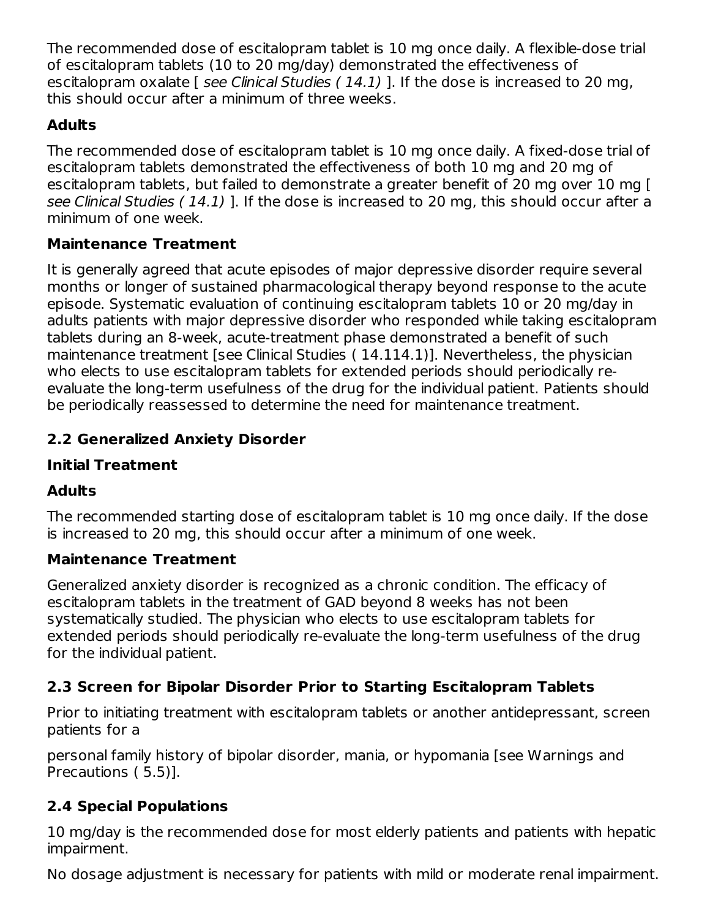The recommended dose of escitalopram tablet is 10 mg once daily. A flexible-dose trial of escitalopram tablets (10 to 20 mg/day) demonstrated the effectiveness of escitalopram oxalate [ *see Clinical Studies ( 14.1)* ]. If the dose is increased to 20 mg, this should occur after a minimum of three weeks.

**Adults**

The recommended dose of escitalopram tablet is 10 mg once daily. A fixed-dose trial of escitalopram tablets demonstrated the effectiveness of both 10 mg and 20 mg of escitalopram tablets, but failed to demonstrate a greater benefit of 20 mg over 10 mg [ *see Clinical Studies ( 14.1)* ]. If the dose is increased to 20 mg, this should occur after a minimum of one week.

**Maintenance Treatment**

It is generally agreed that acute episodes of major depressive disorder require several months or longer of sustained pharmacological therapy beyond response to the acute episode. Systematic evaluation of continuing escitalopram tablets 10 or 20 mg/day in adults patients with major depressive disorder who responded while taking escitalopram tablets during an 8-week, acute-treatment phase demonstrated a benefit of such maintenance treatment [see Clinical Studies ( 14.114.1)]. Nevertheless, the physician who elects to use escitalopram tablets for extended periods should periodically re-evaluate the long-term usefulness of the drug for the individual patient. Patients should be periodically reassessed to determine the need for maintenance treatment.

## 2.2 Generalized Anxiety Disorder

**Initial Treatment**

**Adults**

The recommended starting dose of escitalopram tablet is 10 mg once daily. If the dose is increased to 20 mg, this should occur after a minimum of one week.

**Maintenance Treatment**

Generalized anxiety disorder is recognized as a chronic condition. The efficacy of escitalopram tablets in the treatment of GAD beyond 8 weeks has not been systematically studied. The physician who elects to use escitalopram tablets for extended periods should periodically re-evaluate the long-term usefulness of the drug for the individual patient.

## 2.3 Screen for Bipolar Disorder Prior to Starting Escitalopram Tablets

Prior to initiating treatment with escitalopram tablets or another antidepressant, screen patients for a

personal family history of bipolar disorder, mania, or hypomania [see Warnings and Precautions ( 5.5)].

## 2.4 Special Populations

10 mg/day is the recommended dose for most elderly patients and patients with hepatic impairment.

No dosage adjustment is necessary for patients with mild or moderate renal impairment.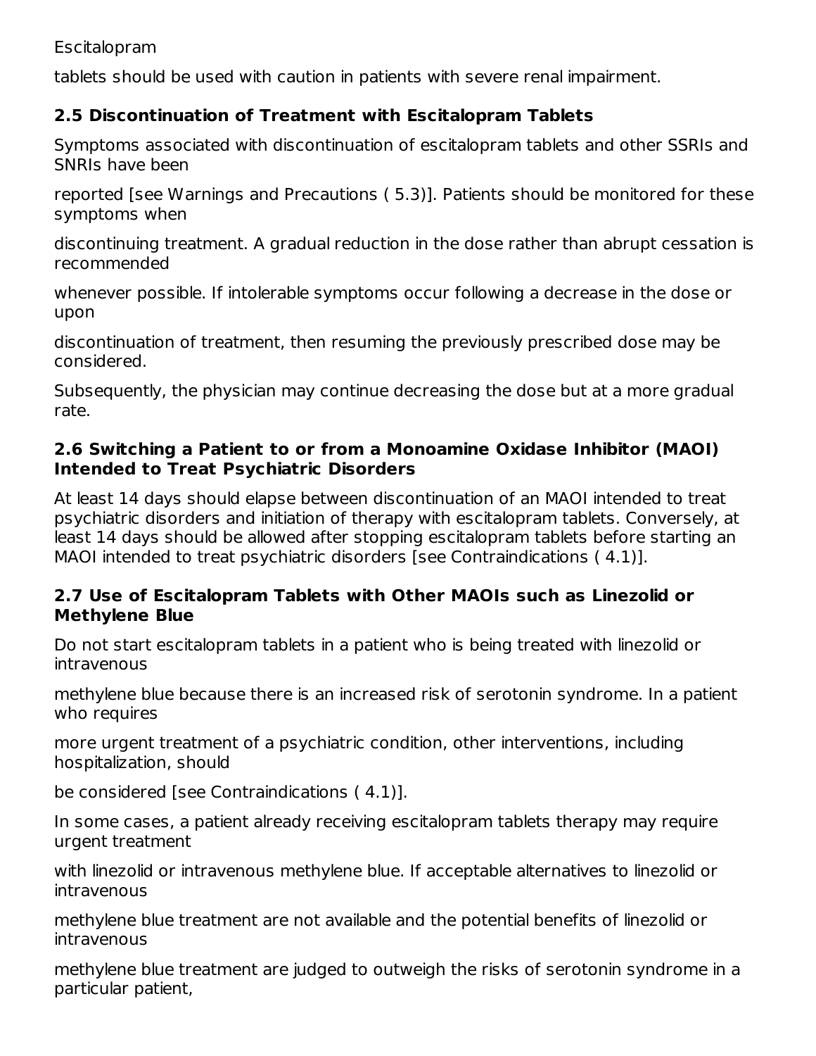Escitalopram tablets should be used with caution in patients with severe renal impairment.

### 2.5 Discontinuation of Treatment with Escitalopram Tablets

Symptoms associated with discontinuation of escitalopram tablets and other SSRIs and SNRIs have been reported [see Warnings and Precautions ( 5.3)]. Patients should be monitored for these symptoms when discontinuing treatment. A gradual reduction in the dose rather than abrupt cessation is recommended whenever possible. If intolerable symptoms occur following a decrease in the dose or upon discontinuation of treatment, then resuming the previously prescribed dose may be considered.

Subsequently, the physician may continue decreasing the dose but at a more gradual rate.

### 2.6 Switching a Patient to or from a Monoamine Oxidase Inhibitor (MAOI) Intended to Treat Psychiatric Disorders

At least 14 days should elapse between discontinuation of an MAOI intended to treat psychiatric disorders and initiation of therapy with escitalopram tablets. Conversely, at least 14 days should be allowed after stopping escitalopram tablets before starting an MAOI intended to treat psychiatric disorders [see Contraindications ( 4.1)].

### 2.7 Use of Escitalopram Tablets with Other MAOIs such as Linezolid or Methylene Blue

Do not start escitalopram tablets in a patient who is being treated with linezolid or intravenous methylene blue because there is an increased risk of serotonin syndrome. In a patient who requires more urgent treatment of a psychiatric condition, other interventions, including hospitalization, should be considered [see Contraindications ( 4.1)].

In some cases, a patient already receiving escitalopram tablets therapy may require urgent treatment with linezolid or intravenous methylene blue. If acceptable alternatives to linezolid or intravenous methylene blue treatment are not available and the potential benefits of linezolid or intravenous methylene blue treatment are judged to outweigh the risks of serotonin syndrome in a particular patient,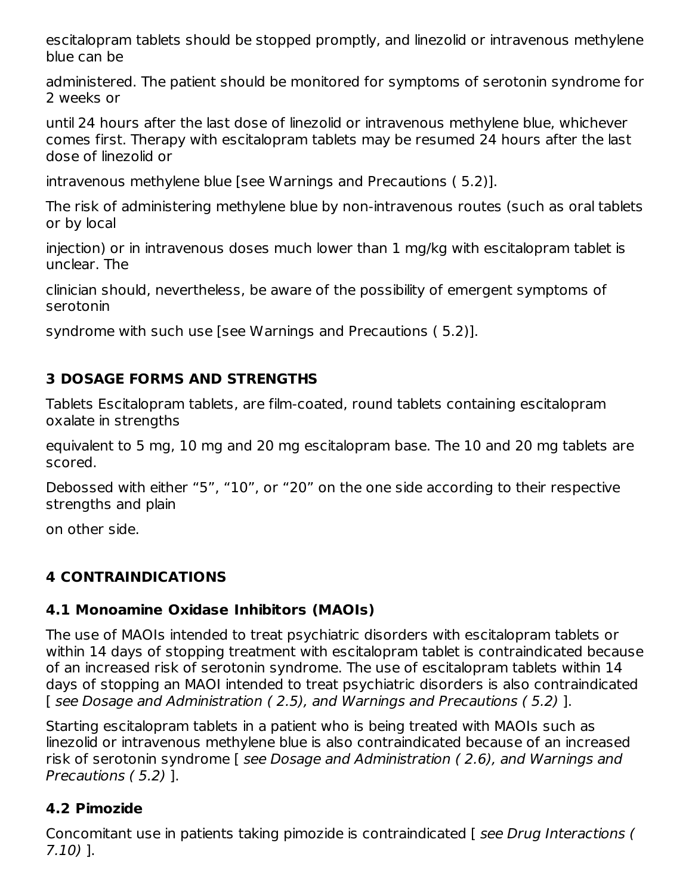escitalopram tablets should be stopped promptly, and linezolid or intravenous methylene blue can be

administered. The patient should be monitored for symptoms of serotonin syndrome for 2 weeks or

until 24 hours after the last dose of linezolid or intravenous methylene blue, whichever comes first. Therapy with escitalopram tablets may be resumed 24 hours after the last dose of linezolid or

intravenous methylene blue [see Warnings and Precautions ( 5.2)].

The risk of administering methylene blue by non-intravenous routes (such as oral tablets or by local

injection) or in intravenous doses much lower than 1 mg/kg with escitalopram tablet is unclear. The

clinician should, nevertheless, be aware of the possibility of emergent symptoms of serotonin

syndrome with such use [see Warnings and Precautions ( 5.2)].

## 3 DOSAGE FORMS AND STRENGTHS

Tablets Escitalopram tablets, are film-coated, round tablets containing escitalopram oxalate in strengths

equivalent to 5 mg, 10 mg and 20 mg escitalopram base. The 10 and 20 mg tablets are scored.

Debossed with either “5”, “10”, or “20” on the one side according to their respective strengths and plain

on other side.

## 4 CONTRAINDICATIONS

### 4.1 Monoamine Oxidase Inhibitors (MAOIs)

The use of MAOIs intended to treat psychiatric disorders with escitalopram tablets or within 14 days of stopping treatment with escitalopram tablet is contraindicated because of an increased risk of serotonin syndrome. The use of escitalopram tablets within 14 days of stopping an MAOI intended to treat psychiatric disorders is also contraindicated [ *see Dosage and Administration ( 2.5), and Warnings and Precautions ( 5.2)* ].

Starting escitalopram tablets in a patient who is being treated with MAOIs such as linezolid or intravenous methylene blue is also contraindicated because of an increased risk of serotonin syndrome [ *see Dosage and Administration ( 2.6), and Warnings and Precautions ( 5.2)* ].

### 4.2 Pimozide

Concomitant use in patients taking pimozide is contraindicated [ *see Drug Interactions ( 7.10)* ].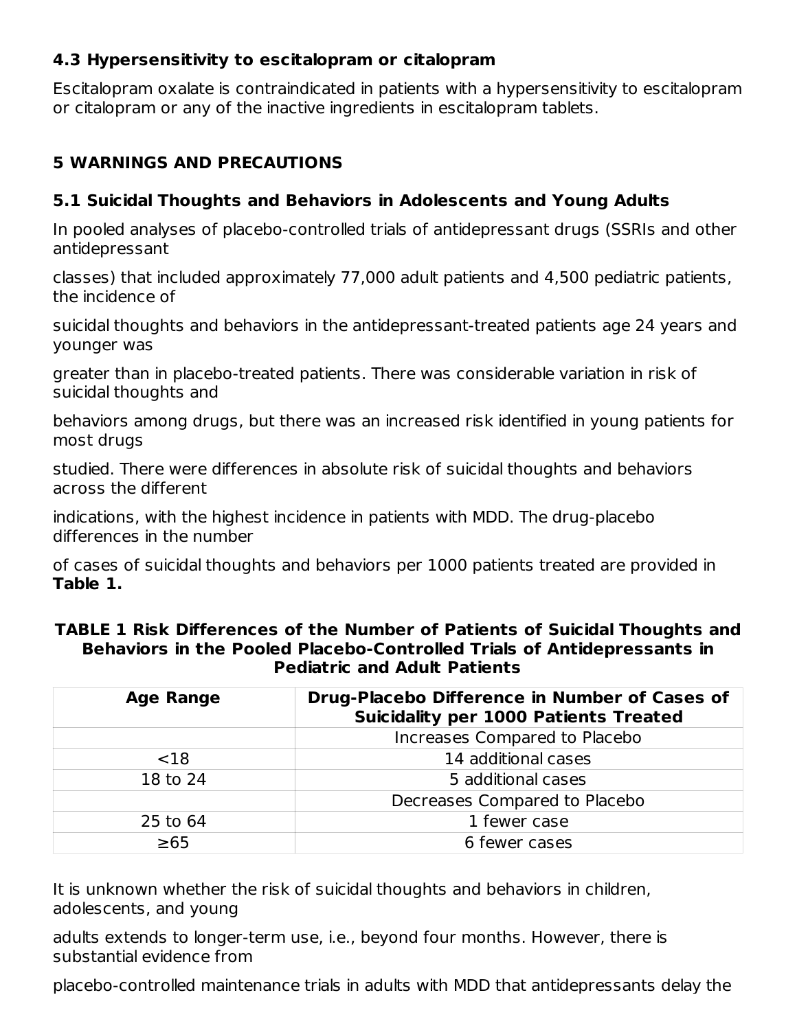### 4.3 Hypersensitivity to escitalopram or citalopram

Escitalopram oxalate is contraindicated in patients with a hypersensitivity to escitalopram or citalopram or any of the inactive ingredients in escitalopram tablets.

## 5 WARNINGS AND PRECAUTIONS

### 5.1 Suicidal Thoughts and Behaviors in Adolescents and Young Adults

In pooled analyses of placebo-controlled trials of antidepressant drugs (SSRIs and other antidepressant classes) that included approximately 77,000 adult patients and 4,500 pediatric patients, the incidence of suicidal thoughts and behaviors in the antidepressant-treated patients age 24 years and younger was greater than in placebo-treated patients. There was considerable variation in risk of suicidal thoughts and behaviors among drugs, but there was an increased risk identified in young patients for most drugs studied. There were differences in absolute risk of suicidal thoughts and behaviors across the different indications, with the highest incidence in patients with MDD. The drug-placebo differences in the number of cases of suicidal thoughts and behaviors per 1000 patients treated are provided in **Table 1.**

**TABLE 1 Risk Differences of the Number of Patients of Suicidal Thoughts and Behaviors in the Pooled Placebo-Controlled Trials of Antidepressants in Pediatric and Adult Patients**

| Age Range | Drug-Placebo Difference in Number of Cases of Suicidality per 1000 Patients Treated |
|---|---|
| | Increases Compared to Placebo |
| <18 | 14 additional cases |
| 18 to 24 | 5 additional cases |
| | Decreases Compared to Placebo |
| 25 to 64 | 1 fewer case |
| ≥65 | 6 fewer cases |

It is unknown whether the risk of suicidal thoughts and behaviors in children, adolescents, and young adults extends to longer-term use, i.e., beyond four months. However, there is substantial evidence from placebo-controlled maintenance trials in adults with MDD that antidepressants delay the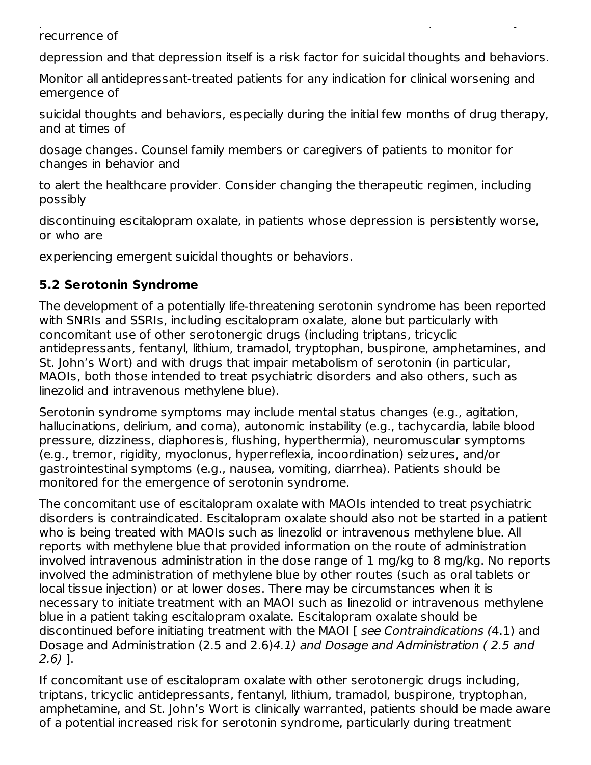recurrence of

depression and that depression itself is a risk factor for suicidal thoughts and behaviors.

Monitor all antidepressant-treated patients for any indication for clinical worsening and emergence of

suicidal thoughts and behaviors, especially during the initial few months of drug therapy, and at times of

dosage changes. Counsel family members or caregivers of patients to monitor for changes in behavior and

to alert the healthcare provider. Consider changing the therapeutic regimen, including possibly

discontinuing escitalopram oxalate, in patients whose depression is persistently worse, or who are

experiencing emergent suicidal thoughts or behaviors.

### 5.2 Serotonin Syndrome

The development of a potentially life-threatening serotonin syndrome has been reported with SNRIs and SSRIs, including escitalopram oxalate, alone but particularly with concomitant use of other serotonergic drugs (including triptans, tricyclic antidepressants, fentanyl, lithium, tramadol, tryptophan, buspirone, amphetamines, and St. John's Wort) and with drugs that impair metabolism of serotonin (in particular, MAOIs, both those intended to treat psychiatric disorders and also others, such as linezolid and intravenous methylene blue).

Serotonin syndrome symptoms may include mental status changes (e.g., agitation, hallucinations, delirium, and coma), autonomic instability (e.g., tachycardia, labile blood pressure, dizziness, diaphoresis, flushing, hyperthermia), neuromuscular symptoms (e.g., tremor, rigidity, myoclonus, hyperreflexia, incoordination) seizures, and/or gastrointestinal symptoms (e.g., nausea, vomiting, diarrhea). Patients should be monitored for the emergence of serotonin syndrome.

The concomitant use of escitalopram oxalate with MAOIs intended to treat psychiatric disorders is contraindicated. Escitalopram oxalate should also not be started in a patient who is being treated with MAOIs such as linezolid or intravenous methylene blue. All reports with methylene blue that provided information on the route of administration involved intravenous administration in the dose range of 1 mg/kg to 8 mg/kg. No reports involved the administration of methylene blue by other routes (such as oral tablets or local tissue injection) or at lower doses. There may be circumstances when it is necessary to initiate treatment with an MAOI such as linezolid or intravenous methylene blue in a patient taking escitalopram oxalate. Escitalopram oxalate should be discontinued before initiating treatment with the MAOI [ *see Contraindications (*4.1) and Dosage and Administration (2.5 and 2.6)*4.1) and Dosage and Administration ( 2.5 and 2.6)* ].

If concomitant use of escitalopram oxalate with other serotonergic drugs including, triptans, tricyclic antidepressants, fentanyl, lithium, tramadol, buspirone, tryptophan, amphetamine, and St. John's Wort is clinically warranted, patients should be made aware of a potential increased risk for serotonin syndrome, particularly during treatment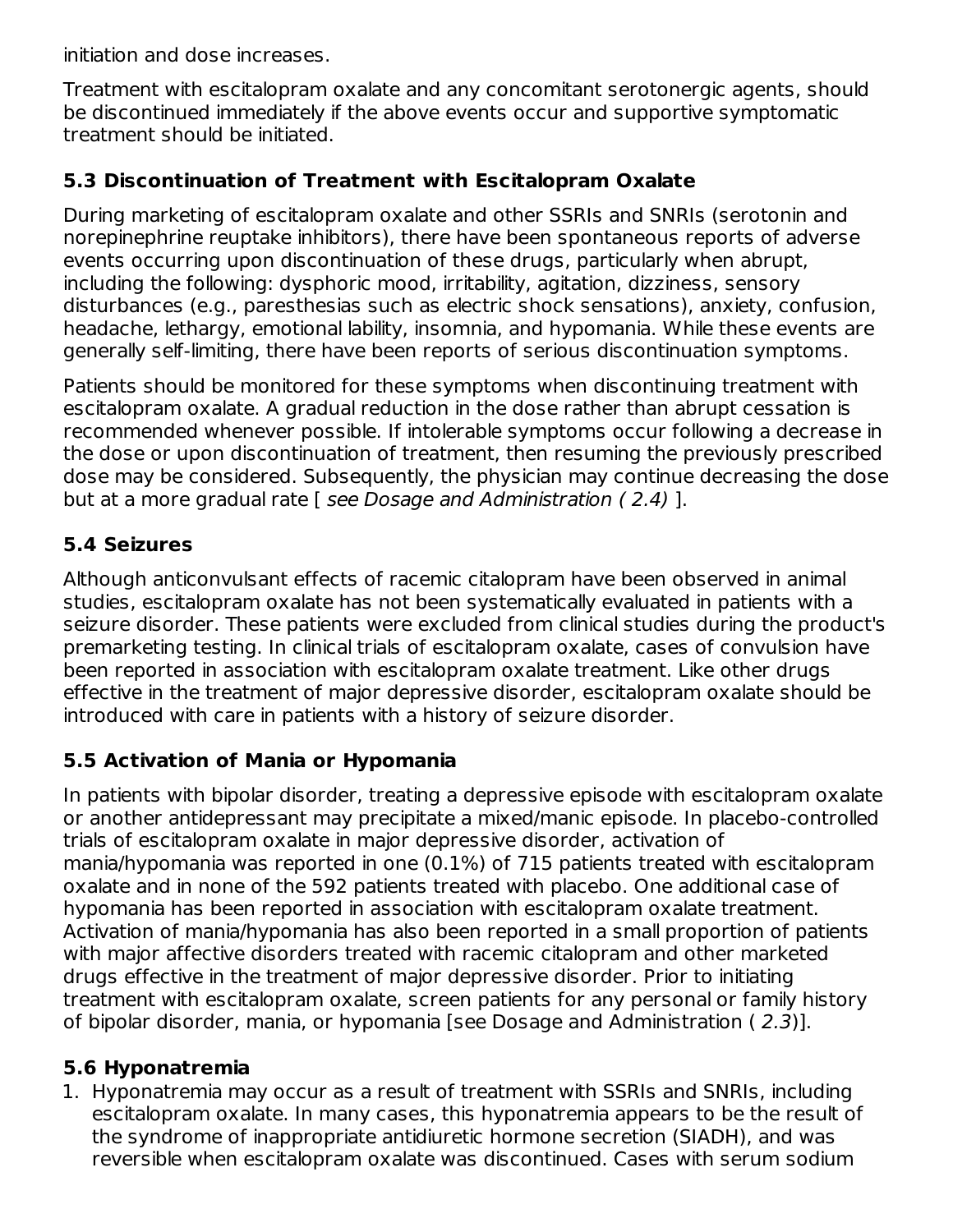initiation and dose increases.

Treatment with escitalopram oxalate and any concomitant serotonergic agents, should be discontinued immediately if the above events occur and supportive symptomatic treatment should be initiated.

### 5.3 Discontinuation of Treatment with Escitalopram Oxalate

During marketing of escitalopram oxalate and other SSRIs and SNRIs (serotonin and norepinephrine reuptake inhibitors), there have been spontaneous reports of adverse events occurring upon discontinuation of these drugs, particularly when abrupt, including the following: dysphoric mood, irritability, agitation, dizziness, sensory disturbances (e.g., paresthesias such as electric shock sensations), anxiety, confusion, headache, lethargy, emotional lability, insomnia, and hypomania. While these events are generally self-limiting, there have been reports of serious discontinuation symptoms.

Patients should be monitored for these symptoms when discontinuing treatment with escitalopram oxalate. A gradual reduction in the dose rather than abrupt cessation is recommended whenever possible. If intolerable symptoms occur following a decrease in the dose or upon discontinuation of treatment, then resuming the previously prescribed dose may be considered. Subsequently, the physician may continue decreasing the dose but at a more gradual rate [ *see Dosage and Administration ( 2.4)* ].

### 5.4 Seizures

Although anticonvulsant effects of racemic citalopram have been observed in animal studies, escitalopram oxalate has not been systematically evaluated in patients with a seizure disorder. These patients were excluded from clinical studies during the product's premarketing testing. In clinical trials of escitalopram oxalate, cases of convulsion have been reported in association with escitalopram oxalate treatment. Like other drugs effective in the treatment of major depressive disorder, escitalopram oxalate should be introduced with care in patients with a history of seizure disorder.

### 5.5 Activation of Mania or Hypomania

In patients with bipolar disorder, treating a depressive episode with escitalopram oxalate or another antidepressant may precipitate a mixed/manic episode. In placebo-controlled trials of escitalopram oxalate in major depressive disorder, activation of mania/hypomania was reported in one (0.1%) of 715 patients treated with escitalopram oxalate and in none of the 592 patients treated with placebo. One additional case of hypomania has been reported in association with escitalopram oxalate treatment. Activation of mania/hypomania has also been reported in a small proportion of patients with major affective disorders treated with racemic citalopram and other marketed drugs effective in the treatment of major depressive disorder. Prior to initiating treatment with escitalopram oxalate, screen patients for any personal or family history of bipolar disorder, mania, or hypomania [see Dosage and Administration ( *2.3*)].

### 5.6 Hyponatremia

1. Hyponatremia may occur as a result of treatment with SSRIs and SNRIs, including escitalopram oxalate. In many cases, this hyponatremia appears to be the result of the syndrome of inappropriate antidiuretic hormone secretion (SIADH), and was reversible when escitalopram oxalate was discontinued. Cases with serum sodium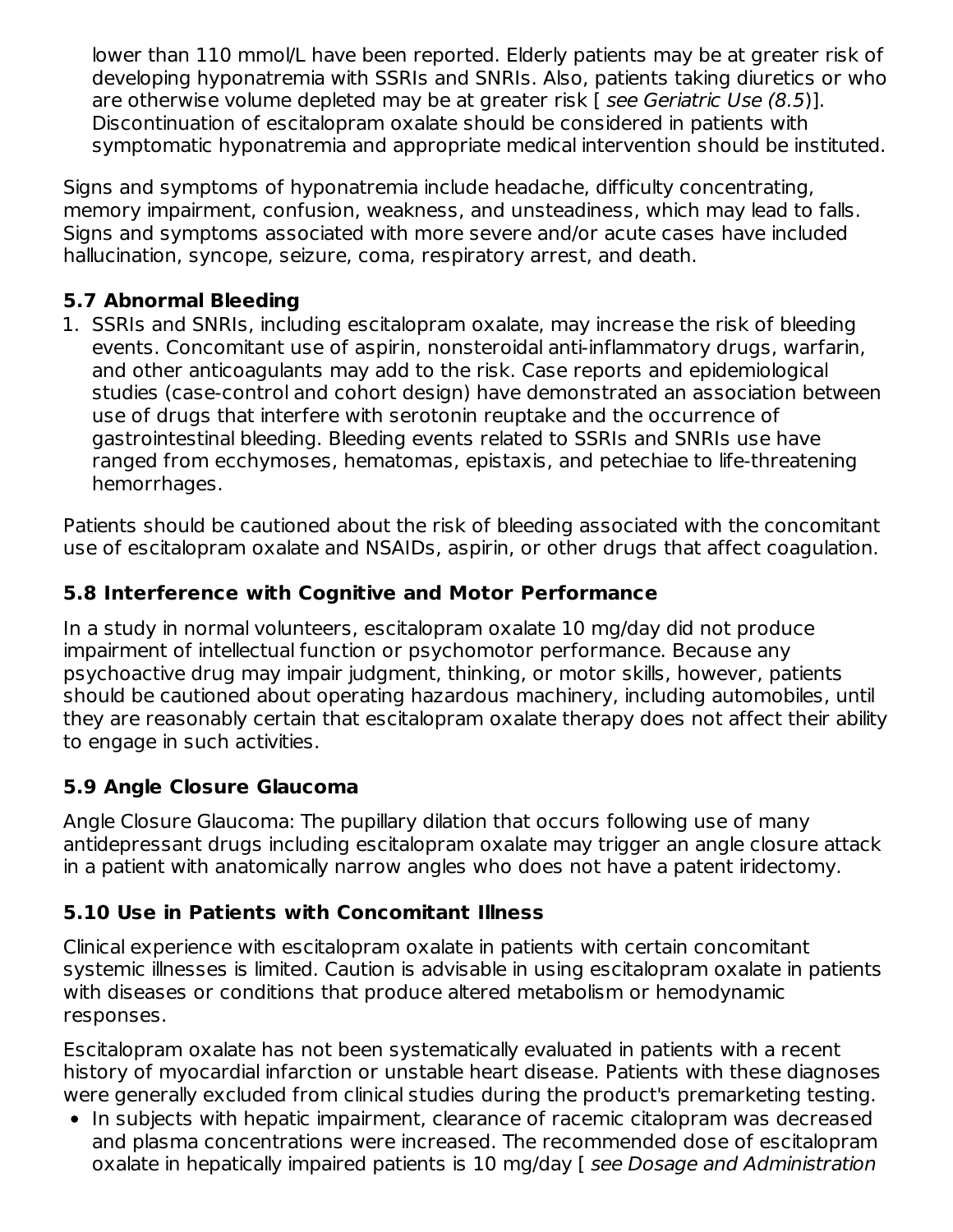lower than 110 mmol/L have been reported. Elderly patients may be at greater risk of developing hyponatremia with SSRIs and SNRIs. Also, patients taking diuretics or who are otherwise volume depleted may be at greater risk [ *see Geriatric Use (8.5)*]. Discontinuation of escitalopram oxalate should be considered in patients with symptomatic hyponatremia and appropriate medical intervention should be instituted.

Signs and symptoms of hyponatremia include headache, difficulty concentrating, memory impairment, confusion, weakness, and unsteadiness, which may lead to falls. Signs and symptoms associated with more severe and/or acute cases have included hallucination, syncope, seizure, coma, respiratory arrest, and death.

### 5.7 Abnormal Bleeding

1. SSRIs and SNRIs, including escitalopram oxalate, may increase the risk of bleeding events. Concomitant use of aspirin, nonsteroidal anti-inflammatory drugs, warfarin, and other anticoagulants may add to the risk. Case reports and epidemiological studies (case-control and cohort design) have demonstrated an association between use of drugs that interfere with serotonin reuptake and the occurrence of gastrointestinal bleeding. Bleeding events related to SSRIs and SNRIs use have ranged from ecchymoses, hematomas, epistaxis, and petechiae to life-threatening hemorrhages.

Patients should be cautioned about the risk of bleeding associated with the concomitant use of escitalopram oxalate and NSAIDs, aspirin, or other drugs that affect coagulation.

### 5.8 Interference with Cognitive and Motor Performance

In a study in normal volunteers, escitalopram oxalate 10 mg/day did not produce impairment of intellectual function or psychomotor performance. Because any psychoactive drug may impair judgment, thinking, or motor skills, however, patients should be cautioned about operating hazardous machinery, including automobiles, until they are reasonably certain that escitalopram oxalate therapy does not affect their ability to engage in such activities.

### 5.9 Angle Closure Glaucoma

Angle Closure Glaucoma: The pupillary dilation that occurs following use of many antidepressant drugs including escitalopram oxalate may trigger an angle closure attack in a patient with anatomically narrow angles who does not have a patent iridectomy.

### 5.10 Use in Patients with Concomitant Illness

Clinical experience with escitalopram oxalate in patients with certain concomitant systemic illnesses is limited. Caution is advisable in using escitalopram oxalate in patients with diseases or conditions that produce altered metabolism or hemodynamic responses.

Escitalopram oxalate has not been systematically evaluated in patients with a recent history of myocardial infarction or unstable heart disease. Patients with these diagnoses were generally excluded from clinical studies during the product's premarketing testing.

- In subjects with hepatic impairment, clearance of racemic citalopram was decreased and plasma concentrations were increased. The recommended dose of escitalopram oxalate in hepatically impaired patients is 10 mg/day [ *see Dosage and Administration*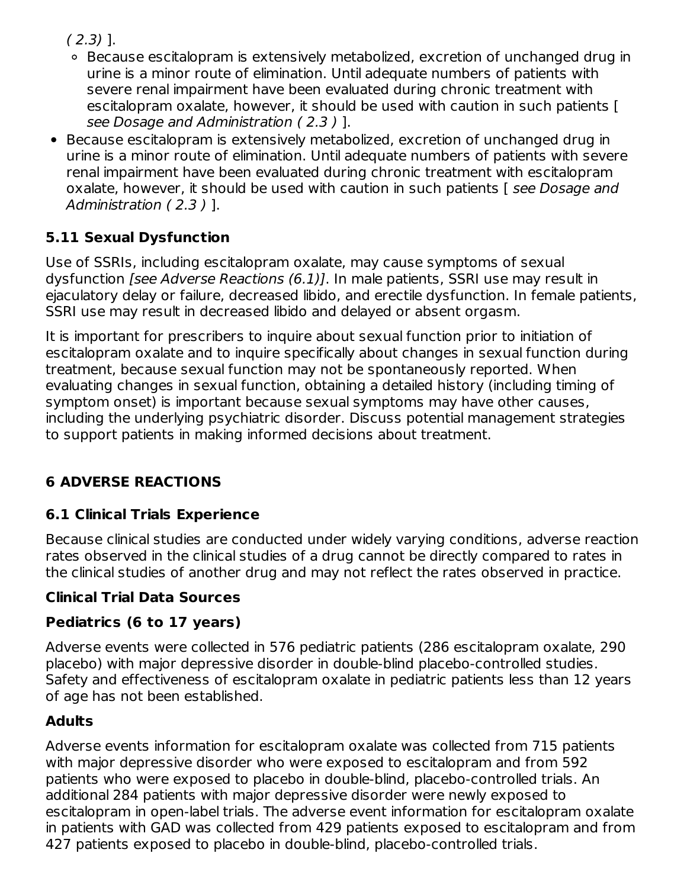( 2.3) ].

  - Because escitalopram is extensively metabolized, excretion of unchanged drug in urine is a minor route of elimination. Until adequate numbers of patients with severe renal impairment have been evaluated during chronic treatment with escitalopram oxalate, however, it should be used with caution in such patients [ *see Dosage and Administration ( 2.3 )* ].
- Because escitalopram is extensively metabolized, excretion of unchanged drug in urine is a minor route of elimination. Until adequate numbers of patients with severe renal impairment have been evaluated during chronic treatment with escitalopram oxalate, however, it should be used with caution in such patients [ *see Dosage and Administration ( 2.3 )* ].

### 5.11 Sexual Dysfunction

Use of SSRIs, including escitalopram oxalate, may cause symptoms of sexual dysfunction *[see Adverse Reactions (6.1)]*. In male patients, SSRI use may result in ejaculatory delay or failure, decreased libido, and erectile dysfunction. In female patients, SSRI use may result in decreased libido and delayed or absent orgasm.

It is important for prescribers to inquire about sexual function prior to initiation of escitalopram oxalate and to inquire specifically about changes in sexual function during treatment, because sexual function may not be spontaneously reported. When evaluating changes in sexual function, obtaining a detailed history (including timing of symptom onset) is important because sexual symptoms may have other causes, including the underlying psychiatric disorder. Discuss potential management strategies to support patients in making informed decisions about treatment.

## 6 ADVERSE REACTIONS

### 6.1 Clinical Trials Experience

Because clinical studies are conducted under widely varying conditions, adverse reaction rates observed in the clinical studies of a drug cannot be directly compared to rates in the clinical studies of another drug and may not reflect the rates observed in practice.

**Clinical Trial Data Sources**

**Pediatrics (6 to 17 years)**

Adverse events were collected in 576 pediatric patients (286 escitalopram oxalate, 290 placebo) with major depressive disorder in double-blind placebo-controlled studies. Safety and effectiveness of escitalopram oxalate in pediatric patients less than 12 years of age has not been established.

**Adults**

Adverse events information for escitalopram oxalate was collected from 715 patients with major depressive disorder who were exposed to escitalopram and from 592 patients who were exposed to placebo in double-blind, placebo-controlled trials. An additional 284 patients with major depressive disorder were newly exposed to escitalopram in open-label trials. The adverse event information for escitalopram oxalate in patients with GAD was collected from 429 patients exposed to escitalopram and from 427 patients exposed to placebo in double-blind, placebo-controlled trials.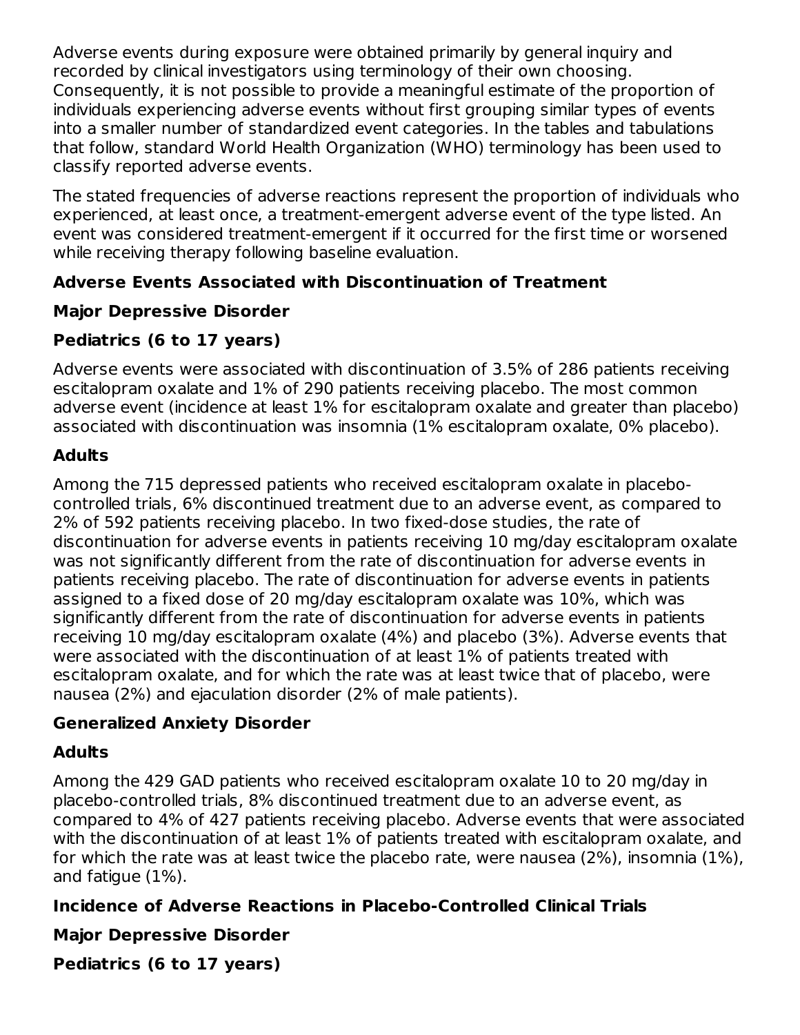Adverse events during exposure were obtained primarily by general inquiry and recorded by clinical investigators using terminology of their own choosing. Consequently, it is not possible to provide a meaningful estimate of the proportion of individuals experiencing adverse events without first grouping similar types of events into a smaller number of standardized event categories. In the tables and tabulations that follow, standard World Health Organization (WHO) terminology has been used to classify reported adverse events.

The stated frequencies of adverse reactions represent the proportion of individuals who experienced, at least once, a treatment-emergent adverse event of the type listed. An event was considered treatment-emergent if it occurred for the first time or worsened while receiving therapy following baseline evaluation.

**Adverse Events Associated with Discontinuation of Treatment**

**Major Depressive Disorder**

**Pediatrics (6 to 17 years)**

Adverse events were associated with discontinuation of 3.5% of 286 patients receiving escitalopram oxalate and 1% of 290 patients receiving placebo. The most common adverse event (incidence at least 1% for escitalopram oxalate and greater than placebo) associated with discontinuation was insomnia (1% escitalopram oxalate, 0% placebo).

**Adults**

Among the 715 depressed patients who received escitalopram oxalate in placebo-controlled trials, 6% discontinued treatment due to an adverse event, as compared to 2% of 592 patients receiving placebo. In two fixed-dose studies, the rate of discontinuation for adverse events in patients receiving 10 mg/day escitalopram oxalate was not significantly different from the rate of discontinuation for adverse events in patients receiving placebo. The rate of discontinuation for adverse events in patients assigned to a fixed dose of 20 mg/day escitalopram oxalate was 10%, which was significantly different from the rate of discontinuation for adverse events in patients receiving 10 mg/day escitalopram oxalate (4%) and placebo (3%). Adverse events that were associated with the discontinuation of at least 1% of patients treated with escitalopram oxalate, and for which the rate was at least twice that of placebo, were nausea (2%) and ejaculation disorder (2% of male patients).

**Generalized Anxiety Disorder**

**Adults**

Among the 429 GAD patients who received escitalopram oxalate 10 to 20 mg/day in placebo-controlled trials, 8% discontinued treatment due to an adverse event, as compared to 4% of 427 patients receiving placebo. Adverse events that were associated with the discontinuation of at least 1% of patients treated with escitalopram oxalate, and for which the rate was at least twice the placebo rate, were nausea (2%), insomnia (1%), and fatigue (1%).

**Incidence of Adverse Reactions in Placebo-Controlled Clinical Trials**

**Major Depressive Disorder**

**Pediatrics (6 to 17 years)**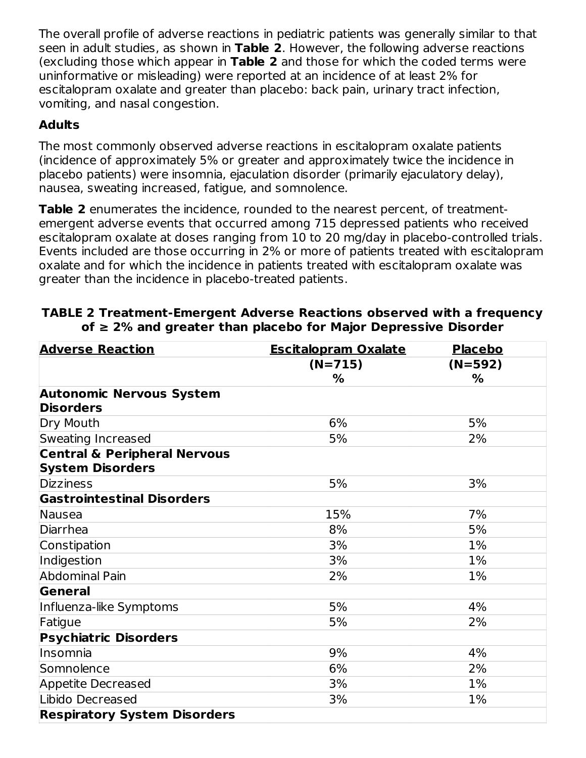The overall profile of adverse reactions in pediatric patients was generally similar to that seen in adult studies, as shown in **Table 2**. However, the following adverse reactions (excluding those which appear in **Table 2** and those for which the coded terms were uninformative or misleading) were reported at an incidence of at least 2% for escitalopram oxalate and greater than placebo: back pain, urinary tract infection, vomiting, and nasal congestion.

**Adults**

The most commonly observed adverse reactions in escitalopram oxalate patients (incidence of approximately 5% or greater and approximately twice the incidence in placebo patients) were insomnia, ejaculation disorder (primarily ejaculatory delay), nausea, sweating increased, fatigue, and somnolence.

**Table 2** enumerates the incidence, rounded to the nearest percent, of treatment-emergent adverse events that occurred among 715 depressed patients who received escitalopram oxalate at doses ranging from 10 to 20 mg/day in placebo-controlled trials. Events included are those occurring in 2% or more of patients treated with escitalopram oxalate and for which the incidence in patients treated with escitalopram oxalate was greater than the incidence in placebo-treated patients.

**TABLE 2 Treatment-Emergent Adverse Reactions observed with a frequency of ≥ 2% and greater than placebo for Major Depressive Disorder**

| Adverse Reaction | Escitalopram Oxalate (N=715) % | Placebo (N=592) % |
|---|---|---|
| **Autonomic Nervous System Disorders** | | |
| Dry Mouth | 6% | 5% |
| Sweating Increased | 5% | 2% |
| **Central & Peripheral Nervous System Disorders** | | |
| Dizziness | 5% | 3% |
| **Gastrointestinal Disorders** | | |
| Nausea | 15% | 7% |
| Diarrhea | 8% | 5% |
| Constipation | 3% | 1% |
| Indigestion | 3% | 1% |
| Abdominal Pain | 2% | 1% |
| **General** | | |
| Influenza-like Symptoms | 5% | 4% |
| Fatigue | 5% | 2% |
| **Psychiatric Disorders** | | |
| Insomnia | 9% | 4% |
| Somnolence | 6% | 2% |
| Appetite Decreased | 3% | 1% |
| Libido Decreased | 3% | 1% |
| **Respiratory System Disorders** | | |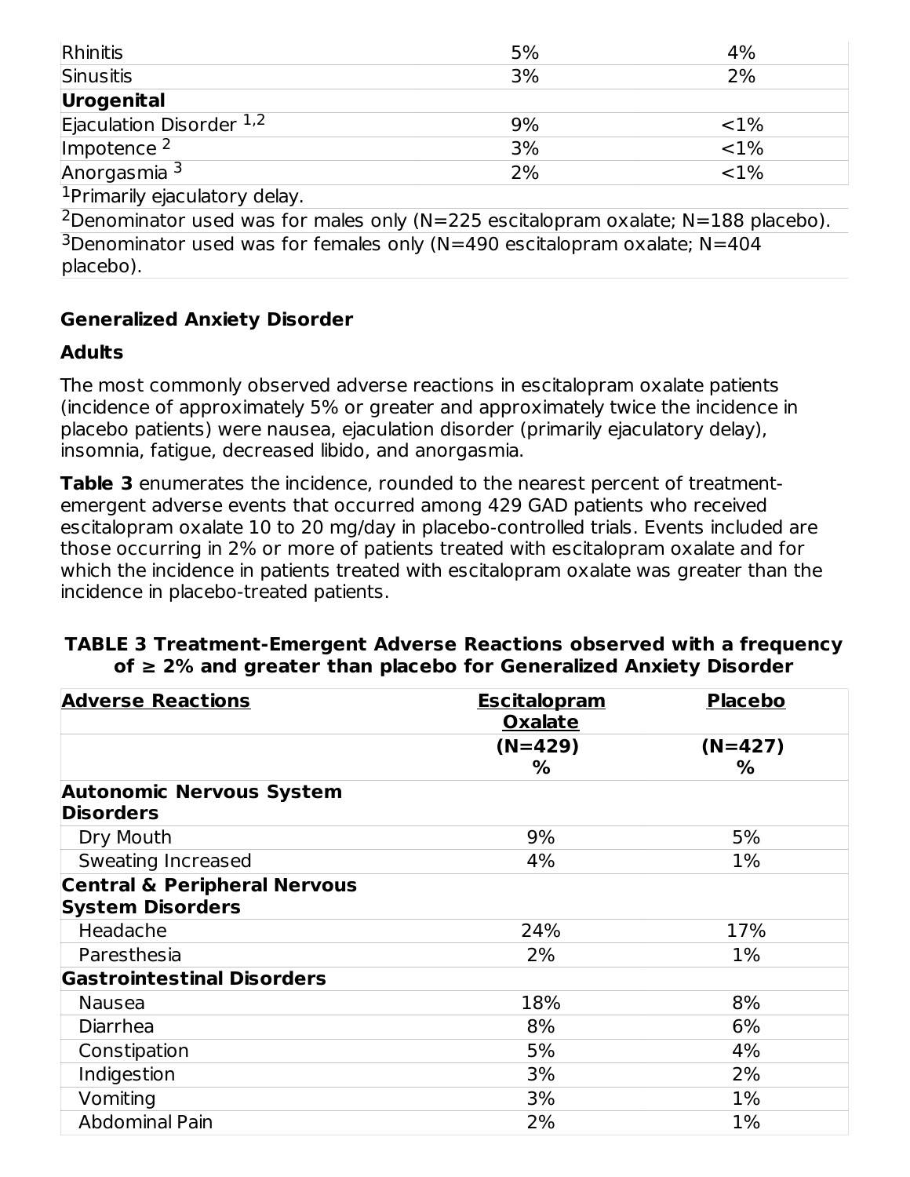| | | |
|---|---|---|
| Rhinitis | 5% | 4% |
| Sinusitis | 3% | 2% |
| **Urogenital** | | |
| Ejaculation Disorder [1,2] | 9% | <1% |
| Impotence [2] | 3% | <1% |
| Anorgasmia [3] | 2% | <1% |

[1]Primarily ejaculatory delay.

[2]Denominator used was for males only (N=225 escitalopram oxalate; N=188 placebo).

[3]Denominator used was for females only (N=490 escitalopram oxalate; N=404 placebo).

**Generalized Anxiety Disorder**

**Adults**

The most commonly observed adverse reactions in escitalopram oxalate patients (incidence of approximately 5% or greater and approximately twice the incidence in placebo patients) were nausea, ejaculation disorder (primarily ejaculatory delay), insomnia, fatigue, decreased libido, and anorgasmia.

**Table 3** enumerates the incidence, rounded to the nearest percent of treatment-emergent adverse events that occurred among 429 GAD patients who received escitalopram oxalate 10 to 20 mg/day in placebo-controlled trials. Events included are those occurring in 2% or more of patients treated with escitalopram oxalate and for which the incidence in patients treated with escitalopram oxalate was greater than the incidence in placebo-treated patients.

**TABLE 3 Treatment-Emergent Adverse Reactions observed with a frequency of ≥ 2% and greater than placebo for Generalized Anxiety Disorder**

| Adverse Reactions | Escitalopram Oxalate | Placebo |
|---|---|---|
| | (N=429) % | (N=427) % |
| **Autonomic Nervous System Disorders** | | |
| Dry Mouth | 9% | 5% |
| Sweating Increased | 4% | 1% |
| **Central & Peripheral Nervous System Disorders** | | |
| Headache | 24% | 17% |
| Paresthesia | 2% | 1% |
| **Gastrointestinal Disorders** | | |
| Nausea | 18% | 8% |
| Diarrhea | 8% | 6% |
| Constipation | 5% | 4% |
| Indigestion | 3% | 2% |
| Vomiting | 3% | 1% |
| Abdominal Pain | 2% | 1% |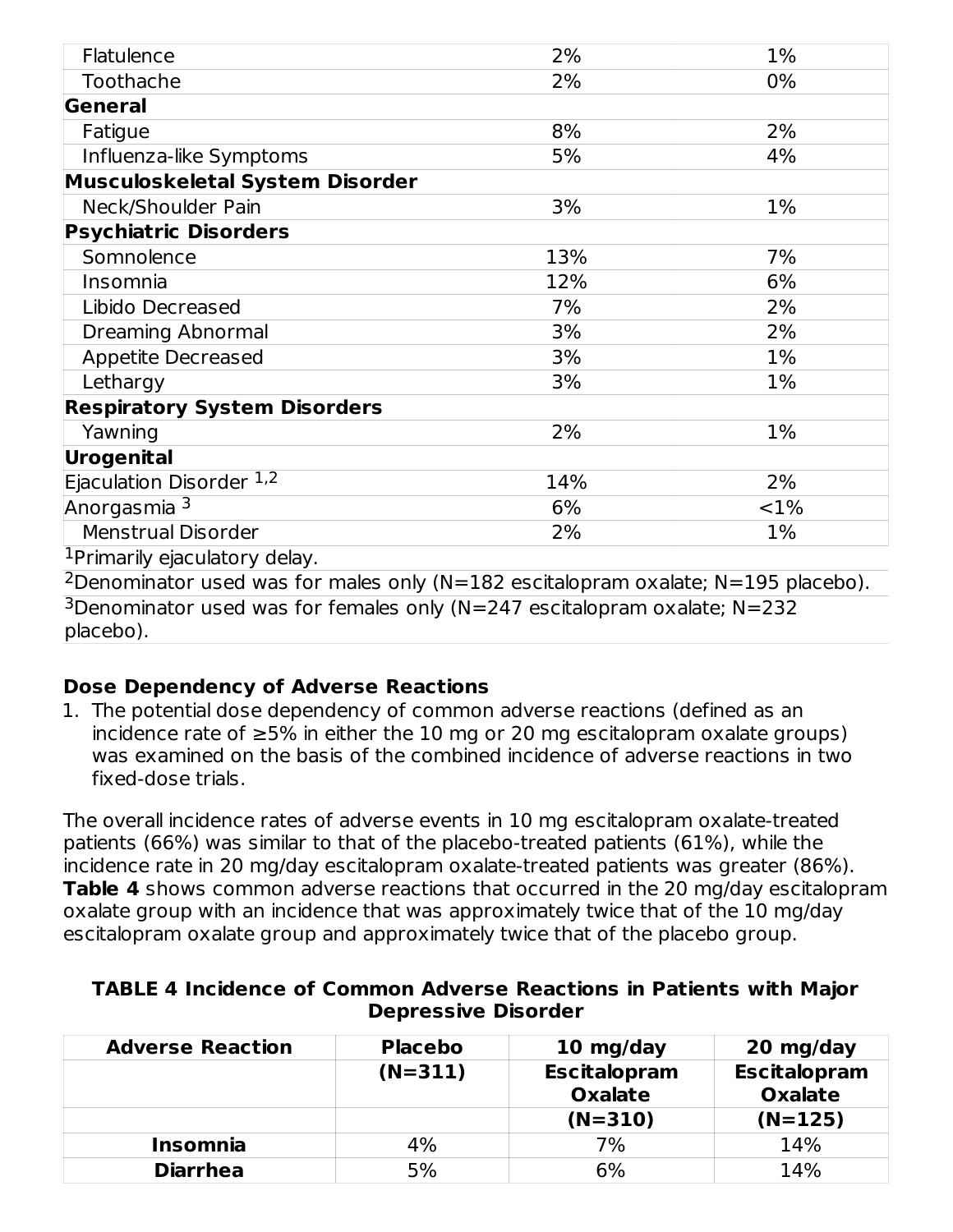| | | |
|---|---|---|
| Flatulence | 2% | 1% |
| Toothache | 2% | 0% |
| **General** | | |
| Fatigue | 8% | 2% |
| Influenza-like Symptoms | 5% | 4% |
| **Musculoskeletal System Disorder** | | |
| Neck/Shoulder Pain | 3% | 1% |
| **Psychiatric Disorders** | | |
| Somnolence | 13% | 7% |
| Insomnia | 12% | 6% |
| Libido Decreased | 7% | 2% |
| Dreaming Abnormal | 3% | 2% |
| Appetite Decreased | 3% | 1% |
| Lethargy | 3% | 1% |
| **Respiratory System Disorders** | | |
| Yawning | 2% | 1% |
| **Urogenital** | | |
| Ejaculation Disorder [1,2] | 14% | 2% |
| Anorgasmia [3] | 6% | <1% |
| Menstrual Disorder | 2% | 1% |

[1]Primarily ejaculatory delay.

[2]Denominator used was for males only (N=182 escitalopram oxalate; N=195 placebo).

[3]Denominator used was for females only (N=247 escitalopram oxalate; N=232 placebo).

**Dose Dependency of Adverse Reactions**

1. The potential dose dependency of common adverse reactions (defined as an incidence rate of ≥5% in either the 10 mg or 20 mg escitalopram oxalate groups) was examined on the basis of the combined incidence of adverse reactions in two fixed-dose trials.

The overall incidence rates of adverse events in 10 mg escitalopram oxalate-treated patients (66%) was similar to that of the placebo-treated patients (61%), while the incidence rate in 20 mg/day escitalopram oxalate-treated patients was greater (86%). **Table 4** shows common adverse reactions that occurred in the 20 mg/day escitalopram oxalate group with an incidence that was approximately twice that of the 10 mg/day escitalopram oxalate group and approximately twice that of the placebo group.

**TABLE 4 Incidence of Common Adverse Reactions in Patients with Major Depressive Disorder**

| Adverse Reaction | Placebo (N=311) | 10 mg/day Escitalopram Oxalate (N=310) | 20 mg/day Escitalopram Oxalate (N=125) |
|---|---|---|---|
| **Insomnia** | 4% | 7% | 14% |
| **Diarrhea** | 5% | 6% | 14% |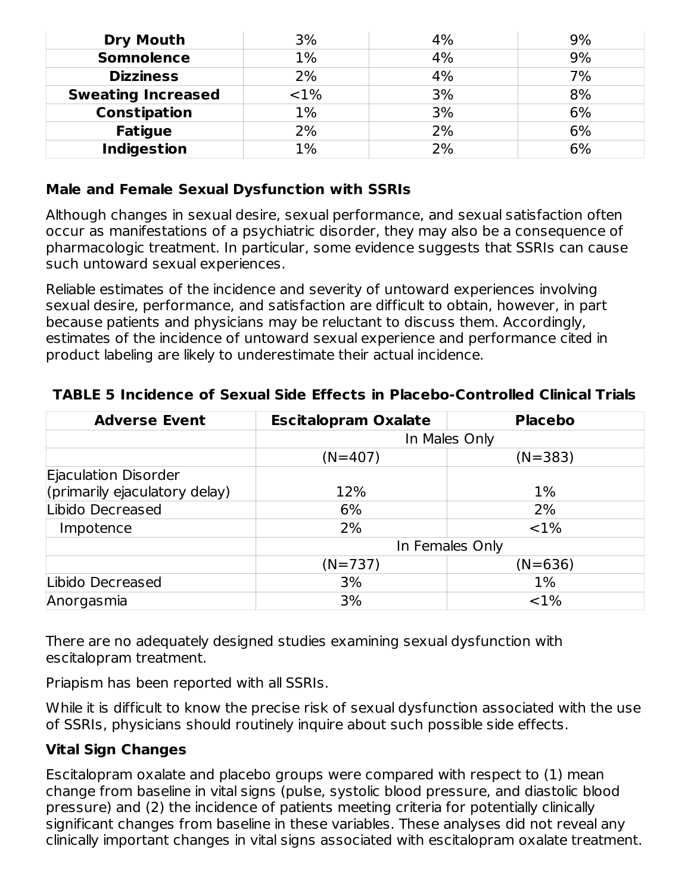| | | | |
|---|---|---|---|
| **Dry Mouth** | 3% | 4% | 9% |
| **Somnolence** | 1% | 4% | 9% |
| **Dizziness** | 2% | 4% | 7% |
| **Sweating Increased** | <1% | 3% | 8% |
| **Constipation** | 1% | 3% | 6% |
| **Fatigue** | 2% | 2% | 6% |
| **Indigestion** | 1% | 2% | 6% |

**Male and Female Sexual Dysfunction with SSRIs**

Although changes in sexual desire, sexual performance, and sexual satisfaction often occur as manifestations of a psychiatric disorder, they may also be a consequence of pharmacologic treatment. In particular, some evidence suggests that SSRIs can cause such untoward sexual experiences.

Reliable estimates of the incidence and severity of untoward experiences involving sexual desire, performance, and satisfaction are difficult to obtain, however, in part because patients and physicians may be reluctant to discuss them. Accordingly, estimates of the incidence of untoward sexual experience and performance cited in product labeling are likely to underestimate their actual incidence.

**TABLE 5 Incidence of Sexual Side Effects in Placebo-Controlled Clinical Trials**

| Adverse Event | Escitalopram Oxalate | Placebo |
|---|---|---|
| | In Males Only | |
| | (N=407) | (N=383) |
| Ejaculation Disorder (primarily ejaculatory delay) | 12% | 1% |
| Libido Decreased | 6% | 2% |
| Impotence | 2% | <1% |
| | In Females Only | |
| | (N=737) | (N=636) |
| Libido Decreased | 3% | 1% |
| Anorgasmia | 3% | <1% |

There are no adequately designed studies examining sexual dysfunction with escitalopram treatment.

Priapism has been reported with all SSRIs.

While it is difficult to know the precise risk of sexual dysfunction associated with the use of SSRIs, physicians should routinely inquire about such possible side effects.

**Vital Sign Changes**

Escitalopram oxalate and placebo groups were compared with respect to (1) mean change from baseline in vital signs (pulse, systolic blood pressure, and diastolic blood pressure) and (2) the incidence of patients meeting criteria for potentially clinically significant changes from baseline in these variables. These analyses did not reveal any clinically important changes in vital signs associated with escitalopram oxalate treatment.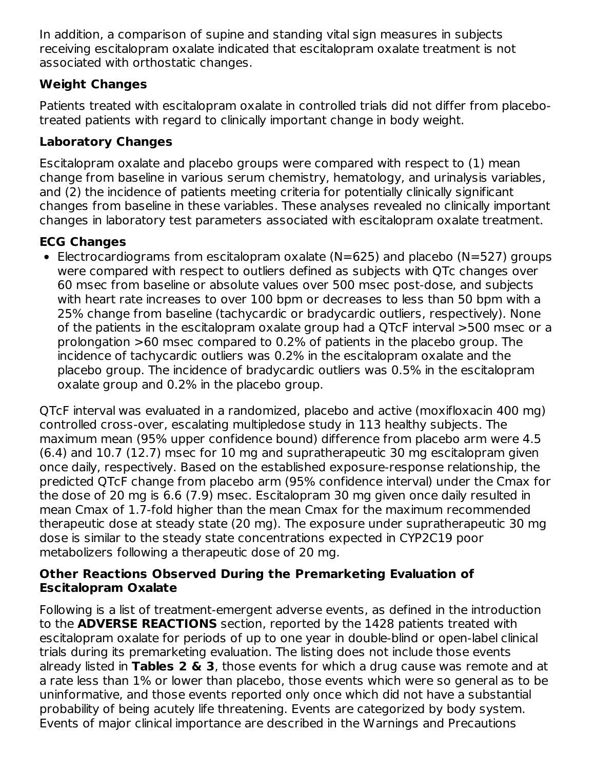In addition, a comparison of supine and standing vital sign measures in subjects receiving escitalopram oxalate indicated that escitalopram oxalate treatment is not associated with orthostatic changes.

### Weight Changes

Patients treated with escitalopram oxalate in controlled trials did not differ from placebo-treated patients with regard to clinically important change in body weight.

### Laboratory Changes

Escitalopram oxalate and placebo groups were compared with respect to (1) mean change from baseline in various serum chemistry, hematology, and urinalysis variables, and (2) the incidence of patients meeting criteria for potentially clinically significant changes from baseline in these variables. These analyses revealed no clinically important changes in laboratory test parameters associated with escitalopram oxalate treatment.

### ECG Changes

- Electrocardiograms from escitalopram oxalate (N=625) and placebo (N=527) groups were compared with respect to outliers defined as subjects with QTc changes over 60 msec from baseline or absolute values over 500 msec post-dose, and subjects with heart rate increases to over 100 bpm or decreases to less than 50 bpm with a 25% change from baseline (tachycardic or bradycardic outliers, respectively). None of the patients in the escitalopram oxalate group had a QTcF interval >500 msec or a prolongation >60 msec compared to 0.2% of patients in the placebo group. The incidence of tachycardic outliers was 0.2% in the escitalopram oxalate and the placebo group. The incidence of bradycardic outliers was 0.5% in the escitalopram oxalate group and 0.2% in the placebo group.

QTcF interval was evaluated in a randomized, placebo and active (moxifloxacin 400 mg) controlled cross-over, escalating multipledose study in 113 healthy subjects. The maximum mean (95% upper confidence bound) difference from placebo arm were 4.5 (6.4) and 10.7 (12.7) msec for 10 mg and supratherapeutic 30 mg escitalopram given once daily, respectively. Based on the established exposure-response relationship, the predicted QTcF change from placebo arm (95% confidence interval) under the Cmax for the dose of 20 mg is 6.6 (7.9) msec. Escitalopram 30 mg given once daily resulted in mean Cmax of 1.7-fold higher than the mean Cmax for the maximum recommended therapeutic dose at steady state (20 mg). The exposure under supratherapeutic 30 mg dose is similar to the steady state concentrations expected in CYP2C19 poor metabolizers following a therapeutic dose of 20 mg.

### Other Reactions Observed During the Premarketing Evaluation of Escitalopram Oxalate

Following is a list of treatment-emergent adverse events, as defined in the introduction to the **ADVERSE REACTIONS** section, reported by the 1428 patients treated with escitalopram oxalate for periods of up to one year in double-blind or open-label clinical trials during its premarketing evaluation. The listing does not include those events already listed in **Tables 2 & 3**, those events for which a drug cause was remote and at a rate less than 1% or lower than placebo, those events which were so general as to be uninformative, and those events reported only once which did not have a substantial probability of being acutely life threatening. Events are categorized by body system. Events of major clinical importance are described in the Warnings and Precautions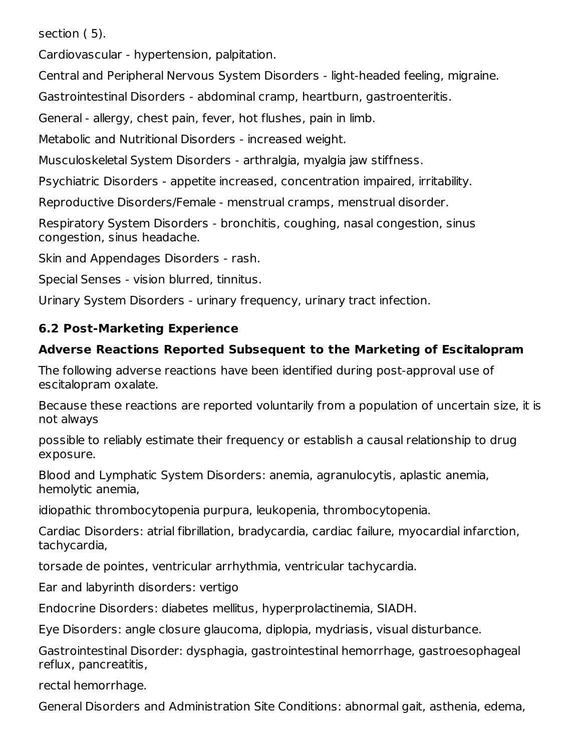section ( 5).

Cardiovascular - hypertension, palpitation.

Central and Peripheral Nervous System Disorders - light-headed feeling, migraine.

Gastrointestinal Disorders - abdominal cramp, heartburn, gastroenteritis.

General - allergy, chest pain, fever, hot flushes, pain in limb.

Metabolic and Nutritional Disorders - increased weight.

Musculoskeletal System Disorders - arthralgia, myalgia jaw stiffness.

Psychiatric Disorders - appetite increased, concentration impaired, irritability.

Reproductive Disorders/Female - menstrual cramps, menstrual disorder.

Respiratory System Disorders - bronchitis, coughing, nasal congestion, sinus congestion, sinus headache.

Skin and Appendages Disorders - rash.

Special Senses - vision blurred, tinnitus.

Urinary System Disorders - urinary frequency, urinary tract infection.

### 6.2 Post-Marketing Experience

**Adverse Reactions Reported Subsequent to the Marketing of Escitalopram**

The following adverse reactions have been identified during post-approval use of escitalopram oxalate.

Because these reactions are reported voluntarily from a population of uncertain size, it is not always

possible to reliably estimate their frequency or establish a causal relationship to drug exposure.

Blood and Lymphatic System Disorders: anemia, agranulocytis, aplastic anemia, hemolytic anemia,

idiopathic thrombocytopenia purpura, leukopenia, thrombocytopenia.

Cardiac Disorders: atrial fibrillation, bradycardia, cardiac failure, myocardial infarction, tachycardia,

torsade de pointes, ventricular arrhythmia, ventricular tachycardia.

Ear and labyrinth disorders: vertigo

Endocrine Disorders: diabetes mellitus, hyperprolactinemia, SIADH.

Eye Disorders: angle closure glaucoma, diplopia, mydriasis, visual disturbance.

Gastrointestinal Disorder: dysphagia, gastrointestinal hemorrhage, gastroesophageal reflux, pancreatitis,

rectal hemorrhage.

General Disorders and Administration Site Conditions: abnormal gait, asthenia, edema,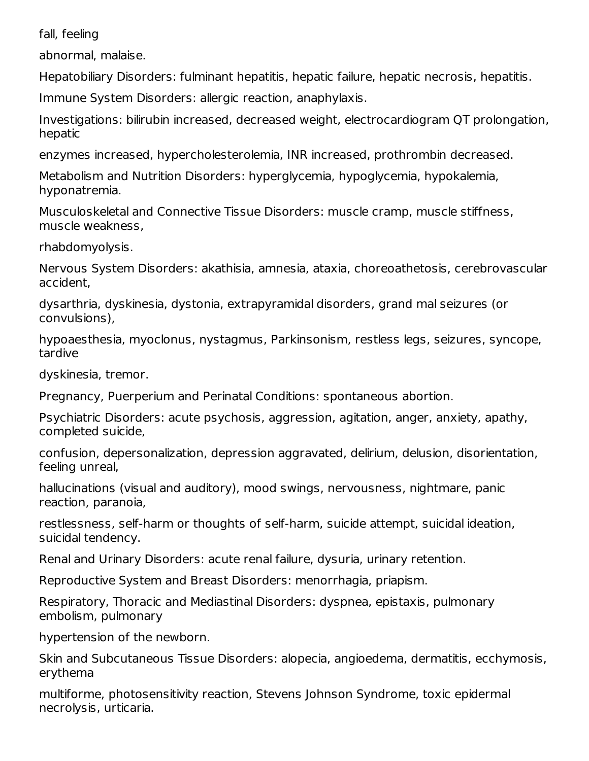fall, feeling abnormal, malaise.

Hepatobiliary Disorders: fulminant hepatitis, hepatic failure, hepatic necrosis, hepatitis.

Immune System Disorders: allergic reaction, anaphylaxis.

Investigations: bilirubin increased, decreased weight, electrocardiogram QT prolongation, hepatic enzymes increased, hypercholesterolemia, INR increased, prothrombin decreased.

Metabolism and Nutrition Disorders: hyperglycemia, hypoglycemia, hypokalemia, hyponatremia.

Musculoskeletal and Connective Tissue Disorders: muscle cramp, muscle stiffness, muscle weakness, rhabdomyolysis.

Nervous System Disorders: akathisia, amnesia, ataxia, choreoathetosis, cerebrovascular accident, dysarthria, dyskinesia, dystonia, extrapyramidal disorders, grand mal seizures (or convulsions), hypoaesthesia, myoclonus, nystagmus, Parkinsonism, restless legs, seizures, syncope, tardive dyskinesia, tremor.

Pregnancy, Puerperium and Perinatal Conditions: spontaneous abortion.

Psychiatric Disorders: acute psychosis, aggression, agitation, anger, anxiety, apathy, completed suicide, confusion, depersonalization, depression aggravated, delirium, delusion, disorientation, feeling unreal, hallucinations (visual and auditory), mood swings, nervousness, nightmare, panic reaction, paranoia, restlessness, self-harm or thoughts of self-harm, suicide attempt, suicidal ideation, suicidal tendency.

Renal and Urinary Disorders: acute renal failure, dysuria, urinary retention.

Reproductive System and Breast Disorders: menorrhagia, priapism.

Respiratory, Thoracic and Mediastinal Disorders: dyspnea, epistaxis, pulmonary embolism, pulmonary hypertension of the newborn.

Skin and Subcutaneous Tissue Disorders: alopecia, angioedema, dermatitis, ecchymosis, erythema multiforme, photosensitivity reaction, Stevens Johnson Syndrome, toxic epidermal necrolysis, urticaria.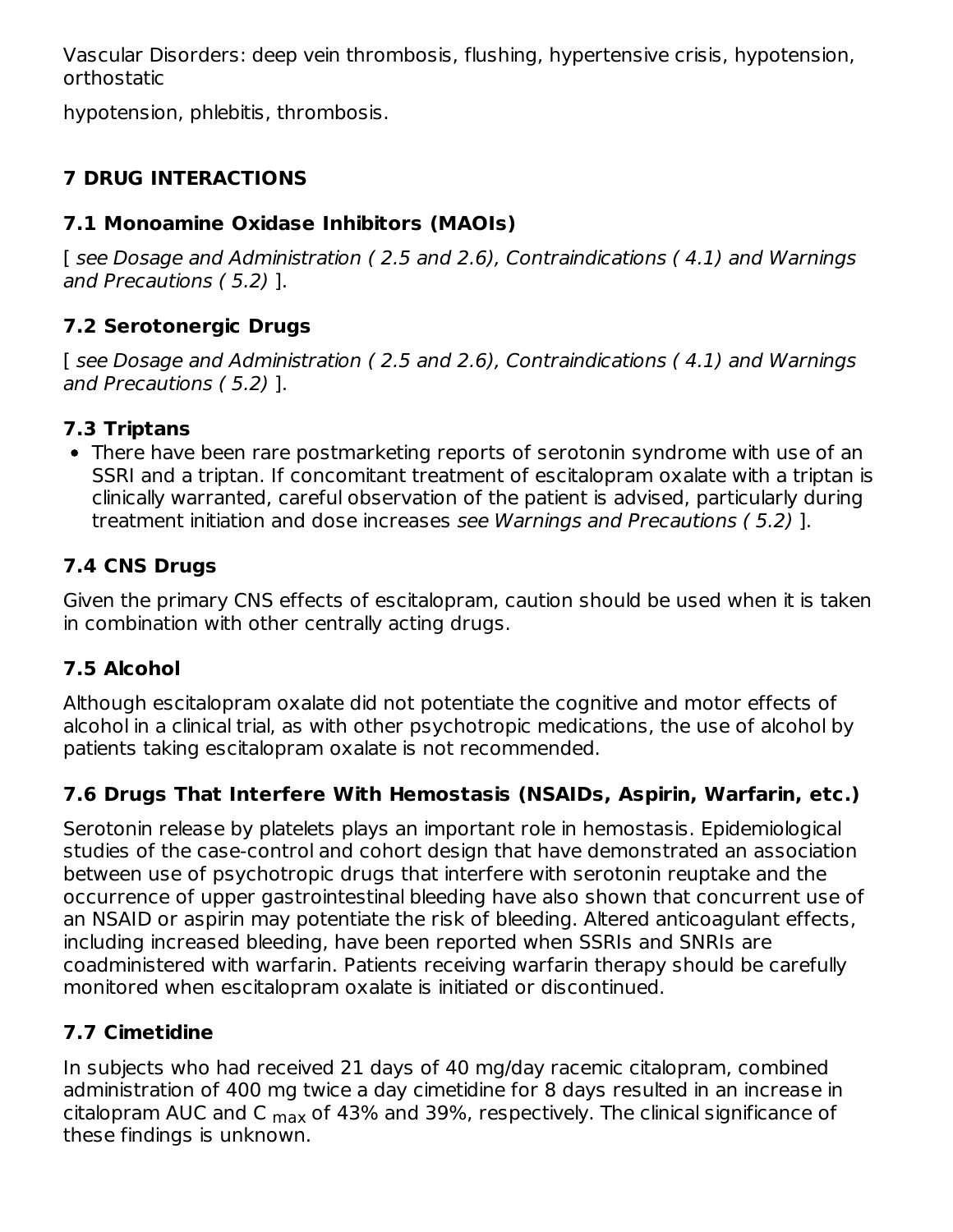Vascular Disorders: deep vein thrombosis, flushing, hypertensive crisis, hypotension, orthostatic

hypotension, phlebitis, thrombosis.

## 7 DRUG INTERACTIONS

### 7.1 Monoamine Oxidase Inhibitors (MAOIs)

[ *see Dosage and Administration ( 2.5 and 2.6), Contraindications ( 4.1) and Warnings and Precautions ( 5.2)* ].

### 7.2 Serotonergic Drugs

[ *see Dosage and Administration ( 2.5 and 2.6), Contraindications ( 4.1) and Warnings and Precautions ( 5.2)* ].

### 7.3 Triptans

- There have been rare postmarketing reports of serotonin syndrome with use of an SSRI and a triptan. If concomitant treatment of escitalopram oxalate with a triptan is clinically warranted, careful observation of the patient is advised, particularly during treatment initiation and dose increases *see Warnings and Precautions ( 5.2)* ].

### 7.4 CNS Drugs

Given the primary CNS effects of escitalopram, caution should be used when it is taken in combination with other centrally acting drugs.

### 7.5 Alcohol

Although escitalopram oxalate did not potentiate the cognitive and motor effects of alcohol in a clinical trial, as with other psychotropic medications, the use of alcohol by patients taking escitalopram oxalate is not recommended.

### 7.6 Drugs That Interfere With Hemostasis (NSAIDs, Aspirin, Warfarin, etc.)

Serotonin release by platelets plays an important role in hemostasis. Epidemiological studies of the case-control and cohort design that have demonstrated an association between use of psychotropic drugs that interfere with serotonin reuptake and the occurrence of upper gastrointestinal bleeding have also shown that concurrent use of an NSAID or aspirin may potentiate the risk of bleeding. Altered anticoagulant effects, including increased bleeding, have been reported when SSRIs and SNRIs are coadministered with warfarin. Patients receiving warfarin therapy should be carefully monitored when escitalopram oxalate is initiated or discontinued.

### 7.7 Cimetidine

In subjects who had received 21 days of 40 mg/day racemic citalopram, combined administration of 400 mg twice a day cimetidine for 8 days resulted in an increase in citalopram AUC and $C_{max}$ of 43% and 39%, respectively. The clinical significance of these findings is unknown.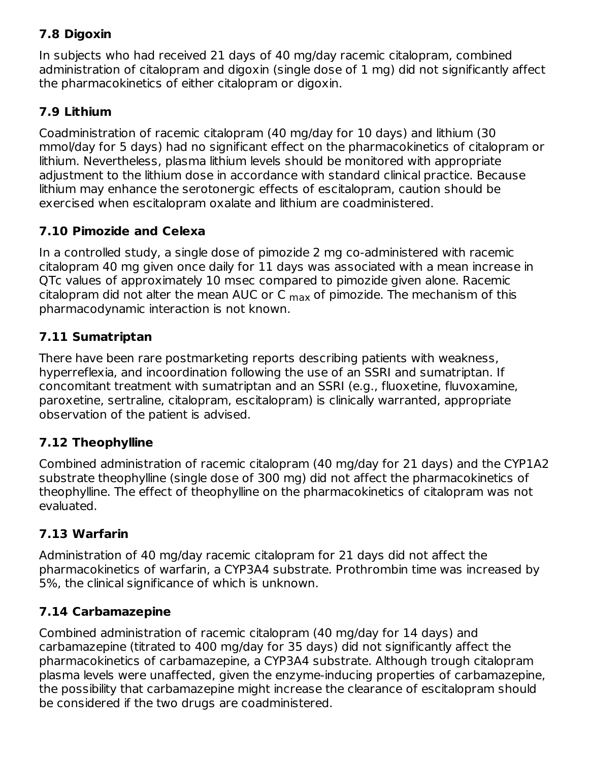### 7.8 Digoxin

In subjects who had received 21 days of 40 mg/day racemic citalopram, combined administration of citalopram and digoxin (single dose of 1 mg) did not significantly affect the pharmacokinetics of either citalopram or digoxin.

### 7.9 Lithium

Coadministration of racemic citalopram (40 mg/day for 10 days) and lithium (30 mmol/day for 5 days) had no significant effect on the pharmacokinetics of citalopram or lithium. Nevertheless, plasma lithium levels should be monitored with appropriate adjustment to the lithium dose in accordance with standard clinical practice. Because lithium may enhance the serotonergic effects of escitalopram, caution should be exercised when escitalopram oxalate and lithium are coadministered.

### 7.10 Pimozide and Celexa

In a controlled study, a single dose of pimozide 2 mg co-administered with racemic citalopram 40 mg given once daily for 11 days was associated with a mean increase in QTc values of approximately 10 msec compared to pimozide given alone. Racemic citalopram did not alter the mean AUC or $C_{max}$ of pimozide. The mechanism of this pharmacodynamic interaction is not known.

### 7.11 Sumatriptan

There have been rare postmarketing reports describing patients with weakness, hyperreflexia, and incoordination following the use of an SSRI and sumatriptan. If concomitant treatment with sumatriptan and an SSRI (e.g., fluoxetine, fluvoxamine, paroxetine, sertraline, citalopram, escitalopram) is clinically warranted, appropriate observation of the patient is advised.

### 7.12 Theophylline

Combined administration of racemic citalopram (40 mg/day for 21 days) and the CYP1A2 substrate theophylline (single dose of 300 mg) did not affect the pharmacokinetics of theophylline. The effect of theophylline on the pharmacokinetics of citalopram was not evaluated.

### 7.13 Warfarin

Administration of 40 mg/day racemic citalopram for 21 days did not affect the pharmacokinetics of warfarin, a CYP3A4 substrate. Prothrombin time was increased by 5%, the clinical significance of which is unknown.

### 7.14 Carbamazepine

Combined administration of racemic citalopram (40 mg/day for 14 days) and carbamazepine (titrated to 400 mg/day for 35 days) did not significantly affect the pharmacokinetics of carbamazepine, a CYP3A4 substrate. Although trough citalopram plasma levels were unaffected, given the enzyme-inducing properties of carbamazepine, the possibility that carbamazepine might increase the clearance of escitalopram should be considered if the two drugs are coadministered.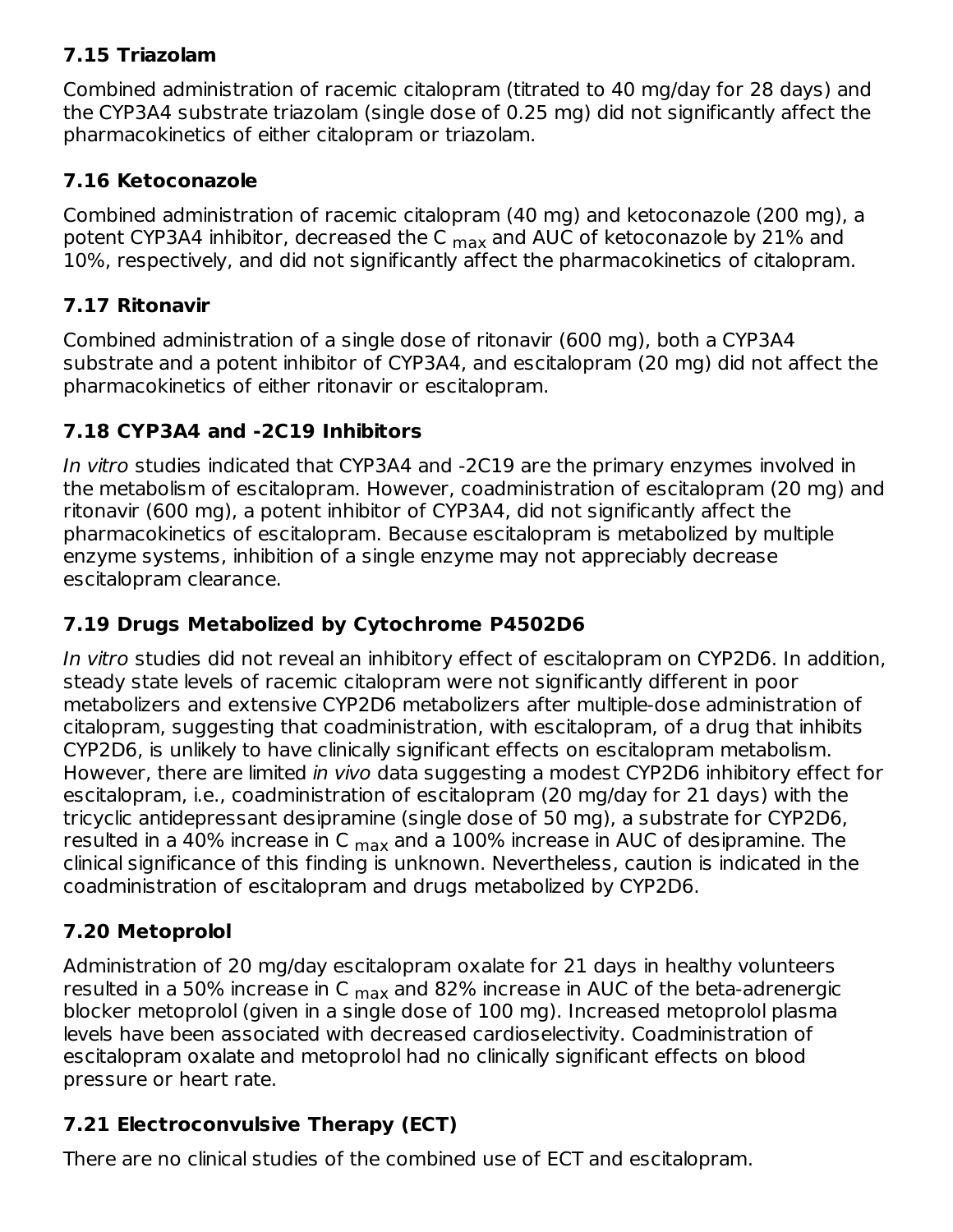### 7.15 Triazolam

Combined administration of racemic citalopram (titrated to 40 mg/day for 28 days) and the CYP3A4 substrate triazolam (single dose of 0.25 mg) did not significantly affect the pharmacokinetics of either citalopram or triazolam.

### 7.16 Ketoconazole

Combined administration of racemic citalopram (40 mg) and ketoconazole (200 mg), a potent CYP3A4 inhibitor, decreased the $C_{max}$ and AUC of ketoconazole by 21% and 10%, respectively, and did not significantly affect the pharmacokinetics of citalopram.

### 7.17 Ritonavir

Combined administration of a single dose of ritonavir (600 mg), both a CYP3A4 substrate and a potent inhibitor of CYP3A4, and escitalopram (20 mg) did not affect the pharmacokinetics of either ritonavir or escitalopram.

### 7.18 CYP3A4 and -2C19 Inhibitors

*In vitro* studies indicated that CYP3A4 and -2C19 are the primary enzymes involved in the metabolism of escitalopram. However, coadministration of escitalopram (20 mg) and ritonavir (600 mg), a potent inhibitor of CYP3A4, did not significantly affect the pharmacokinetics of escitalopram. Because escitalopram is metabolized by multiple enzyme systems, inhibition of a single enzyme may not appreciably decrease escitalopram clearance.

### 7.19 Drugs Metabolized by Cytochrome P4502D6

*In vitro* studies did not reveal an inhibitory effect of escitalopram on CYP2D6. In addition, steady state levels of racemic citalopram were not significantly different in poor metabolizers and extensive CYP2D6 metabolizers after multiple-dose administration of citalopram, suggesting that coadministration, with escitalopram, of a drug that inhibits CYP2D6, is unlikely to have clinically significant effects on escitalopram metabolism. However, there are limited *in vivo* data suggesting a modest CYP2D6 inhibitory effect for escitalopram, i.e., coadministration of escitalopram (20 mg/day for 21 days) with the tricyclic antidepressant desipramine (single dose of 50 mg), a substrate for CYP2D6, resulted in a 40% increase in $C_{max}$ and a 100% increase in AUC of desipramine. The clinical significance of this finding is unknown. Nevertheless, caution is indicated in the coadministration of escitalopram and drugs metabolized by CYP2D6.

### 7.20 Metoprolol

Administration of 20 mg/day escitalopram oxalate for 21 days in healthy volunteers resulted in a 50% increase in $C_{max}$ and 82% increase in AUC of the beta-adrenergic blocker metoprolol (given in a single dose of 100 mg). Increased metoprolol plasma levels have been associated with decreased cardioselectivity. Coadministration of escitalopram oxalate and metoprolol had no clinically significant effects on blood pressure or heart rate.

### 7.21 Electroconvulsive Therapy (ECT)

There are no clinical studies of the combined use of ECT and escitalopram.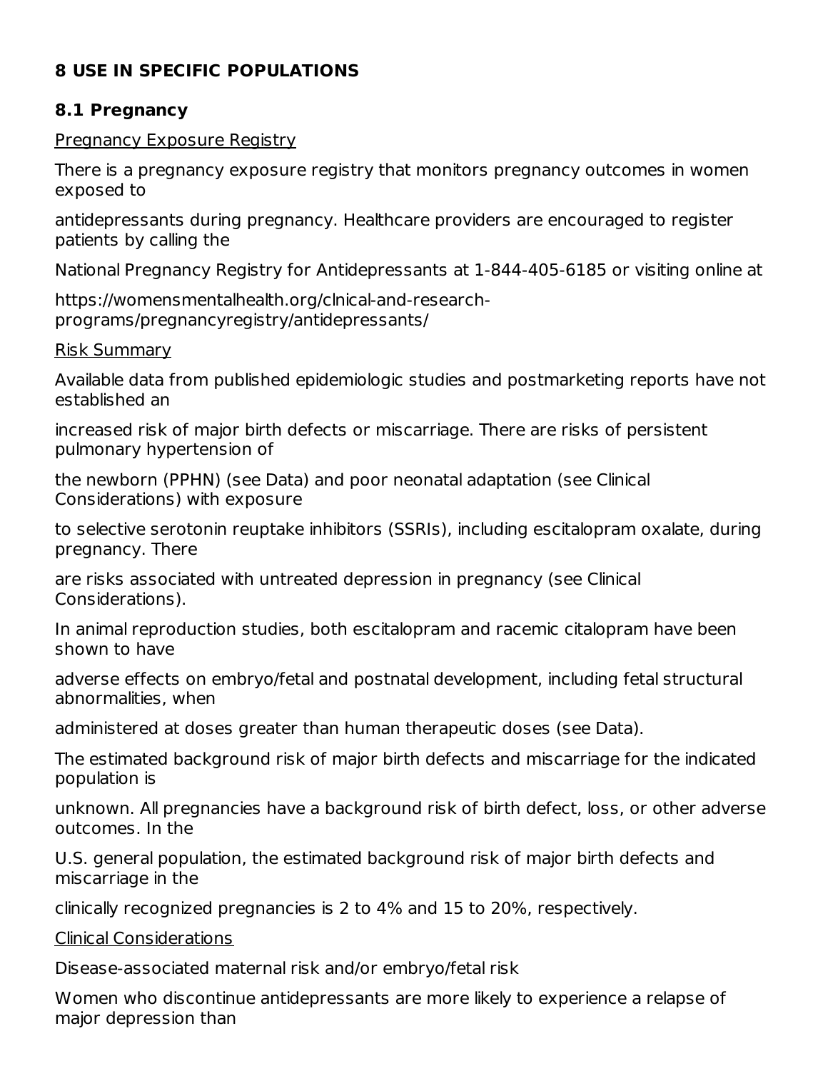## 8 USE IN SPECIFIC POPULATIONS

### 8.1 Pregnancy

Pregnancy Exposure Registry

There is a pregnancy exposure registry that monitors pregnancy outcomes in women exposed to antidepressants during pregnancy. Healthcare providers are encouraged to register patients by calling the National Pregnancy Registry for Antidepressants at 1-844-405-6185 or visiting online at https://womensmentalhealth.org/clnical-and-research-programs/pregnancyregistry/antidepressants/

Risk Summary

Available data from published epidemiologic studies and postmarketing reports have not established an increased risk of major birth defects or miscarriage. There are risks of persistent pulmonary hypertension of the newborn (PPHN) (see Data) and poor neonatal adaptation (see Clinical Considerations) with exposure to selective serotonin reuptake inhibitors (SSRIs), including escitalopram oxalate, during pregnancy. There are risks associated with untreated depression in pregnancy (see Clinical Considerations).

In animal reproduction studies, both escitalopram and racemic citalopram have been shown to have adverse effects on embryo/fetal and postnatal development, including fetal structural abnormalities, when administered at doses greater than human therapeutic doses (see Data).

The estimated background risk of major birth defects and miscarriage for the indicated population is unknown. All pregnancies have a background risk of birth defect, loss, or other adverse outcomes. In the U.S. general population, the estimated background risk of major birth defects and miscarriage in the clinically recognized pregnancies is 2 to 4% and 15 to 20%, respectively.

Clinical Considerations

Disease-associated maternal risk and/or embryo/fetal risk

Women who discontinue antidepressants are more likely to experience a relapse of major depression than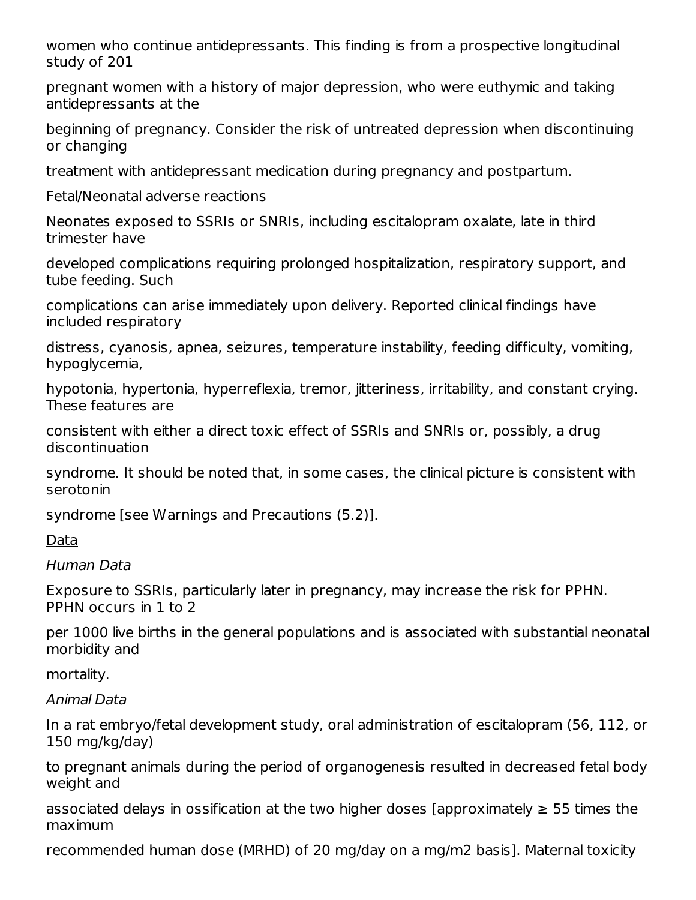women who continue antidepressants. This finding is from a prospective longitudinal study of 201 pregnant women with a history of major depression, who were euthymic and taking antidepressants at the beginning of pregnancy. Consider the risk of untreated depression when discontinuing or changing treatment with antidepressant medication during pregnancy and postpartum.

Fetal/Neonatal adverse reactions

Neonates exposed to SSRIs or SNRIs, including escitalopram oxalate, late in third trimester have developed complications requiring prolonged hospitalization, respiratory support, and tube feeding. Such complications can arise immediately upon delivery. Reported clinical findings have included respiratory distress, cyanosis, apnea, seizures, temperature instability, feeding difficulty, vomiting, hypoglycemia, hypotonia, hypertonia, hyperreflexia, tremor, jitteriness, irritability, and constant crying. These features are consistent with either a direct toxic effect of SSRIs and SNRIs or, possibly, a drug discontinuation syndrome. It should be noted that, in some cases, the clinical picture is consistent with serotonin syndrome [see Warnings and Precautions (5.2)].

Data

*Human Data*

Exposure to SSRIs, particularly later in pregnancy, may increase the risk for PPHN. PPHN occurs in 1 to 2 per 1000 live births in the general populations and is associated with substantial neonatal morbidity and mortality.

*Animal Data*

In a rat embryo/fetal development study, oral administration of escitalopram (56, 112, or 150 mg/kg/day) to pregnant animals during the period of organogenesis resulted in decreased fetal body weight and associated delays in ossification at the two higher doses [approximately ≥ 55 times the maximum recommended human dose (MRHD) of 20 mg/day on a mg/m2 basis]. Maternal toxicity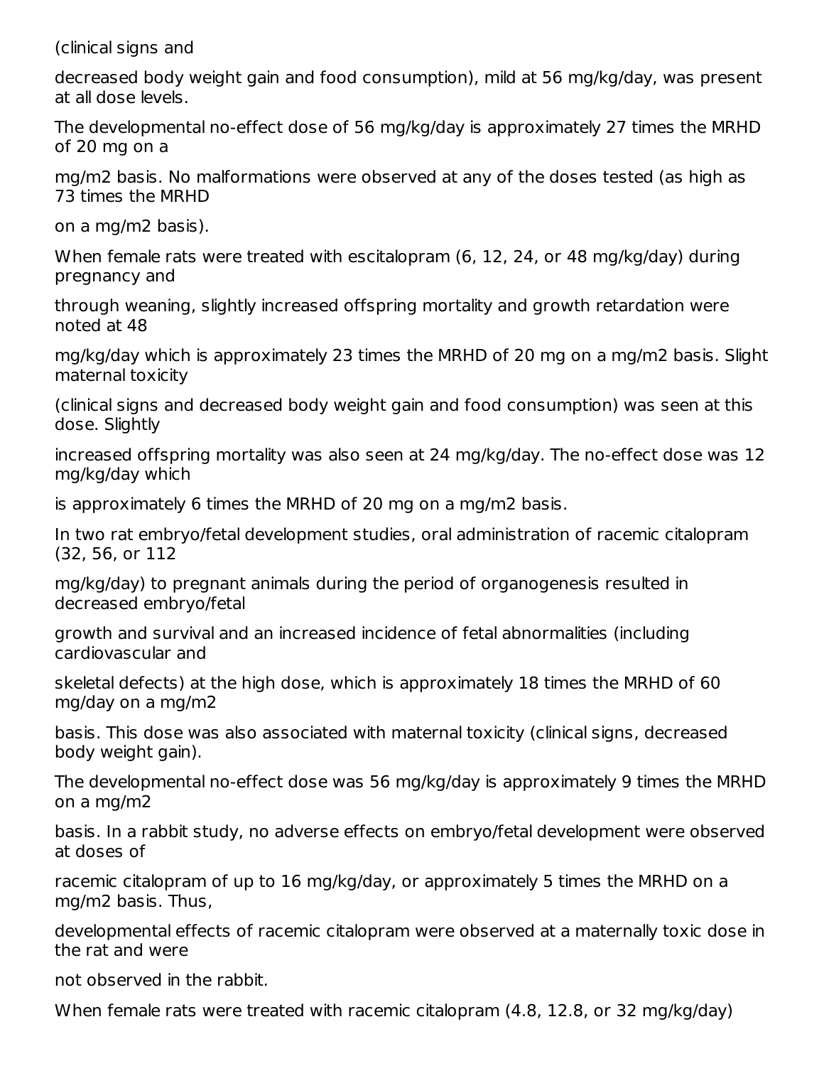(clinical signs and

decreased body weight gain and food consumption), mild at 56 mg/kg/day, was present at all dose levels.

The developmental no-effect dose of 56 mg/kg/day is approximately 27 times the MRHD of 20 mg on a mg/m2 basis. No malformations were observed at any of the doses tested (as high as 73 times the MRHD on a mg/m2 basis).

When female rats were treated with escitalopram (6, 12, 24, or 48 mg/kg/day) during pregnancy and through weaning, slightly increased offspring mortality and growth retardation were noted at 48 mg/kg/day which is approximately 23 times the MRHD of 20 mg on a mg/m2 basis. Slight maternal toxicity (clinical signs and decreased body weight gain and food consumption) was seen at this dose. Slightly increased offspring mortality was also seen at 24 mg/kg/day. The no-effect dose was 12 mg/kg/day which is approximately 6 times the MRHD of 20 mg on a mg/m2 basis.

In two rat embryo/fetal development studies, oral administration of racemic citalopram (32, 56, or 112 mg/kg/day) to pregnant animals during the period of organogenesis resulted in decreased embryo/fetal growth and survival and an increased incidence of fetal abnormalities (including cardiovascular and skeletal defects) at the high dose, which is approximately 18 times the MRHD of 60 mg/day on a mg/m2 basis. This dose was also associated with maternal toxicity (clinical signs, decreased body weight gain).

The developmental no-effect dose was 56 mg/kg/day is approximately 9 times the MRHD on a mg/m2 basis. In a rabbit study, no adverse effects on embryo/fetal development were observed at doses of racemic citalopram of up to 16 mg/kg/day, or approximately 5 times the MRHD on a mg/m2 basis. Thus, developmental effects of racemic citalopram were observed at a maternally toxic dose in the rat and were not observed in the rabbit.

When female rats were treated with racemic citalopram (4.8, 12.8, or 32 mg/kg/day)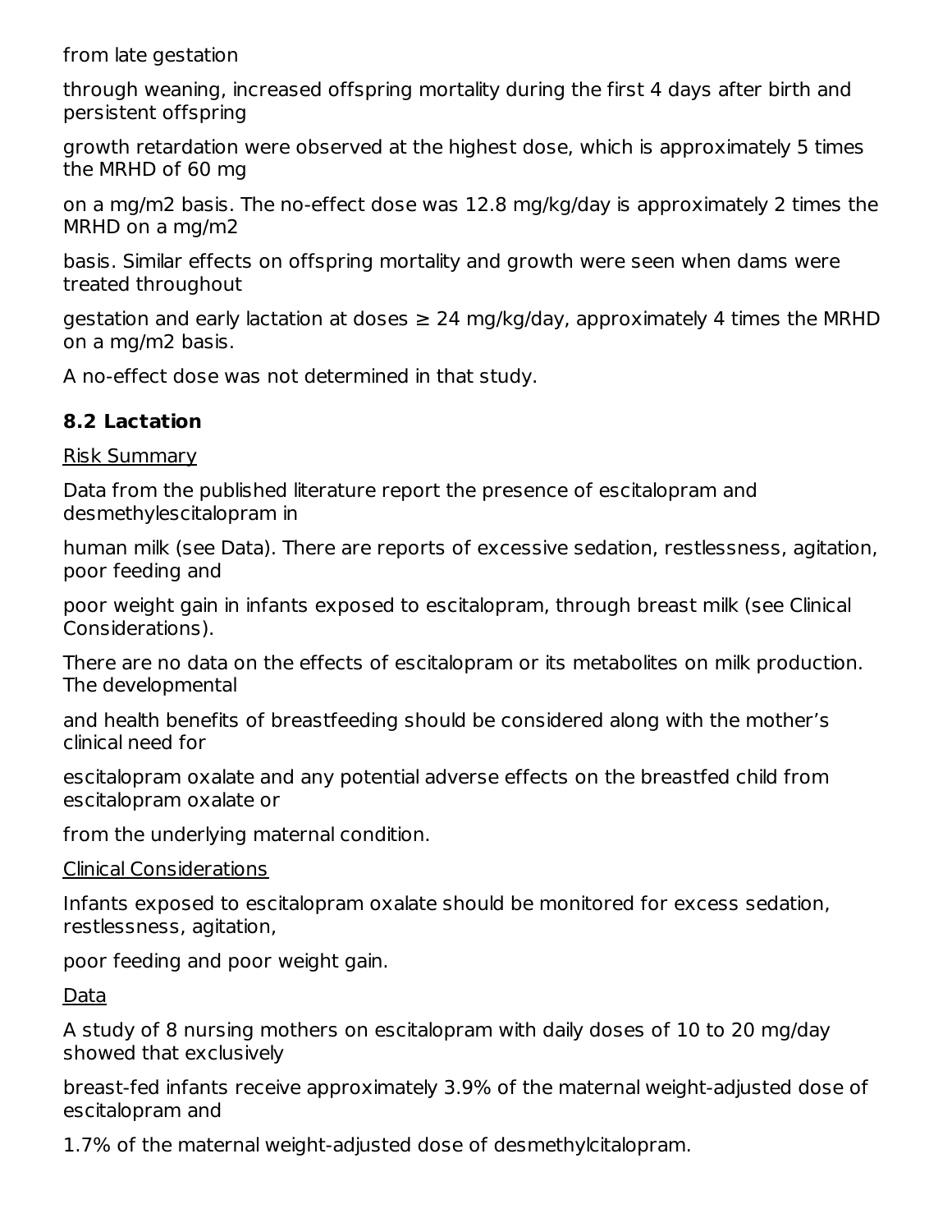from late gestation through weaning, increased offspring mortality during the first 4 days after birth and persistent offspring growth retardation were observed at the highest dose, which is approximately 5 times the MRHD of 60 mg on a mg/m2 basis. The no-effect dose was 12.8 mg/kg/day is approximately 2 times the MRHD on a mg/m2 basis. Similar effects on offspring mortality and growth were seen when dams were treated throughout gestation and early lactation at doses ≥ 24 mg/kg/day, approximately 4 times the MRHD on a mg/m2 basis.

A no-effect dose was not determined in that study.

## 8.2 Lactation

Risk Summary

Data from the published literature report the presence of escitalopram and desmethylescitalopram in human milk (see Data). There are reports of excessive sedation, restlessness, agitation, poor feeding and poor weight gain in infants exposed to escitalopram, through breast milk (see Clinical Considerations).

There are no data on the effects of escitalopram or its metabolites on milk production. The developmental and health benefits of breastfeeding should be considered along with the mother's clinical need for escitalopram oxalate and any potential adverse effects on the breastfed child from escitalopram oxalate or from the underlying maternal condition.

Clinical Considerations

Infants exposed to escitalopram oxalate should be monitored for excess sedation, restlessness, agitation, poor feeding and poor weight gain.

Data

A study of 8 nursing mothers on escitalopram with daily doses of 10 to 20 mg/day showed that exclusively breast-fed infants receive approximately 3.9% of the maternal weight-adjusted dose of escitalopram and 1.7% of the maternal weight-adjusted dose of desmethylcitalopram.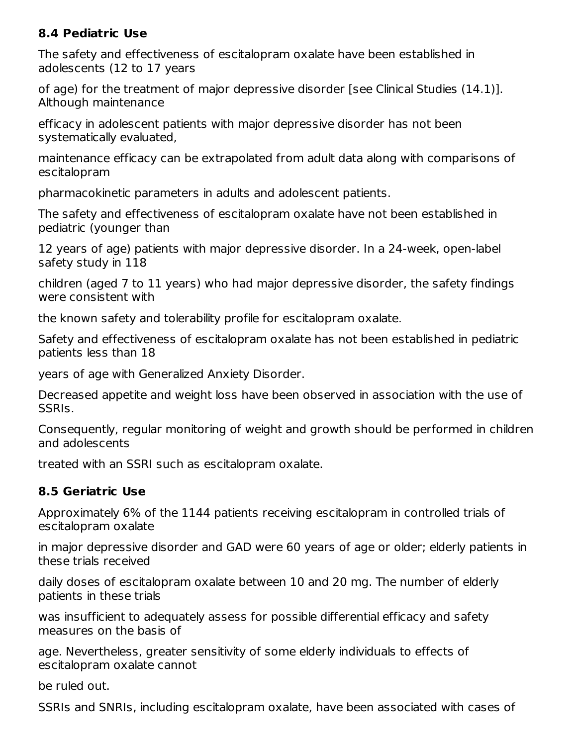### 8.4 Pediatric Use

The safety and effectiveness of escitalopram oxalate have been established in adolescents (12 to 17 years of age) for the treatment of major depressive disorder [see Clinical Studies (14.1)]. Although maintenance efficacy in adolescent patients with major depressive disorder has not been systematically evaluated, maintenance efficacy can be extrapolated from adult data along with comparisons of escitalopram pharmacokinetic parameters in adults and adolescent patients.

The safety and effectiveness of escitalopram oxalate have not been established in pediatric (younger than 12 years of age) patients with major depressive disorder. In a 24-week, open-label safety study in 118 children (aged 7 to 11 years) who had major depressive disorder, the safety findings were consistent with the known safety and tolerability profile for escitalopram oxalate.

Safety and effectiveness of escitalopram oxalate has not been established in pediatric patients less than 18 years of age with Generalized Anxiety Disorder.

Decreased appetite and weight loss have been observed in association with the use of SSRIs. Consequently, regular monitoring of weight and growth should be performed in children and adolescents treated with an SSRI such as escitalopram oxalate.

### 8.5 Geriatric Use

Approximately 6% of the 1144 patients receiving escitalopram in controlled trials of escitalopram oxalate in major depressive disorder and GAD were 60 years of age or older; elderly patients in these trials received daily doses of escitalopram oxalate between 10 and 20 mg. The number of elderly patients in these trials was insufficient to adequately assess for possible differential efficacy and safety measures on the basis of age. Nevertheless, greater sensitivity of some elderly individuals to effects of escitalopram oxalate cannot be ruled out.

SSRIs and SNRIs, including escitalopram oxalate, have been associated with cases of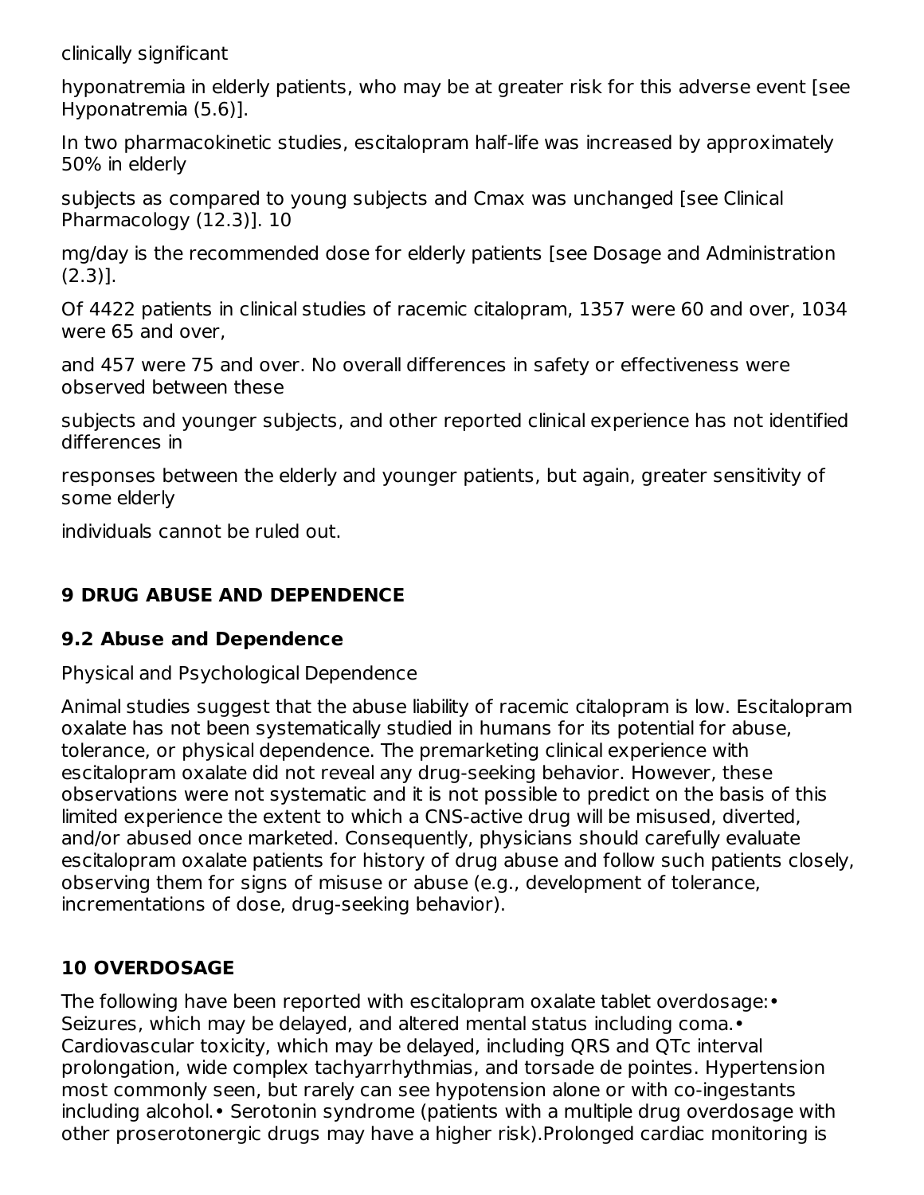clinically significant

hyponatremia in elderly patients, who may be at greater risk for this adverse event [see Hyponatremia (5.6)].

In two pharmacokinetic studies, escitalopram half-life was increased by approximately 50% in elderly

subjects as compared to young subjects and Cmax was unchanged [see Clinical Pharmacology (12.3)]. 10

mg/day is the recommended dose for elderly patients [see Dosage and Administration (2.3)].

Of 4422 patients in clinical studies of racemic citalopram, 1357 were 60 and over, 1034 were 65 and over,

and 457 were 75 and over. No overall differences in safety or effectiveness were observed between these

subjects and younger subjects, and other reported clinical experience has not identified differences in

responses between the elderly and younger patients, but again, greater sensitivity of some elderly

individuals cannot be ruled out.

## 9 DRUG ABUSE AND DEPENDENCE

### 9.2 Abuse and Dependence

Physical and Psychological Dependence

Animal studies suggest that the abuse liability of racemic citalopram is low. Escitalopram oxalate has not been systematically studied in humans for its potential for abuse, tolerance, or physical dependence. The premarketing clinical experience with escitalopram oxalate did not reveal any drug-seeking behavior. However, these observations were not systematic and it is not possible to predict on the basis of this limited experience the extent to which a CNS-active drug will be misused, diverted, and/or abused once marketed. Consequently, physicians should carefully evaluate escitalopram oxalate patients for history of drug abuse and follow such patients closely, observing them for signs of misuse or abuse (e.g., development of tolerance, incrementations of dose, drug-seeking behavior).

## 10 OVERDOSAGE

The following have been reported with escitalopram oxalate tablet overdosage:

- Seizures, which may be delayed, and altered mental status including coma.
- Cardiovascular toxicity, which may be delayed, including QRS and QTc interval prolongation, wide complex tachyarrhythmias, and torsade de pointes. Hypertension most commonly seen, but rarely can see hypotension alone or with co-ingestants including alcohol.
- Serotonin syndrome (patients with a multiple drug overdosage with other proserotonergic drugs may have a higher risk).

Prolonged cardiac monitoring is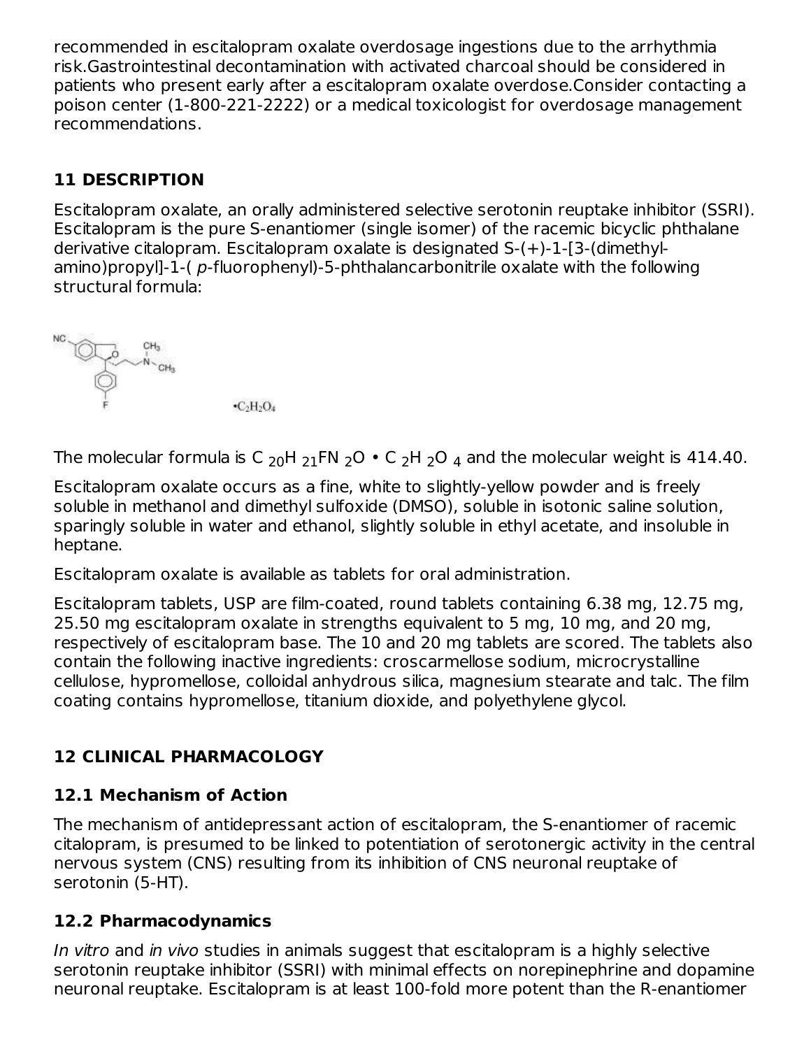recommended in escitalopram oxalate overdosage ingestions due to the arrhythmia risk.Gastrointestinal decontamination with activated charcoal should be considered in patients who present early after a escitalopram oxalate overdose.Consider contacting a poison center (1-800-221-2222) or a medical toxicologist for overdosage management recommendations.

## 11 DESCRIPTION

Escitalopram oxalate, an orally administered selective serotonin reuptake inhibitor (SSRI). Escitalopram is the pure S-enantiomer (single isomer) of the racemic bicyclic phthalane derivative citalopram. Escitalopram oxalate is designated S-(+)-1-[3-(dimethyl-amino)propyl]-1-( *p*-fluorophenyl)-5-phthalancarbonitrile oxalate with the following structural formula:

$\bullet C_2H_2O_4$

The molecular formula is $C_{20}H_{21}FN_2O \bullet C_2H_2O_4$ and the molecular weight is 414.40.

Escitalopram oxalate occurs as a fine, white to slightly-yellow powder and is freely soluble in methanol and dimethyl sulfoxide (DMSO), soluble in isotonic saline solution, sparingly soluble in water and ethanol, slightly soluble in ethyl acetate, and insoluble in heptane.

Escitalopram oxalate is available as tablets for oral administration.

Escitalopram tablets, USP are film-coated, round tablets containing 6.38 mg, 12.75 mg, 25.50 mg escitalopram oxalate in strengths equivalent to 5 mg, 10 mg, and 20 mg, respectively of escitalopram base. The 10 and 20 mg tablets are scored. The tablets also contain the following inactive ingredients: croscarmellose sodium, microcrystalline cellulose, hypromellose, colloidal anhydrous silica, magnesium stearate and talc. The film coating contains hypromellose, titanium dioxide, and polyethylene glycol.

## 12 CLINICAL PHARMACOLOGY

### 12.1 Mechanism of Action

The mechanism of antidepressant action of escitalopram, the S-enantiomer of racemic citalopram, is presumed to be linked to potentiation of serotonergic activity in the central nervous system (CNS) resulting from its inhibition of CNS neuronal reuptake of serotonin (5-HT).

### 12.2 Pharmacodynamics

*In vitro* and *in vivo* studies in animals suggest that escitalopram is a highly selective serotonin reuptake inhibitor (SSRI) with minimal effects on norepinephrine and dopamine neuronal reuptake. Escitalopram is at least 100-fold more potent than the R-enantiomer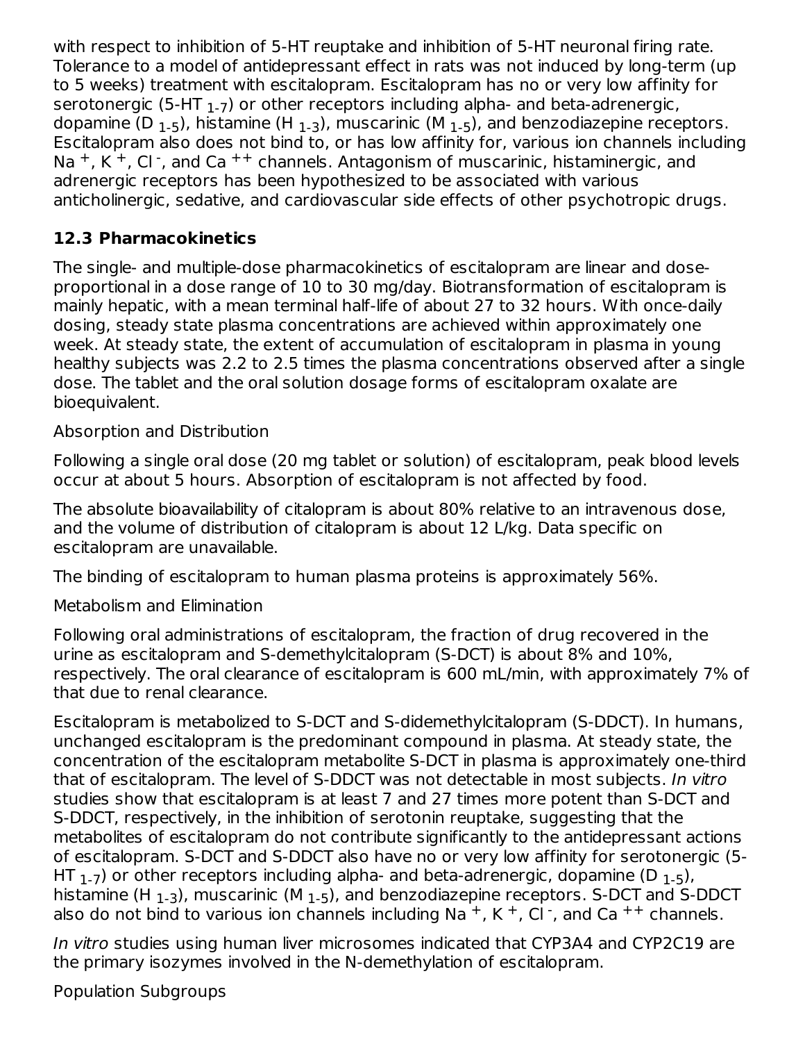with respect to inhibition of 5-HT reuptake and inhibition of 5-HT neuronal firing rate. Tolerance to a model of antidepressant effect in rats was not induced by long-term (up to 5 weeks) treatment with escitalopram. Escitalopram has no or very low affinity for serotonergic (5-HT $_{1-7}$) or other receptors including alpha- and beta-adrenergic, dopamine (D $_{1-5}$), histamine (H $_{1-3}$), muscarinic (M $_{1-5}$), and benzodiazepine receptors. Escitalopram also does not bind to, or has low affinity for, various ion channels including $Na^+$, $K^+$, $Cl^-$, and $Ca^{++}$ channels. Antagonism of muscarinic, histaminergic, and adrenergic receptors has been hypothesized to be associated with various anticholinergic, sedative, and cardiovascular side effects of other psychotropic drugs.

### 12.3 Pharmacokinetics

The single- and multiple-dose pharmacokinetics of escitalopram are linear and dose-proportional in a dose range of 10 to 30 mg/day. Biotransformation of escitalopram is mainly hepatic, with a mean terminal half-life of about 27 to 32 hours. With once-daily dosing, steady state plasma concentrations are achieved within approximately one week. At steady state, the extent of accumulation of escitalopram in plasma in young healthy subjects was 2.2 to 2.5 times the plasma concentrations observed after a single dose. The tablet and the oral solution dosage forms of escitalopram oxalate are bioequivalent.

Absorption and Distribution

Following a single oral dose (20 mg tablet or solution) of escitalopram, peak blood levels occur at about 5 hours. Absorption of escitalopram is not affected by food.

The absolute bioavailability of citalopram is about 80% relative to an intravenous dose, and the volume of distribution of citalopram is about 12 L/kg. Data specific on escitalopram are unavailable.

The binding of escitalopram to human plasma proteins is approximately 56%.

Metabolism and Elimination

Following oral administrations of escitalopram, the fraction of drug recovered in the urine as escitalopram and S-demethylcitalopram (S-DCT) is about 8% and 10%, respectively. The oral clearance of escitalopram is 600 mL/min, with approximately 7% of that due to renal clearance.

Escitalopram is metabolized to S-DCT and S-didemethylcitalopram (S-DDCT). In humans, unchanged escitalopram is the predominant compound in plasma. At steady state, the concentration of the escitalopram metabolite S-DCT in plasma is approximately one-third that of escitalopram. The level of S-DDCT was not detectable in most subjects. *In vitro* studies show that escitalopram is at least 7 and 27 times more potent than S-DCT and S-DDCT, respectively, in the inhibition of serotonin reuptake, suggesting that the metabolites of escitalopram do not contribute significantly to the antidepressant actions of escitalopram. S-DCT and S-DDCT also have no or very low affinity for serotonergic (5-HT $_{1-7}$) or other receptors including alpha- and beta-adrenergic, dopamine (D $_{1-5}$), histamine (H $_{1-3}$), muscarinic (M $_{1-5}$), and benzodiazepine receptors. S-DCT and S-DDCT also do not bind to various ion channels including $Na^+$, $K^+$, $Cl^-$, and $Ca^{++}$ channels.

*In vitro* studies using human liver microsomes indicated that CYP3A4 and CYP2C19 are the primary isozymes involved in the N-demethylation of escitalopram.

Population Subgroups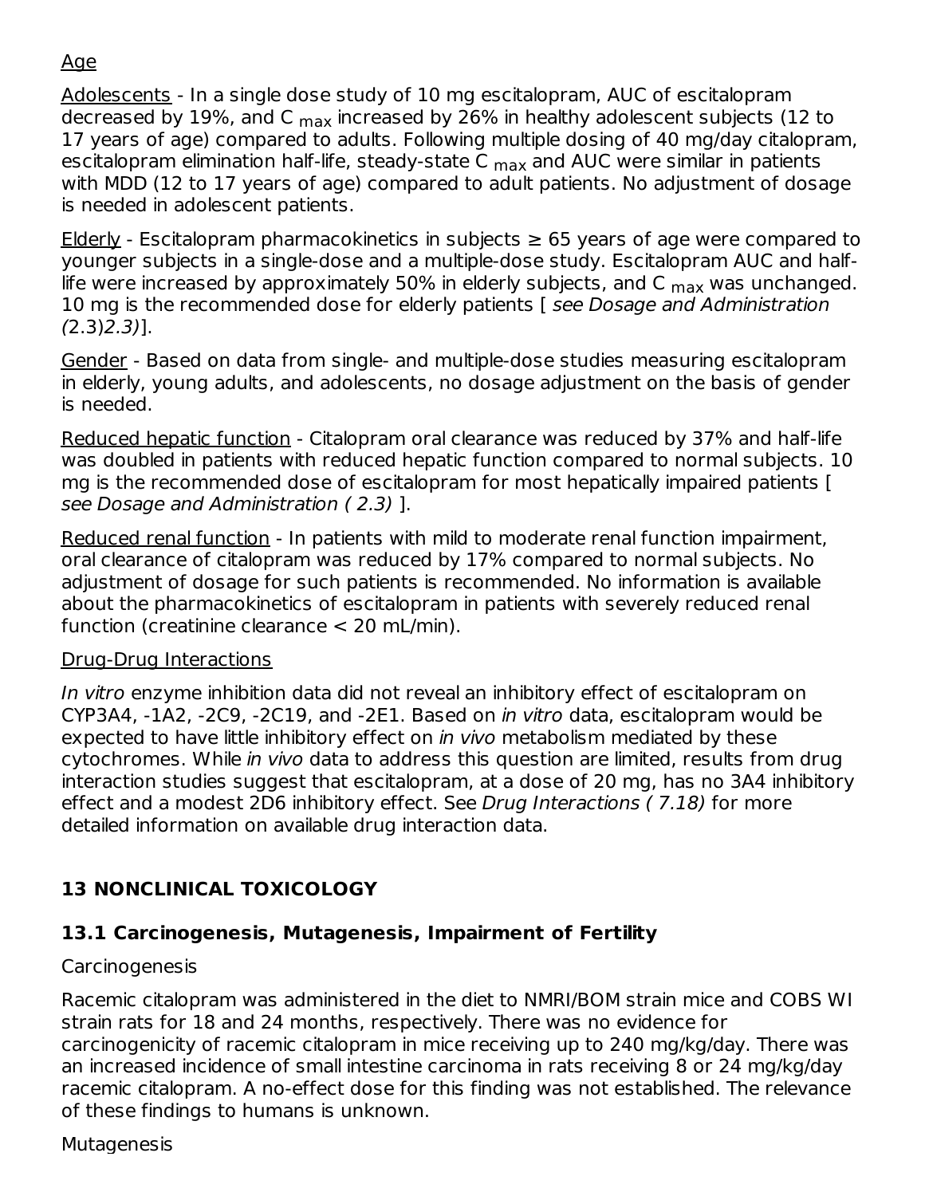Age

Adolescents - In a single dose study of 10 mg escitalopram, AUC of escitalopram decreased by 19%, and $C_{max}$ increased by 26% in healthy adolescent subjects (12 to 17 years of age) compared to adults. Following multiple dosing of 40 mg/day citalopram, escitalopram elimination half-life, steady-state $C_{max}$ and AUC were similar in patients with MDD (12 to 17 years of age) compared to adult patients. No adjustment of dosage is needed in adolescent patients.

Elderly - Escitalopram pharmacokinetics in subjects ≥ 65 years of age were compared to younger subjects in a single-dose and a multiple-dose study. Escitalopram AUC and half-life were increased by approximately 50% in elderly subjects, and $C_{max}$ was unchanged. 10 mg is the recommended dose for elderly patients [ *see Dosage and Administration (*2.3)*2.3)*].

Gender - Based on data from single- and multiple-dose studies measuring escitalopram in elderly, young adults, and adolescents, no dosage adjustment on the basis of gender is needed.

Reduced hepatic function - Citalopram oral clearance was reduced by 37% and half-life was doubled in patients with reduced hepatic function compared to normal subjects. 10 mg is the recommended dose of escitalopram for most hepatically impaired patients [ *see Dosage and Administration ( 2.3)* ].

Reduced renal function - In patients with mild to moderate renal function impairment, oral clearance of citalopram was reduced by 17% compared to normal subjects. No adjustment of dosage for such patients is recommended. No information is available about the pharmacokinetics of escitalopram in patients with severely reduced renal function (creatinine clearance < 20 mL/min).

Drug-Drug Interactions

*In vitro* enzyme inhibition data did not reveal an inhibitory effect of escitalopram on CYP3A4, -1A2, -2C9, -2C19, and -2E1. Based on *in vitro* data, escitalopram would be expected to have little inhibitory effect on *in vivo* metabolism mediated by these cytochromes. While *in vivo* data to address this question are limited, results from drug interaction studies suggest that escitalopram, at a dose of 20 mg, has no 3A4 inhibitory effect and a modest 2D6 inhibitory effect. See *Drug Interactions ( 7.18)* for more detailed information on available drug interaction data.

## 13 NONCLINICAL TOXICOLOGY

### 13.1 Carcinogenesis, Mutagenesis, Impairment of Fertility

Carcinogenesis

Racemic citalopram was administered in the diet to NMRI/BOM strain mice and COBS WI strain rats for 18 and 24 months, respectively. There was no evidence for carcinogenicity of racemic citalopram in mice receiving up to 240 mg/kg/day. There was an increased incidence of small intestine carcinoma in rats receiving 8 or 24 mg/kg/day racemic citalopram. A no-effect dose for this finding was not established. The relevance of these findings to humans is unknown.

Mutagenesis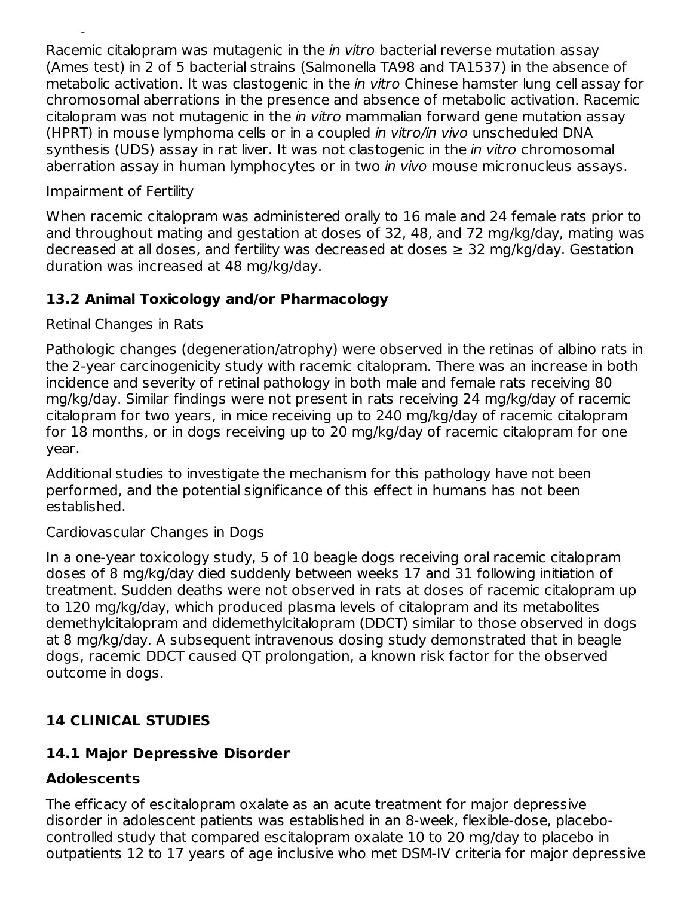Racemic citalopram was mutagenic in the *in vitro* bacterial reverse mutation assay (Ames test) in 2 of 5 bacterial strains (Salmonella TA98 and TA1537) in the absence of metabolic activation. It was clastogenic in the *in vitro* Chinese hamster lung cell assay for chromosomal aberrations in the presence and absence of metabolic activation. Racemic citalopram was not mutagenic in the *in vitro* mammalian forward gene mutation assay (HPRT) in mouse lymphoma cells or in a coupled *in vitro/in vivo* unscheduled DNA synthesis (UDS) assay in rat liver. It was not clastogenic in the *in vitro* chromosomal aberration assay in human lymphocytes or in two *in vivo* mouse micronucleus assays.

Impairment of Fertility

When racemic citalopram was administered orally to 16 male and 24 female rats prior to and throughout mating and gestation at doses of 32, 48, and 72 mg/kg/day, mating was decreased at all doses, and fertility was decreased at doses ≥ 32 mg/kg/day. Gestation duration was increased at 48 mg/kg/day.

### 13.2 Animal Toxicology and/or Pharmacology

Retinal Changes in Rats

Pathologic changes (degeneration/atrophy) were observed in the retinas of albino rats in the 2-year carcinogenicity study with racemic citalopram. There was an increase in both incidence and severity of retinal pathology in both male and female rats receiving 80 mg/kg/day. Similar findings were not present in rats receiving 24 mg/kg/day of racemic citalopram for two years, in mice receiving up to 240 mg/kg/day of racemic citalopram for 18 months, or in dogs receiving up to 20 mg/kg/day of racemic citalopram for one year.

Additional studies to investigate the mechanism for this pathology have not been performed, and the potential significance of this effect in humans has not been established.

Cardiovascular Changes in Dogs

In a one-year toxicology study, 5 of 10 beagle dogs receiving oral racemic citalopram doses of 8 mg/kg/day died suddenly between weeks 17 and 31 following initiation of treatment. Sudden deaths were not observed in rats at doses of racemic citalopram up to 120 mg/kg/day, which produced plasma levels of citalopram and its metabolites demethylcitalopram and didemethylcitalopram (DDCT) similar to those observed in dogs at 8 mg/kg/day. A subsequent intravenous dosing study demonstrated that in beagle dogs, racemic DDCT caused QT prolongation, a known risk factor for the observed outcome in dogs.

## 14 CLINICAL STUDIES

### 14.1 Major Depressive Disorder

**Adolescents**

The efficacy of escitalopram oxalate as an acute treatment for major depressive disorder in adolescent patients was established in an 8-week, flexible-dose, placebo-controlled study that compared escitalopram oxalate 10 to 20 mg/day to placebo in outpatients 12 to 17 years of age inclusive who met DSM-IV criteria for major depressive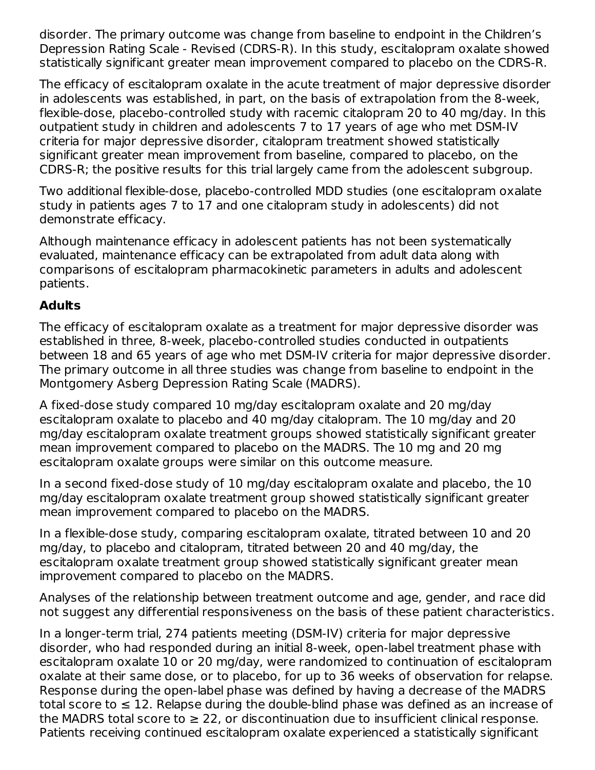disorder. The primary outcome was change from baseline to endpoint in the Children's Depression Rating Scale - Revised (CDRS-R). In this study, escitalopram oxalate showed statistically significant greater mean improvement compared to placebo on the CDRS-R.

The efficacy of escitalopram oxalate in the acute treatment of major depressive disorder in adolescents was established, in part, on the basis of extrapolation from the 8-week, flexible-dose, placebo-controlled study with racemic citalopram 20 to 40 mg/day. In this outpatient study in children and adolescents 7 to 17 years of age who met DSM-IV criteria for major depressive disorder, citalopram treatment showed statistically significant greater mean improvement from baseline, compared to placebo, on the CDRS-R; the positive results for this trial largely came from the adolescent subgroup.

Two additional flexible-dose, placebo-controlled MDD studies (one escitalopram oxalate study in patients ages 7 to 17 and one citalopram study in adolescents) did not demonstrate efficacy.

Although maintenance efficacy in adolescent patients has not been systematically evaluated, maintenance efficacy can be extrapolated from adult data along with comparisons of escitalopram pharmacokinetic parameters in adults and adolescent patients.

**Adults**

The efficacy of escitalopram oxalate as a treatment for major depressive disorder was established in three, 8-week, placebo-controlled studies conducted in outpatients between 18 and 65 years of age who met DSM-IV criteria for major depressive disorder. The primary outcome in all three studies was change from baseline to endpoint in the Montgomery Asberg Depression Rating Scale (MADRS).

A fixed-dose study compared 10 mg/day escitalopram oxalate and 20 mg/day escitalopram oxalate to placebo and 40 mg/day citalopram. The 10 mg/day and 20 mg/day escitalopram oxalate treatment groups showed statistically significant greater mean improvement compared to placebo on the MADRS. The 10 mg and 20 mg escitalopram oxalate groups were similar on this outcome measure.

In a second fixed-dose study of 10 mg/day escitalopram oxalate and placebo, the 10 mg/day escitalopram oxalate treatment group showed statistically significant greater mean improvement compared to placebo on the MADRS.

In a flexible-dose study, comparing escitalopram oxalate, titrated between 10 and 20 mg/day, to placebo and citalopram, titrated between 20 and 40 mg/day, the escitalopram oxalate treatment group showed statistically significant greater mean improvement compared to placebo on the MADRS.

Analyses of the relationship between treatment outcome and age, gender, and race did not suggest any differential responsiveness on the basis of these patient characteristics.

In a longer-term trial, 274 patients meeting (DSM-IV) criteria for major depressive disorder, who had responded during an initial 8-week, open-label treatment phase with escitalopram oxalate 10 or 20 mg/day, were randomized to continuation of escitalopram oxalate at their same dose, or to placebo, for up to 36 weeks of observation for relapse. Response during the open-label phase was defined by having a decrease of the MADRS total score to ≤ 12. Relapse during the double-blind phase was defined as an increase of the MADRS total score to ≥ 22, or discontinuation due to insufficient clinical response. Patients receiving continued escitalopram oxalate experienced a statistically significant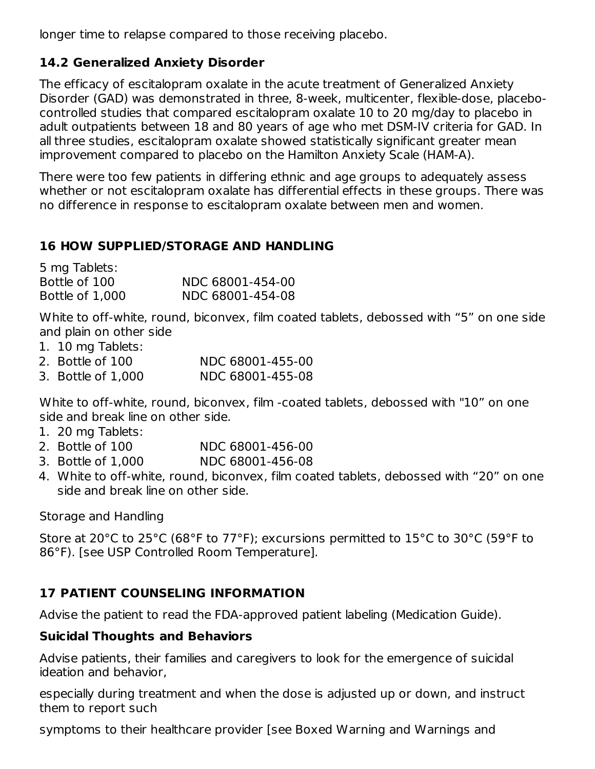longer time to relapse compared to those receiving placebo.

### 14.2 Generalized Anxiety Disorder

The efficacy of escitalopram oxalate in the acute treatment of Generalized Anxiety Disorder (GAD) was demonstrated in three, 8-week, multicenter, flexible-dose, placebo-controlled studies that compared escitalopram oxalate 10 to 20 mg/day to placebo in adult outpatients between 18 and 80 years of age who met DSM-IV criteria for GAD. In all three studies, escitalopram oxalate showed statistically significant greater mean improvement compared to placebo on the Hamilton Anxiety Scale (HAM-A).

There were too few patients in differing ethnic and age groups to adequately assess whether or not escitalopram oxalate has differential effects in these groups. There was no difference in response to escitalopram oxalate between men and women.

## 16 HOW SUPPLIED/STORAGE AND HANDLING

5 mg Tablets:

| | |
|---|---|
| Bottle of 100 | NDC 68001-454-00 |
| Bottle of 1,000 | NDC 68001-454-08 |

White to off-white, round, biconvex, film coated tablets, debossed with “5” on one side and plain on other side

1. 10 mg Tablets:
2. Bottle of 100 NDC 68001-455-00
3. Bottle of 1,000 NDC 68001-455-08

White to off-white, round, biconvex, film -coated tablets, debossed with "10” on one side and break line on other side.

1. 20 mg Tablets:
2. Bottle of 100 NDC 68001-456-00
3. Bottle of 1,000 NDC 68001-456-08
4. White to off-white, round, biconvex, film coated tablets, debossed with “20” on one side and break line on other side.

Storage and Handling

Store at 20°C to 25°C (68°F to 77°F); excursions permitted to 15°C to 30°C (59°F to 86°F). [see USP Controlled Room Temperature].

## 17 PATIENT COUNSELING INFORMATION

Advise the patient to read the FDA-approved patient labeling (Medication Guide).

### Suicidal Thoughts and Behaviors

Advise patients, their families and caregivers to look for the emergence of suicidal ideation and behavior,

especially during treatment and when the dose is adjusted up or down, and instruct them to report such

symptoms to their healthcare provider [see Boxed Warning and Warnings and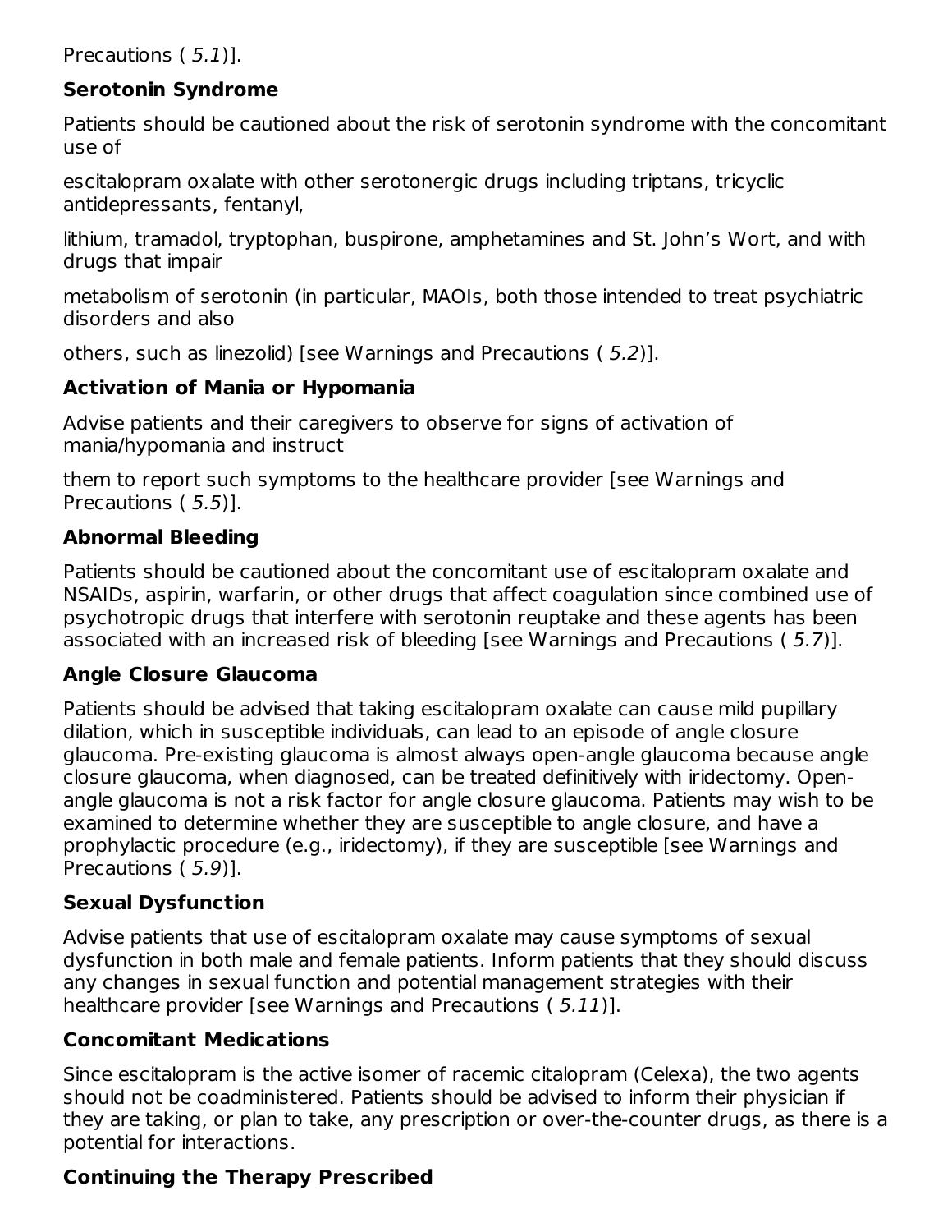Precautions ( *5.1*)].

**Serotonin Syndrome**

Patients should be cautioned about the risk of serotonin syndrome with the concomitant use of escitalopram oxalate with other serotonergic drugs including triptans, tricyclic antidepressants, fentanyl, lithium, tramadol, tryptophan, buspirone, amphetamines and St. John's Wort, and with drugs that impair metabolism of serotonin (in particular, MAOIs, both those intended to treat psychiatric disorders and also others, such as linezolid) [see Warnings and Precautions ( *5.2*)].

**Activation of Mania or Hypomania**

Advise patients and their caregivers to observe for signs of activation of mania/hypomania and instruct them to report such symptoms to the healthcare provider [see Warnings and Precautions ( *5.5*)].

**Abnormal Bleeding**

Patients should be cautioned about the concomitant use of escitalopram oxalate and NSAIDs, aspirin, warfarin, or other drugs that affect coagulation since combined use of psychotropic drugs that interfere with serotonin reuptake and these agents has been associated with an increased risk of bleeding [see Warnings and Precautions ( *5.7*)].

**Angle Closure Glaucoma**

Patients should be advised that taking escitalopram oxalate can cause mild pupillary dilation, which in susceptible individuals, can lead to an episode of angle closure glaucoma. Pre-existing glaucoma is almost always open-angle glaucoma because angle closure glaucoma, when diagnosed, can be treated definitively with iridectomy. Open-angle glaucoma is not a risk factor for angle closure glaucoma. Patients may wish to be examined to determine whether they are susceptible to angle closure, and have a prophylactic procedure (e.g., iridectomy), if they are susceptible [see Warnings and Precautions ( *5.9*)].

**Sexual Dysfunction**

Advise patients that use of escitalopram oxalate may cause symptoms of sexual dysfunction in both male and female patients. Inform patients that they should discuss any changes in sexual function and potential management strategies with their healthcare provider [see Warnings and Precautions ( *5.11*)].

**Concomitant Medications**

Since escitalopram is the active isomer of racemic citalopram (Celexa), the two agents should not be coadministered. Patients should be advised to inform their physician if they are taking, or plan to take, any prescription or over-the-counter drugs, as there is a potential for interactions.

**Continuing the Therapy Prescribed**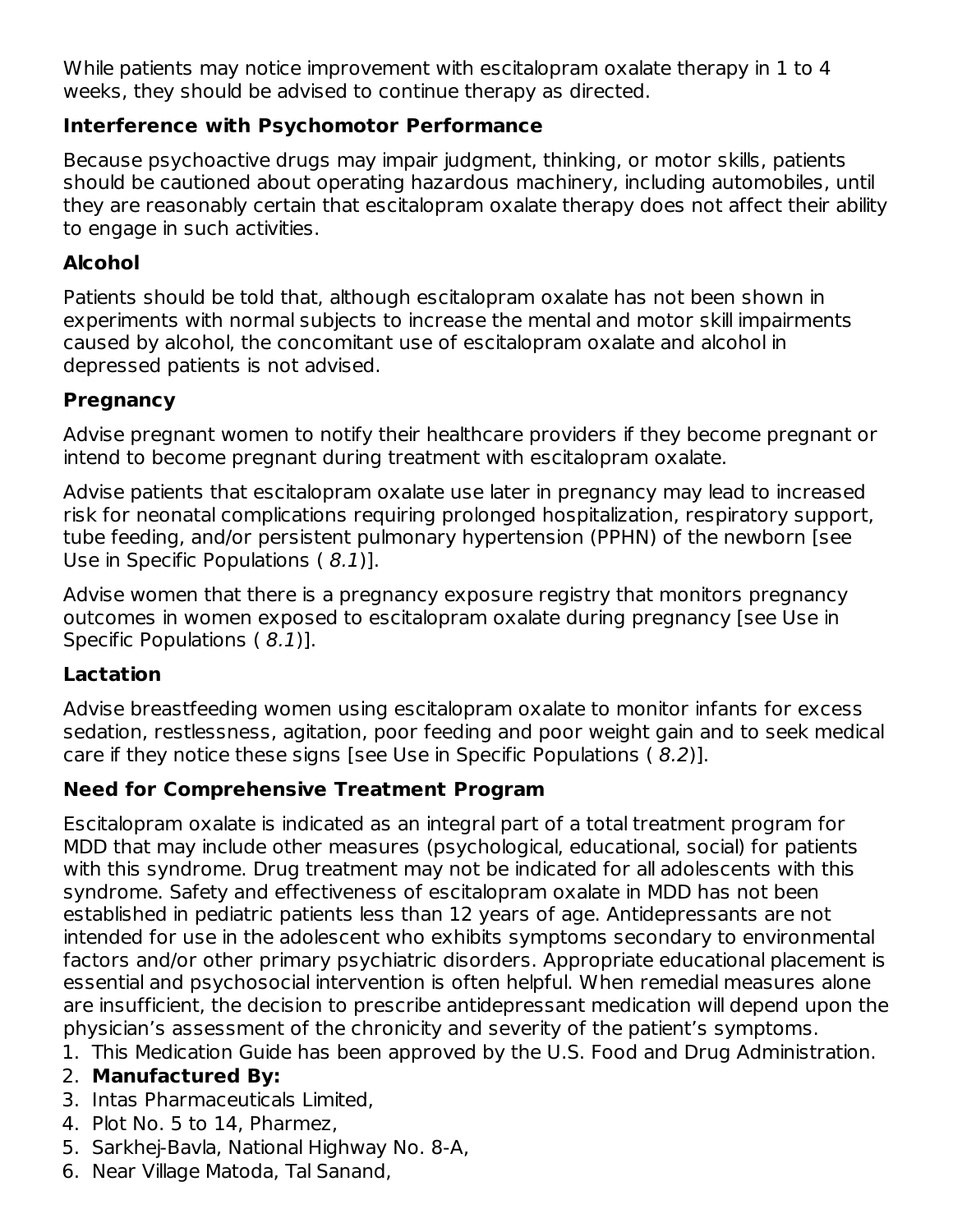While patients may notice improvement with escitalopram oxalate therapy in 1 to 4 weeks, they should be advised to continue therapy as directed.

### Interference with Psychomotor Performance

Because psychoactive drugs may impair judgment, thinking, or motor skills, patients should be cautioned about operating hazardous machinery, including automobiles, until they are reasonably certain that escitalopram oxalate therapy does not affect their ability to engage in such activities.

### Alcohol

Patients should be told that, although escitalopram oxalate has not been shown in experiments with normal subjects to increase the mental and motor skill impairments caused by alcohol, the concomitant use of escitalopram oxalate and alcohol in depressed patients is not advised.

### Pregnancy

Advise pregnant women to notify their healthcare providers if they become pregnant or intend to become pregnant during treatment with escitalopram oxalate.

Advise patients that escitalopram oxalate use later in pregnancy may lead to increased risk for neonatal complications requiring prolonged hospitalization, respiratory support, tube feeding, and/or persistent pulmonary hypertension (PPHN) of the newborn [see Use in Specific Populations ( *8.1*)].

Advise women that there is a pregnancy exposure registry that monitors pregnancy outcomes in women exposed to escitalopram oxalate during pregnancy [see Use in Specific Populations ( *8.1*)].

### Lactation

Advise breastfeeding women using escitalopram oxalate to monitor infants for excess sedation, restlessness, agitation, poor feeding and poor weight gain and to seek medical care if they notice these signs [see Use in Specific Populations ( *8.2*)].

### Need for Comprehensive Treatment Program

Escitalopram oxalate is indicated as an integral part of a total treatment program for MDD that may include other measures (psychological, educational, social) for patients with this syndrome. Drug treatment may not be indicated for all adolescents with this syndrome. Safety and effectiveness of escitalopram oxalate in MDD has not been established in pediatric patients less than 12 years of age. Antidepressants are not intended for use in the adolescent who exhibits symptoms secondary to environmental factors and/or other primary psychiatric disorders. Appropriate educational placement is essential and psychosocial intervention is often helpful. When remedial measures alone are insufficient, the decision to prescribe antidepressant medication will depend upon the physician's assessment of the chronicity and severity of the patient's symptoms.

1. This Medication Guide has been approved by the U.S. Food and Drug Administration.
2. **Manufactured By:**
3. Intas Pharmaceuticals Limited,
4. Plot No. 5 to 14, Pharmez,
5. Sarkhej-Bavla, National Highway No. 8-A,
6. Near Village Matoda, Tal Sanand,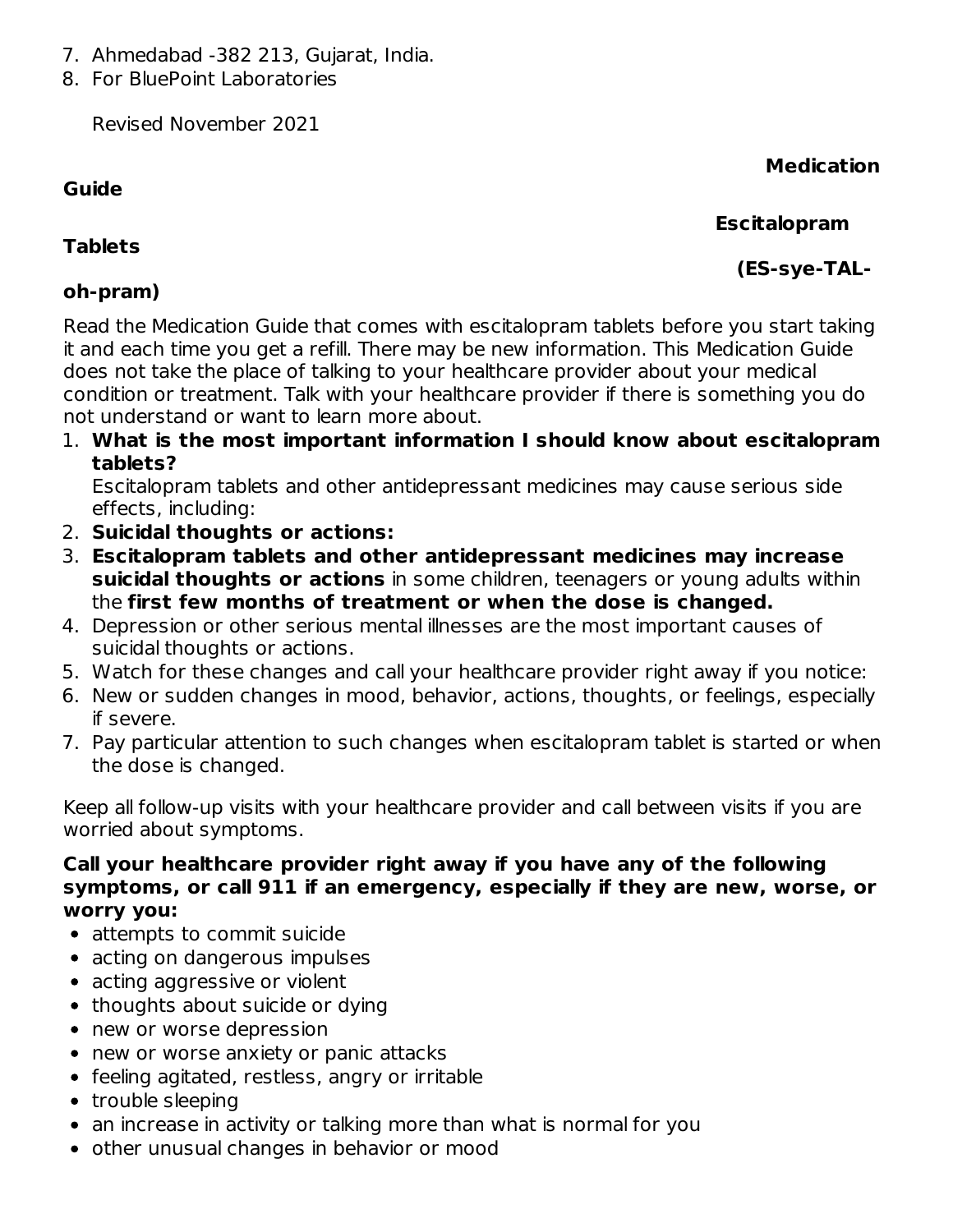7. Ahmedabad -382 213, Gujarat, India.
8. For BluePoint Laboratories

   Revised November 2021

# Medication Guide

## Escitalopram Tablets

## (ES-sye-TAL-oh-pram)

Read the Medication Guide that comes with escitalopram tablets before you start taking it and each time you get a refill. There may be new information. This Medication Guide does not take the place of talking to your healthcare provider about your medical condition or treatment. Talk with your healthcare provider if there is something you do not understand or want to learn more about.

1. **What is the most important information I should know about escitalopram tablets?**
   Escitalopram tablets and other antidepressant medicines may cause serious side effects, including:
2. **Suicidal thoughts or actions:**
3. **Escitalopram tablets and other antidepressant medicines may increase suicidal thoughts or actions** in some children, teenagers or young adults within the **first few months of treatment or when the dose is changed.**
4. Depression or other serious mental illnesses are the most important causes of suicidal thoughts or actions.
5. Watch for these changes and call your healthcare provider right away if you notice:
6. New or sudden changes in mood, behavior, actions, thoughts, or feelings, especially if severe.
7. Pay particular attention to such changes when escitalopram tablet is started or when the dose is changed.

Keep all follow-up visits with your healthcare provider and call between visits if you are worried about symptoms.

**Call your healthcare provider right away if you have any of the following symptoms, or call 911 if an emergency, especially if they are new, worse, or worry you:**

- attempts to commit suicide
- acting on dangerous impulses
- acting aggressive or violent
- thoughts about suicide or dying
- new or worse depression
- new or worse anxiety or panic attacks
- feeling agitated, restless, angry or irritable
- trouble sleeping
- an increase in activity or talking more than what is normal for you
- other unusual changes in behavior or mood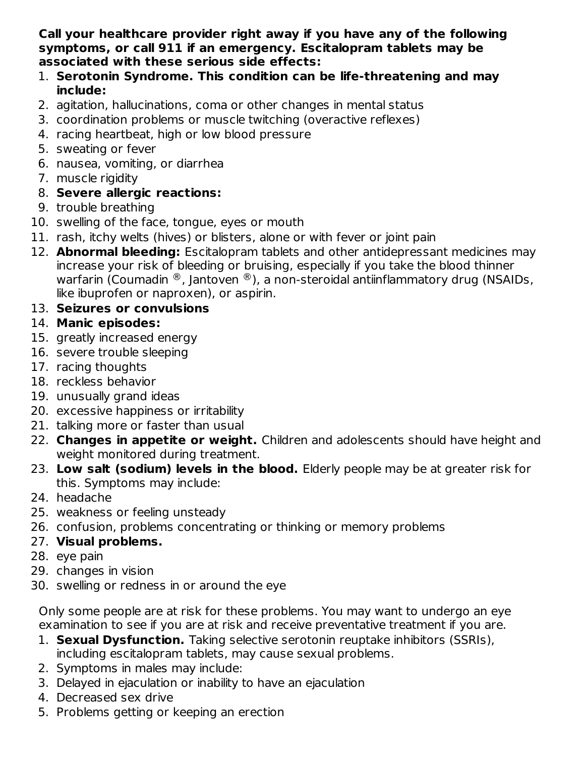**Call your healthcare provider right away if you have any of the following symptoms, or call 911 if an emergency. Escitalopram tablets may be associated with these serious side effects:**

1. **Serotonin Syndrome. This condition can be life-threatening and may include:**
2. agitation, hallucinations, coma or other changes in mental status
3. coordination problems or muscle twitching (overactive reflexes)
4. racing heartbeat, high or low blood pressure
5. sweating or fever
6. nausea, vomiting, or diarrhea
7. muscle rigidity
8. **Severe allergic reactions:**
9. trouble breathing
10. swelling of the face, tongue, eyes or mouth
11. rash, itchy welts (hives) or blisters, alone or with fever or joint pain
12. **Abnormal bleeding:** Escitalopram tablets and other antidepressant medicines may increase your risk of bleeding or bruising, especially if you take the blood thinner warfarin (Coumadin ®, Jantoven ®), a non-steroidal antiinflammatory drug (NSAIDs, like ibuprofen or naproxen), or aspirin.
13. **Seizures or convulsions**
14. **Manic episodes:**
15. greatly increased energy
16. severe trouble sleeping
17. racing thoughts
18. reckless behavior
19. unusually grand ideas
20. excessive happiness or irritability
21. talking more or faster than usual
22. **Changes in appetite or weight.** Children and adolescents should have height and weight monitored during treatment.
23. **Low salt (sodium) levels in the blood.** Elderly people may be at greater risk for this. Symptoms may include:
24. headache
25. weakness or feeling unsteady
26. confusion, problems concentrating or thinking or memory problems
27. **Visual problems.**
28. eye pain
29. changes in vision
30. swelling or redness in or around the eye

Only some people are at risk for these problems. You may want to undergo an eye examination to see if you are at risk and receive preventative treatment if you are.

1. **Sexual Dysfunction.** Taking selective serotonin reuptake inhibitors (SSRIs), including escitalopram tablets, may cause sexual problems.
2. Symptoms in males may include:
3. Delayed in ejaculation or inability to have an ejaculation
4. Decreased sex drive
5. Problems getting or keeping an erection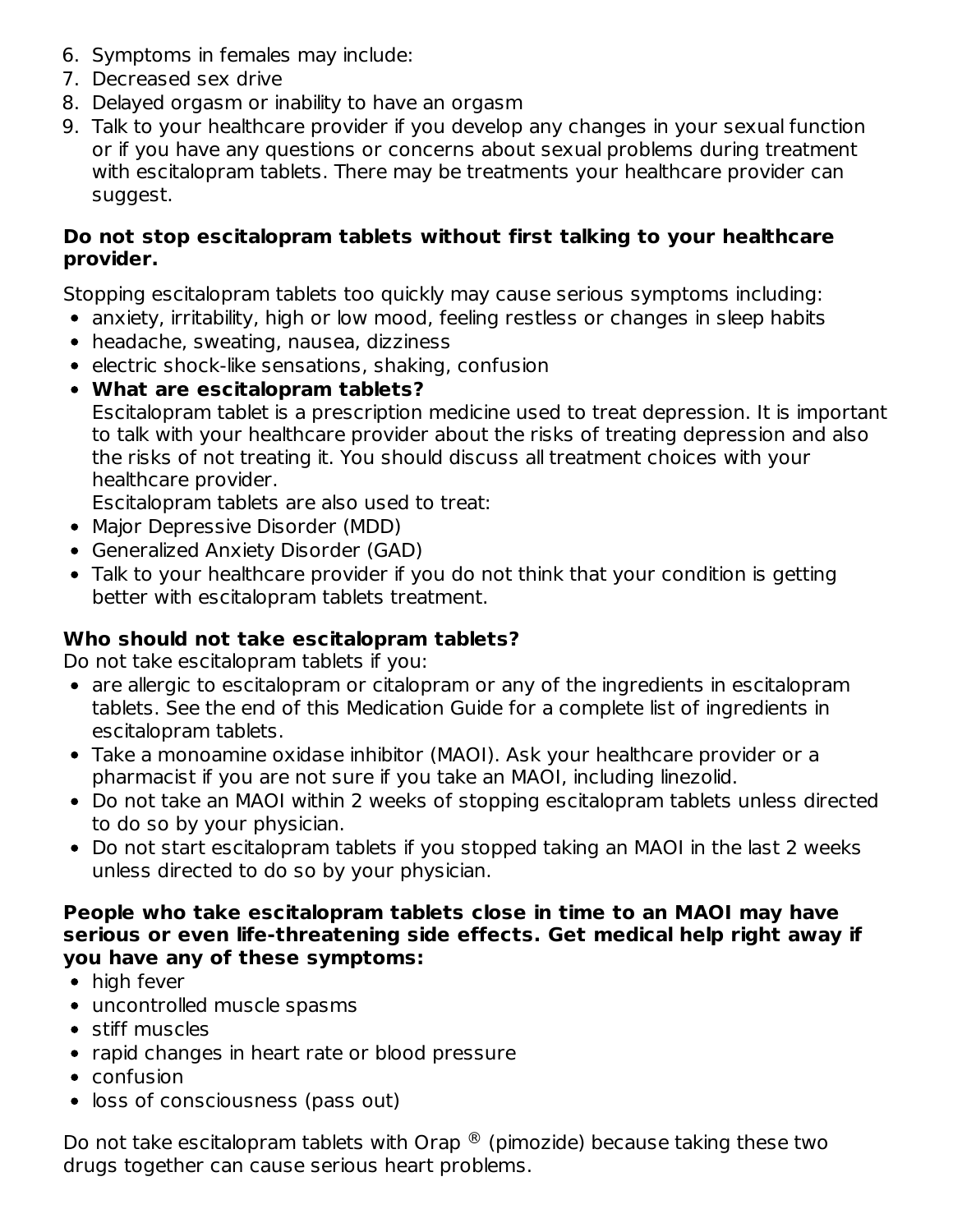6. Symptoms in females may include:
7. Decreased sex drive
8. Delayed orgasm or inability to have an orgasm
9. Talk to your healthcare provider if you develop any changes in your sexual function or if you have any questions or concerns about sexual problems during treatment with escitalopram tablets. There may be treatments your healthcare provider can suggest.

**Do not stop escitalopram tablets without first talking to your healthcare provider.**

Stopping escitalopram tablets too quickly may cause serious symptoms including:

- anxiety, irritability, high or low mood, feeling restless or changes in sleep habits
- headache, sweating, nausea, dizziness
- electric shock-like sensations, shaking, confusion
- **What are escitalopram tablets?**
  Escitalopram tablet is a prescription medicine used to treat depression. It is important to talk with your healthcare provider about the risks of treating depression and also the risks of not treating it. You should discuss all treatment choices with your healthcare provider.
  Escitalopram tablets are also used to treat:
- Major Depressive Disorder (MDD)
- Generalized Anxiety Disorder (GAD)
- Talk to your healthcare provider if you do not think that your condition is getting better with escitalopram tablets treatment.

**Who should not take escitalopram tablets?**

Do not take escitalopram tablets if you:

- are allergic to escitalopram or citalopram or any of the ingredients in escitalopram tablets. See the end of this Medication Guide for a complete list of ingredients in escitalopram tablets.
- Take a monoamine oxidase inhibitor (MAOI). Ask your healthcare provider or a pharmacist if you are not sure if you take an MAOI, including linezolid.
- Do not take an MAOI within 2 weeks of stopping escitalopram tablets unless directed to do so by your physician.
- Do not start escitalopram tablets if you stopped taking an MAOI in the last 2 weeks unless directed to do so by your physician.

**People who take escitalopram tablets close in time to an MAOI may have serious or even life-threatening side effects. Get medical help right away if you have any of these symptoms:**

- high fever
- uncontrolled muscle spasms
- stiff muscles
- rapid changes in heart rate or blood pressure
- confusion
- loss of consciousness (pass out)

Do not take escitalopram tablets with Orap ® (pimozide) because taking these two drugs together can cause serious heart problems.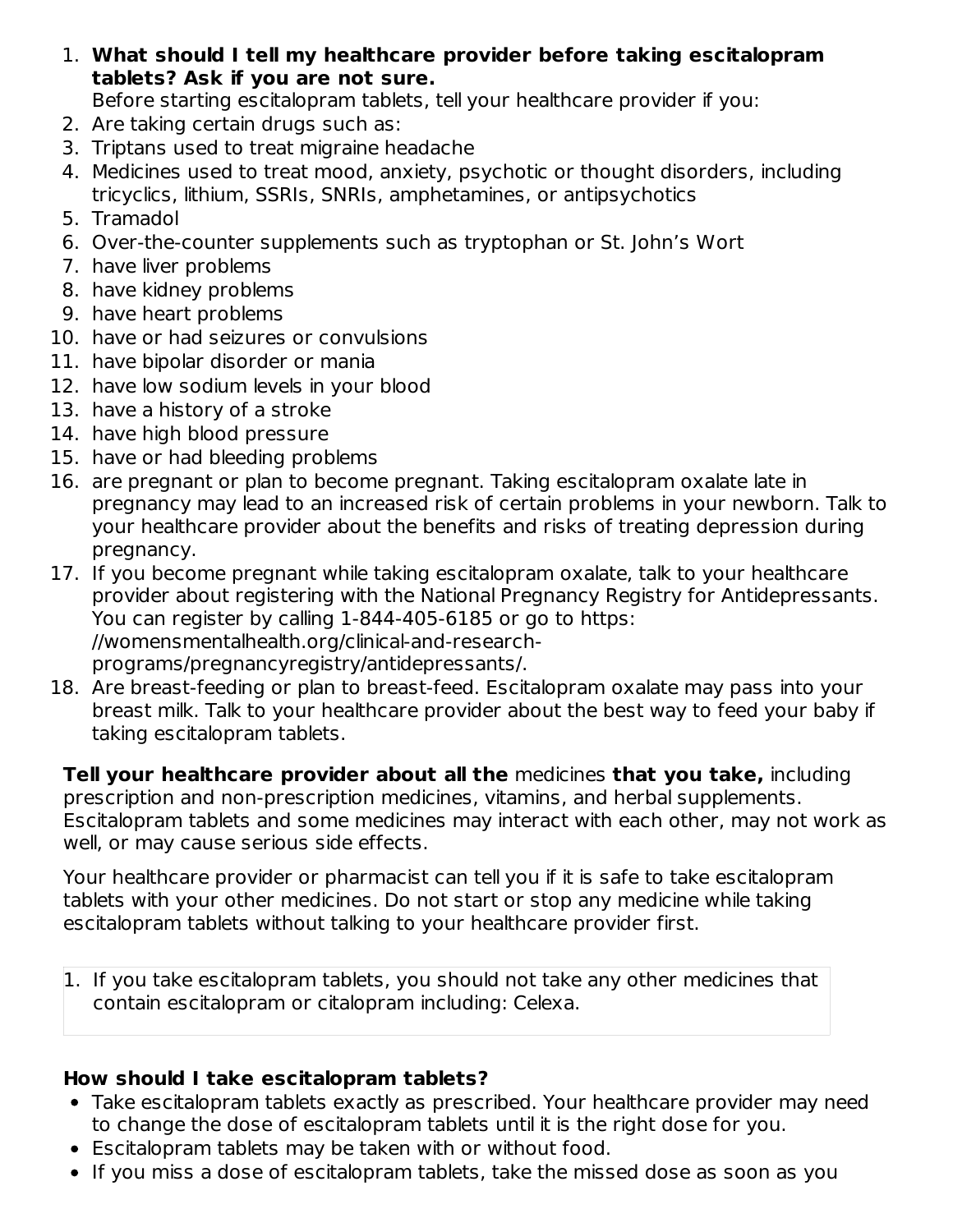1. **What should I tell my healthcare provider before taking escitalopram tablets? Ask if you are not sure.**
   Before starting escitalopram tablets, tell your healthcare provider if you:
2. Are taking certain drugs such as:
3. Triptans used to treat migraine headache
4. Medicines used to treat mood, anxiety, psychotic or thought disorders, including tricyclics, lithium, SSRIs, SNRIs, amphetamines, or antipsychotics
5. Tramadol
6. Over-the-counter supplements such as tryptophan or St. John's Wort
7. have liver problems
8. have kidney problems
9. have heart problems
10. have or had seizures or convulsions
11. have bipolar disorder or mania
12. have low sodium levels in your blood
13. have a history of a stroke
14. have high blood pressure
15. have or had bleeding problems
16. are pregnant or plan to become pregnant. Taking escitalopram oxalate late in pregnancy may lead to an increased risk of certain problems in your newborn. Talk to your healthcare provider about the benefits and risks of treating depression during pregnancy.
17. If you become pregnant while taking escitalopram oxalate, talk to your healthcare provider about registering with the National Pregnancy Registry for Antidepressants. You can register by calling 1-844-405-6185 or go to https://womensmentalhealth.org/clinical-and-research-programs/pregnancyregistry/antidepressants/.
18. Are breast-feeding or plan to breast-feed. Escitalopram oxalate may pass into your breast milk. Talk to your healthcare provider about the best way to feed your baby if taking escitalopram tablets.

**Tell your healthcare provider about all the** medicines **that you take,** including prescription and non-prescription medicines, vitamins, and herbal supplements. Escitalopram tablets and some medicines may interact with each other, may not work as well, or may cause serious side effects.

Your healthcare provider or pharmacist can tell you if it is safe to take escitalopram tablets with your other medicines. Do not start or stop any medicine while taking escitalopram tablets without talking to your healthcare provider first.

1. If you take escitalopram tablets, you should not take any other medicines that contain escitalopram or citalopram including: Celexa.

**How should I take escitalopram tablets?**

- Take escitalopram tablets exactly as prescribed. Your healthcare provider may need to change the dose of escitalopram tablets until it is the right dose for you.
- Escitalopram tablets may be taken with or without food.
- If you miss a dose of escitalopram tablets, take the missed dose as soon as you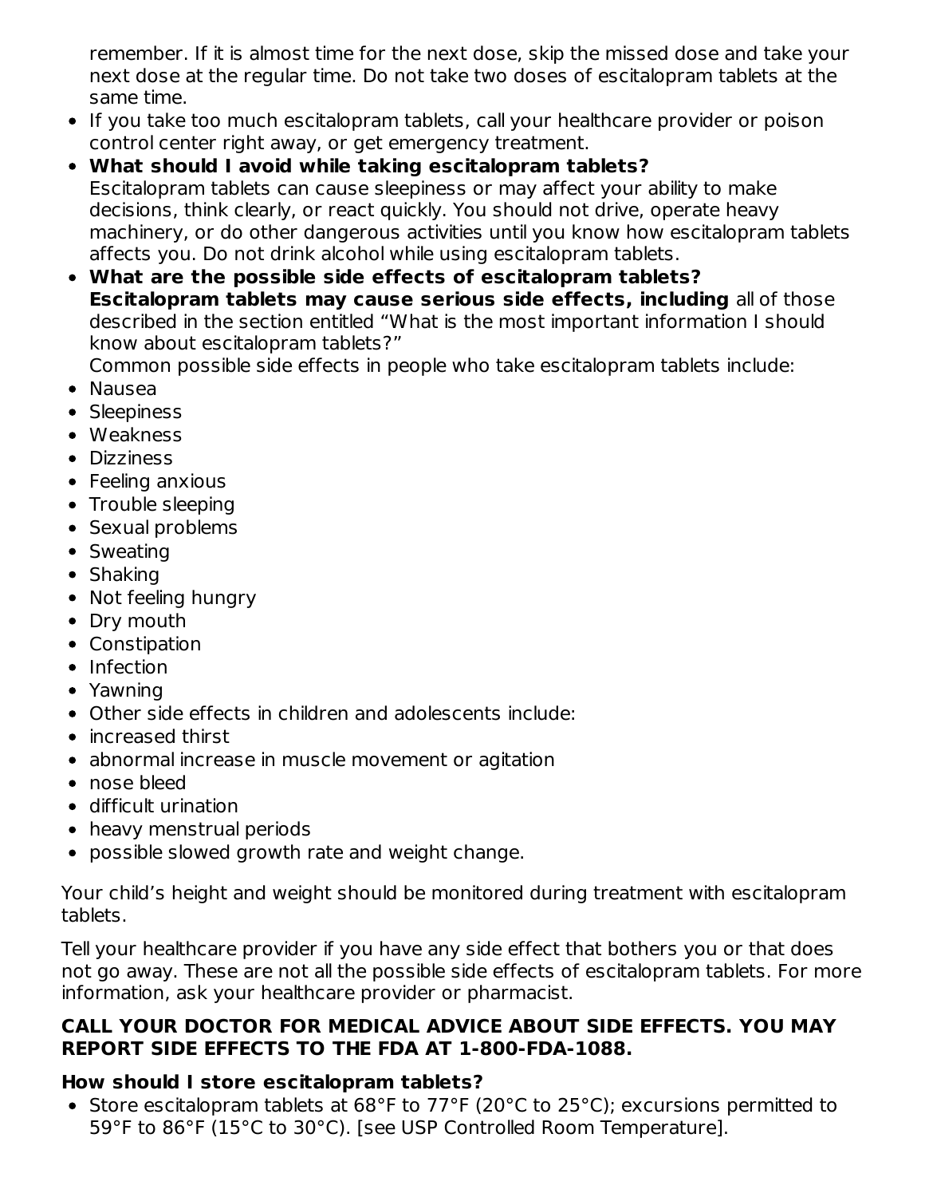remember. If it is almost time for the next dose, skip the missed dose and take your next dose at the regular time. Do not take two doses of escitalopram tablets at the same time.

- If you take too much escitalopram tablets, call your healthcare provider or poison control center right away, or get emergency treatment.
- **What should I avoid while taking escitalopram tablets?**
  Escitalopram tablets can cause sleepiness or may affect your ability to make decisions, think clearly, or react quickly. You should not drive, operate heavy machinery, or do other dangerous activities until you know how escitalopram tablets affects you. Do not drink alcohol while using escitalopram tablets.
- **What are the possible side effects of escitalopram tablets?**
  **Escitalopram tablets may cause serious side effects, including** all of those described in the section entitled "What is the most important information I should know about escitalopram tablets?"
  Common possible side effects in people who take escitalopram tablets include:
- Nausea
- Sleepiness
- Weakness
- Dizziness
- Feeling anxious
- Trouble sleeping
- Sexual problems
- Sweating
- Shaking
- Not feeling hungry
- Dry mouth
- Constipation
- Infection
- Yawning
- Other side effects in children and adolescents include:
- increased thirst
- abnormal increase in muscle movement or agitation
- nose bleed
- difficult urination
- heavy menstrual periods
- possible slowed growth rate and weight change.

Your child's height and weight should be monitored during treatment with escitalopram tablets.

Tell your healthcare provider if you have any side effect that bothers you or that does not go away. These are not all the possible side effects of escitalopram tablets. For more information, ask your healthcare provider or pharmacist.

**CALL YOUR DOCTOR FOR MEDICAL ADVICE ABOUT SIDE EFFECTS. YOU MAY REPORT SIDE EFFECTS TO THE FDA AT 1-800-FDA-1088.**

**How should I store escitalopram tablets?**

- Store escitalopram tablets at 68°F to 77°F (20°C to 25°C); excursions permitted to 59°F to 86°F (15°C to 30°C). [see USP Controlled Room Temperature].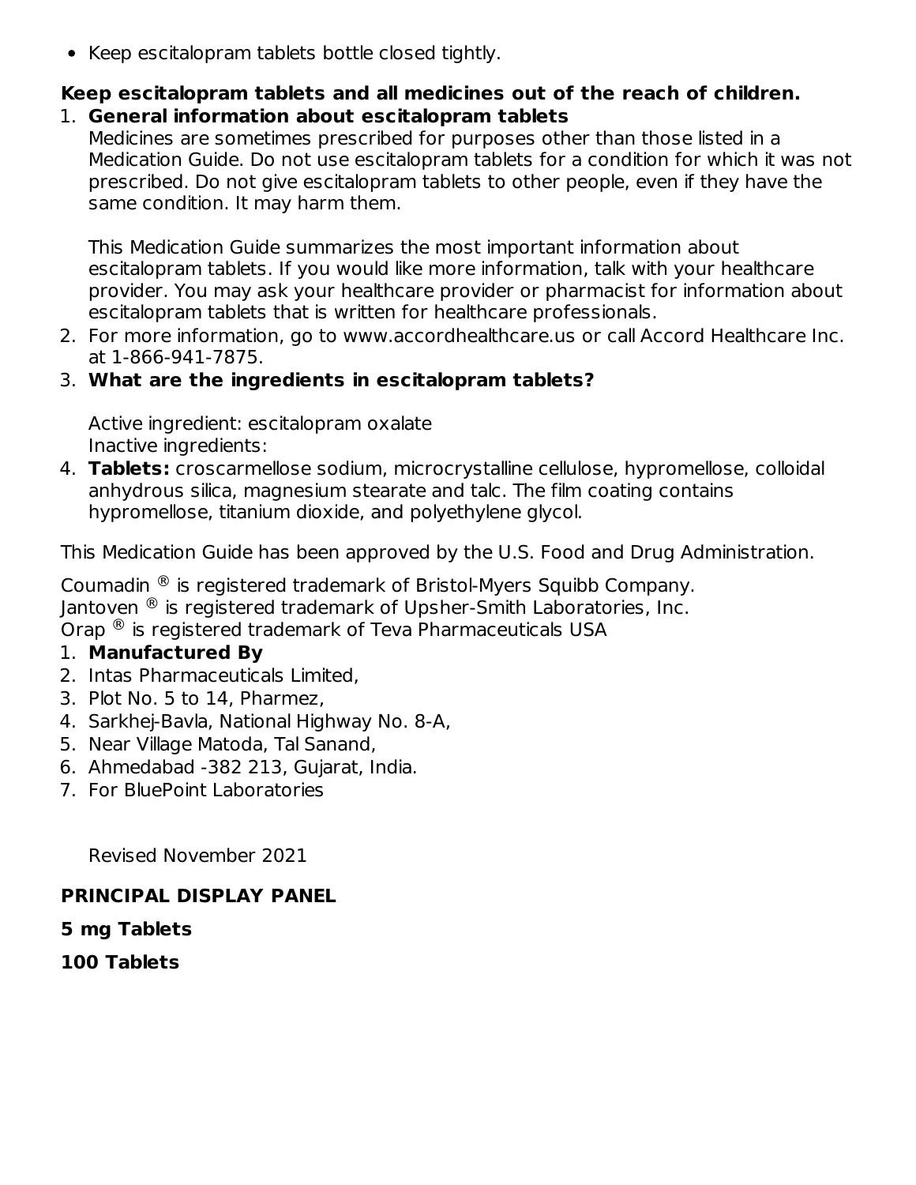- Keep escitalopram tablets bottle closed tightly.

**Keep escitalopram tablets and all medicines out of the reach of children.**

1. **General information about escitalopram tablets**
   Medicines are sometimes prescribed for purposes other than those listed in a Medication Guide. Do not use escitalopram tablets for a condition for which it was not prescribed. Do not give escitalopram tablets to other people, even if they have the same condition. It may harm them.

   This Medication Guide summarizes the most important information about escitalopram tablets. If you would like more information, talk with your healthcare provider. You may ask your healthcare provider or pharmacist for information about escitalopram tablets that is written for healthcare professionals.
2. For more information, go to www.accordhealthcare.us or call Accord Healthcare Inc. at 1-866-941-7875.
3. **What are the ingredients in escitalopram tablets?**

   Active ingredient: escitalopram oxalate
   Inactive ingredients:
4. **Tablets:** croscarmellose sodium, microcrystalline cellulose, hypromellose, colloidal anhydrous silica, magnesium stearate and talc. The film coating contains hypromellose, titanium dioxide, and polyethylene glycol.

This Medication Guide has been approved by the U.S. Food and Drug Administration.

Coumadin ® is registered trademark of Bristol-Myers Squibb Company.
Jantoven ® is registered trademark of Upsher-Smith Laboratories, Inc.
Orap ® is registered trademark of Teva Pharmaceuticals USA

1. **Manufactured By**
2. Intas Pharmaceuticals Limited,
3. Plot No. 5 to 14, Pharmez,
4. Sarkhej-Bavla, National Highway No. 8-A,
5. Near Village Matoda, Tal Sanand,
6. Ahmedabad -382 213, Gujarat, India.
7. For BluePoint Laboratories

Revised November 2021

**PRINCIPAL DISPLAY PANEL**

**5 mg Tablets**

**100 Tablets**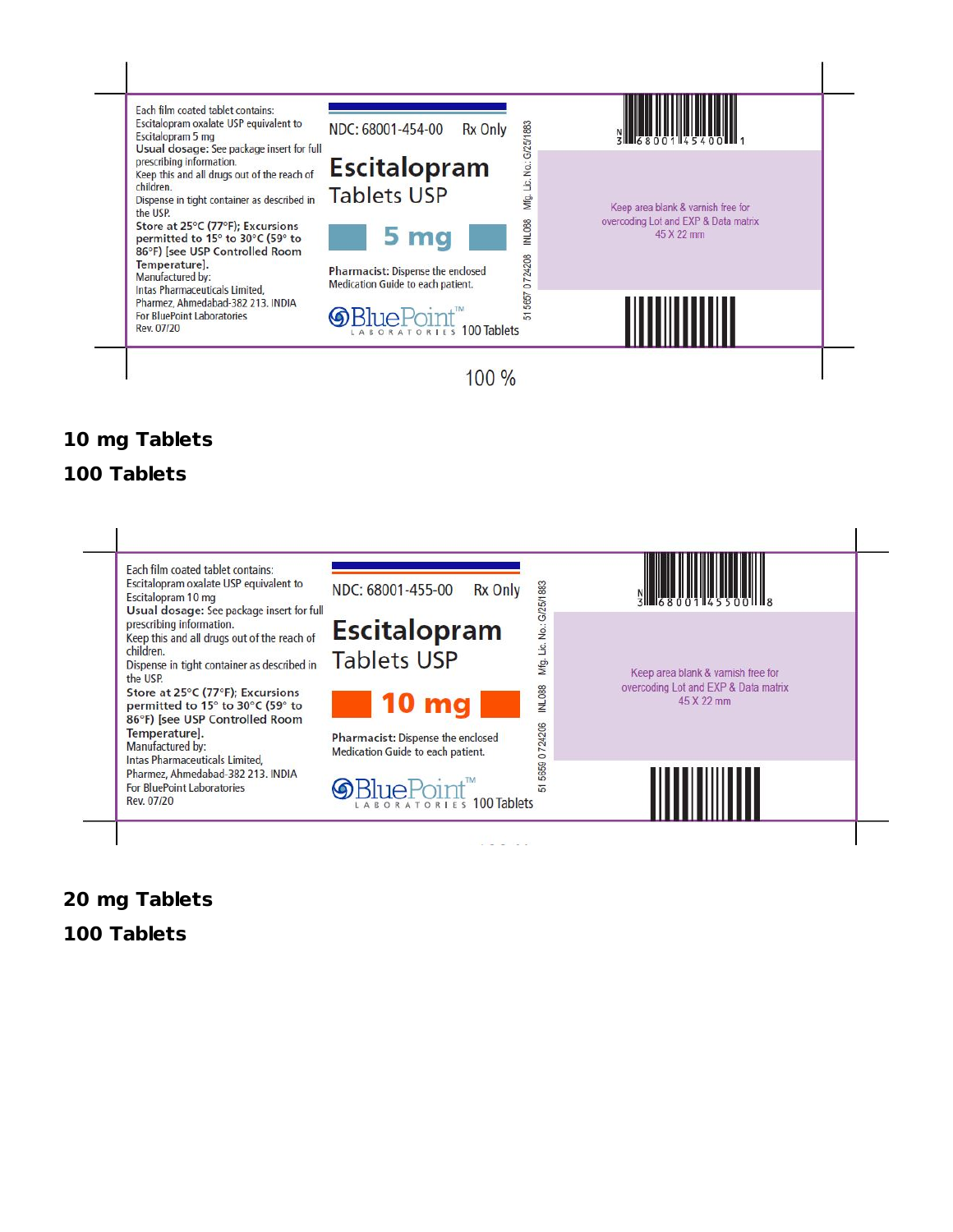Each film coated tablet contains:
Escitalopram oxalate USP equivalent to Escitalopram 5 mg
**Usual dosage:** See package insert for full prescribing information.
Keep this and all drugs out of the reach of children.
Dispense in tight container as described in the USP.
**Store at 25°C (77°F); Excursions permitted to 15° to 30°C (59° to 86°F) [see USP Controlled Room Temperature].**
Manufactured by:
Intas Pharmaceuticals Limited,
Pharmez, Ahmedabad-382 213. INDIA
For BluePoint Laboratories
Rev. 07/20

NDC: 68001-454-00 Rx Only

**Escitalopram**
Tablets USP

**5 mg**

**Pharmacist:** Dispense the enclosed Medication Guide to each patient.

BluePoint™ LABORATORIES 100 Tablets

Mfg. Lic. No.: G/25/1883 INL088 51 5657 0 724208

N 3 68001 45400 1

Keep area blank & varnish free for overcoding Lot and EXP & Data matrix 45 X 22 mm

100 %

**10 mg Tablets**

**100 Tablets**

Each film coated tablet contains:
Escitalopram oxalate USP equivalent to Escitalopram 10 mg
**Usual dosage:** See package insert for full prescribing information.
Keep this and all drugs out of the reach of children.
Dispense in tight container as described in the USP.
**Store at 25°C (77°F); Excursions permitted to 15° to 30°C (59° to 86°F) [see USP Controlled Room Temperature].**
Manufactured by:
Intas Pharmaceuticals Limited,
Pharmez, Ahmedabad-382 213. INDIA
For BluePoint Laboratories
Rev. 07/20

NDC: 68001-455-00 Rx Only

**Escitalopram**
Tablets USP

**10 mg**

**Pharmacist:** Dispense the enclosed Medication Guide to each patient.

BluePoint™ LABORATORIES 100 Tablets

Mfg. Lic. No.: G/25/1883 INL088 51 5659 0 724206

N 3 68001 45500 8

Keep area blank & varnish free for overcoding Lot and EXP & Data matrix 45 X 22 mm

**20 mg Tablets**

**100 Tablets**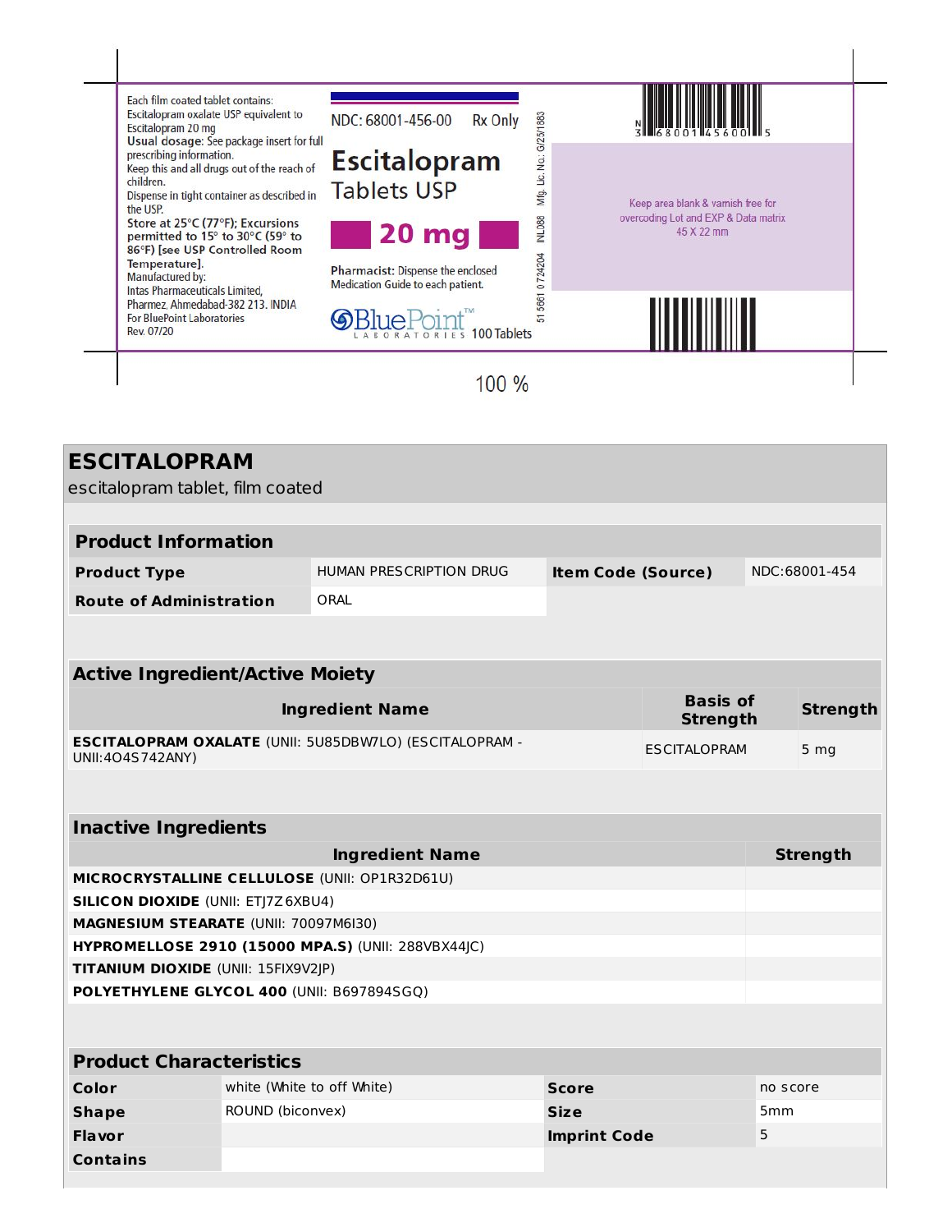Each film coated tablet contains:
Escitalopram oxalate USP equivalent to Escitalopram 20 mg
**Usual dosage:** See package insert for full prescribing information.
Keep this and all drugs out of the reach of children.
Dispense in tight container as described in the USP.
Store at 25°C (77°F); Excursions permitted to 15° to 30°C (59° to 86°F) [see USP Controlled Room Temperature].
Manufactured by:
Intas Pharmaceuticals Limited,
Pharmez, Ahmedabad-382 213. INDIA
For BluePoint Laboratories
Rev. 07/20

NDC: 68001-456-00 Rx Only

**Escitalopram**
**Tablets USP**

**20 mg**

**Pharmacist:** Dispense the enclosed Medication Guide to each patient.

BluePoint™ LABORATORIES 100 Tablets

Mfg. Lic. No.: G/25/1883 INL088 51 5661 0 724204

N 3 68001 45600 5

Keep area blank & varnish free for overcoding Lot and EXP & Data matrix 45 X 22 mm

100 %

# ESCITALOPRAM

escitalopram tablet, film coated

| **Product Information** | | | |
|---|---|---|---|
| **Product Type** | HUMAN PRESCRIPTION DRUG | **Item Code (Source)** | NDC:68001-454 |
| **Route of Administration** | ORAL | | |

| **Active Ingredient/Active Moiety** | | |
|---|---|---|
| **Ingredient Name** | **Basis of Strength** | **Strength** |
| **ESCITALOPRAM OXALATE** (UNII: 5U85DBW7LO) (ESCITALOPRAM - UNII:4O4S742ANY) | ESCITALOPRAM | 5 mg |

| **Inactive Ingredients** | |
|---|---|
| **Ingredient Name** | **Strength** |
| **MICROCRYSTALLINE CELLULOSE** (UNII: OP1R32D61U) | |
| **SILICON DIOXIDE** (UNII: ETJ7Z6XBU4) | |
| **MAGNESIUM STEARATE** (UNII: 70097M6I30) | |
| **HYPROMELLOSE 2910 (15000 MPA.S)** (UNII: 288VBX44JC) | |
| **TITANIUM DIOXIDE** (UNII: 15FIX9V2JP) | |
| **POLYETHYLENE GLYCOL 400** (UNII: B697894SGQ) | |

| **Product Characteristics** | | | |
|---|---|---|---|
| **Color** | white (White to off White) | **Score** | no score |
| **Shape** | ROUND (biconvex) | **Size** | 5mm |
| **Flavor** | | **Imprint Code** | 5 |
| **Contains** | | | |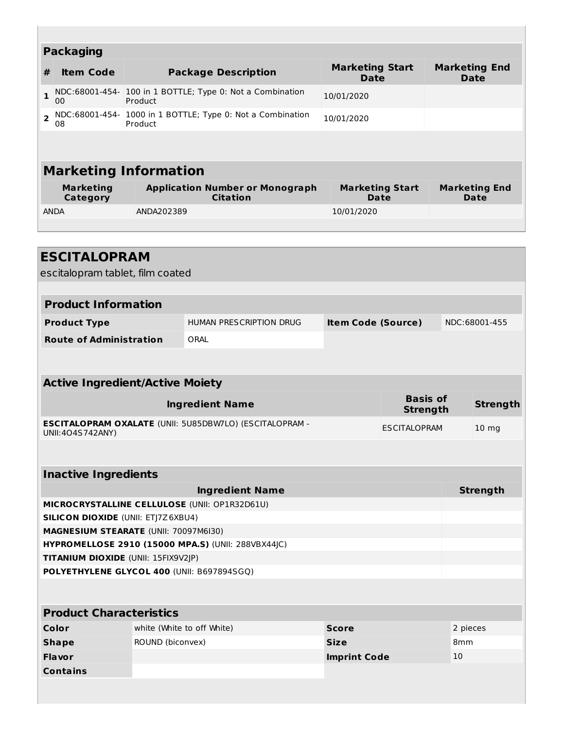## Packaging

| # | Item Code | Package Description | Marketing Start Date | Marketing End Date |
|---|---|---|---|---|
| 1 | NDC:68001-454-00 | 100 in 1 BOTTLE; Type 0: Not a Combination Product | 10/01/2020 | |
| 2 | NDC:68001-454-08 | 1000 in 1 BOTTLE; Type 0: Not a Combination Product | 10/01/2020 | |

## Marketing Information

| Marketing Category | Application Number or Monograph Citation | Marketing Start Date | Marketing End Date |
|---|---|---|---|
| ANDA | ANDA202389 | 10/01/2020 | |

# ESCITALOPRAM

escitalopram tablet, film coated

## Product Information

| | | | |
|---|---|---|---|
| **Product Type** | HUMAN PRESCRIPTION DRUG | **Item Code (Source)** | NDC:68001-455 |
| **Route of Administration** | ORAL | | |

## Active Ingredient/Active Moiety

| Ingredient Name | Basis of Strength | Strength |
|---|---|---|
| **ESCITALOPRAM OXALATE** (UNII: 5U85DBW7LO) (ESCITALOPRAM - UNII:4O4S742ANY) | ESCITALOPRAM | 10 mg |

## Inactive Ingredients

| Ingredient Name | Strength |
|---|---|
| **MICROCRYSTALLINE CELLULOSE** (UNII: OP1R32D61U) | |
| **SILICON DIOXIDE** (UNII: ETJ7Z6XBU4) | |
| **MAGNESIUM STEARATE** (UNII: 70097M6I30) | |
| **HYPROMELLOSE 2910 (15000 MPA.S)** (UNII: 288VBX44JC) | |
| **TITANIUM DIOXIDE** (UNII: 15FIX9V2JP) | |
| **POLYETHYLENE GLYCOL 400** (UNII: B697894SGQ) | |

## Product Characteristics

| | | | |
|---|---|---|---|
| **Color** | white (White to off White) | **Score** | 2 pieces |
| **Shape** | ROUND (biconvex) | **Size** | 8mm |
| **Flavor** | | **Imprint Code** | 10 |
| **Contains** | | | |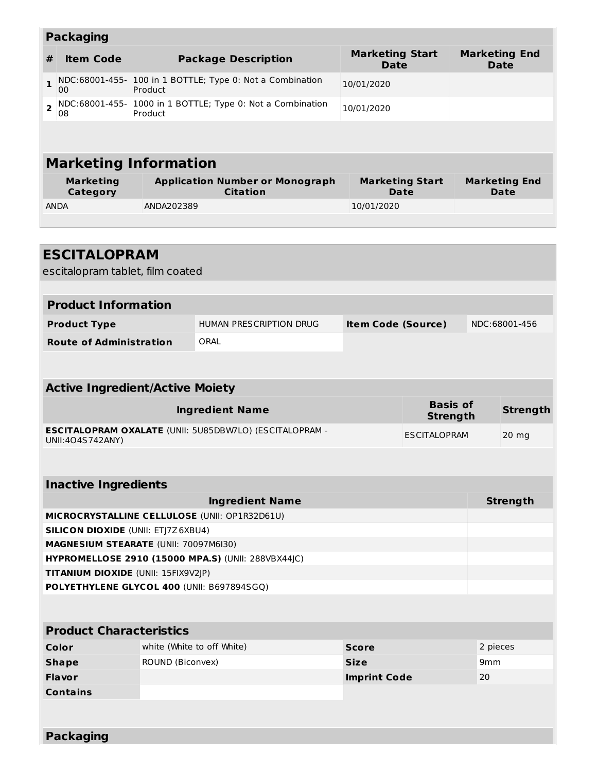### Packaging

| # | Item Code | Package Description | Marketing Start Date | Marketing End Date |
|---|---|---|---|---|
| 1 | NDC:68001-455-00 | 100 in 1 BOTTLE; Type 0: Not a Combination Product | 10/01/2020 | |
| 2 | NDC:68001-455-08 | 1000 in 1 BOTTLE; Type 0: Not a Combination Product | 10/01/2020 | |

### Marketing Information

| Marketing Category | Application Number or Monograph Citation | Marketing Start Date | Marketing End Date |
|---|---|---|---|
| ANDA | ANDA202389 | 10/01/2020 | |

## ESCITALOPRAM

escitalopram tablet, film coated

### Product Information

| Product Type | HUMAN PRESCRIPTION DRUG | Item Code (Source) | NDC:68001-456 |
|---|---|---|---|
| Route of Administration | ORAL | | |

### Active Ingredient/Active Moiety

| Ingredient Name | Basis of Strength | Strength |
|---|---|---|
| **ESCITALOPRAM OXALATE** (UNII: 5U85DBW7LO) (ESCITALOPRAM - UNII:4O4S742ANY) | ESCITALOPRAM | 20 mg |

### Inactive Ingredients

| Ingredient Name | Strength |
|---|---|
| **MICROCRYSTALLINE CELLULOSE** (UNII: OP1R32D61U) | |
| **SILICON DIOXIDE** (UNII: ETJ7Z6XBU4) | |
| **MAGNESIUM STEARATE** (UNII: 70097M6I30) | |
| **HYPROMELLOSE 2910 (15000 MPA.S)** (UNII: 288VBX44JC) | |
| **TITANIUM DIOXIDE** (UNII: 15FIX9V2JP) | |
| **POLYETHYLENE GLYCOL 400** (UNII: B697894SGQ) | |

### Product Characteristics

| Color | white (White to off White) | Score | 2 pieces |
|---|---|---|---|
| Shape | ROUND (Biconvex) | Size | 9mm |
| Flavor | | Imprint Code | 20 |
| Contains | | | |

### Packaging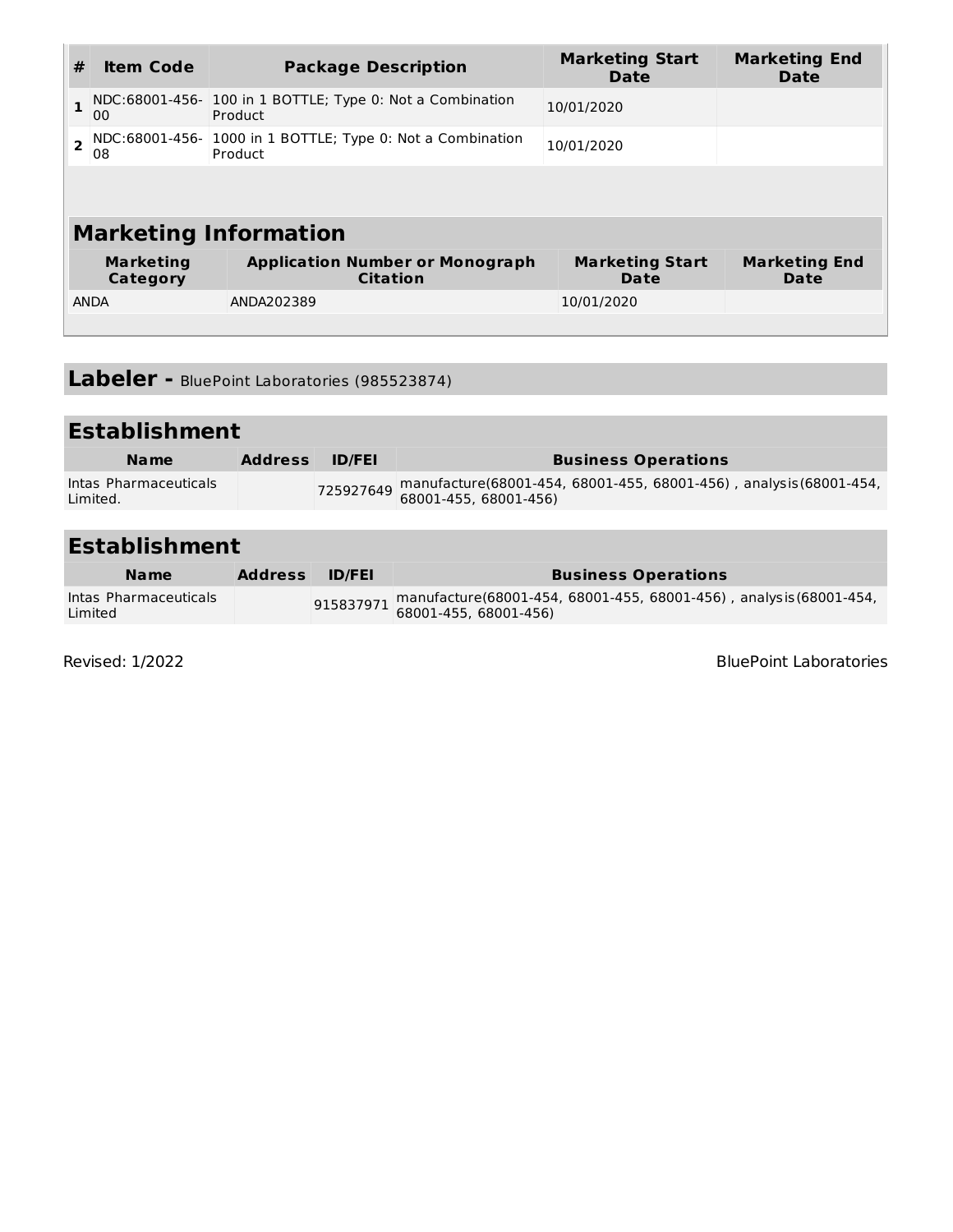| # | Item Code | Package Description | Marketing Start Date | Marketing End Date |
|---|---|---|---|---|
| 1 | NDC:68001-456-00 | 100 in 1 BOTTLE; Type 0: Not a Combination Product | 10/01/2020 | |
| 2 | NDC:68001-456-08 | 1000 in 1 BOTTLE; Type 0: Not a Combination Product | 10/01/2020 | |

## Marketing Information

| Marketing Category | Application Number or Monograph Citation | Marketing Start Date | Marketing End Date |
|---|---|---|---|
| ANDA | ANDA202389 | 10/01/2020 | |

## Labeler - BluePoint Laboratories (985523874)

## Establishment

| Name | Address | ID/FEI | Business Operations |
|---|---|---|---|
| Intas Pharmaceuticals Limited. | | 725927649 | manufacture(68001-454, 68001-455, 68001-456) , analysis(68001-454, 68001-455, 68001-456) |

## Establishment

| Name | Address | ID/FEI | Business Operations |
|---|---|---|---|
| Intas Pharmaceuticals Limited | | 915837971 | manufacture(68001-454, 68001-455, 68001-456) , analysis(68001-454, 68001-455, 68001-456) |

Revised: 1/2022

BluePoint Laboratories